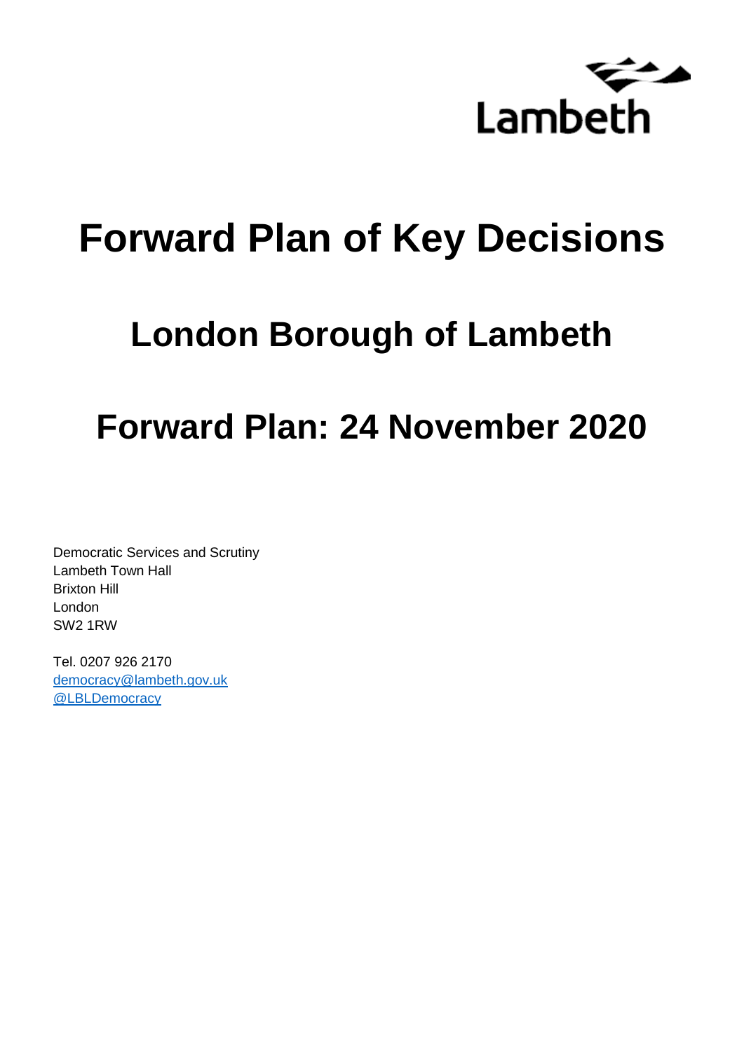Lambeth

# Forward Plan of Key Decisions

## London Borough of Lambeth

## Forward Plan: 24 November 2020

Democratic Services and Scrutiny
Lambeth Town Hall
Brixton Hill
London
SW2 1RW

Tel. 0207 926 2170
[democracy@lambeth.gov.uk](mailto:democracy@lambeth.gov.uk)
@LBLDemocracy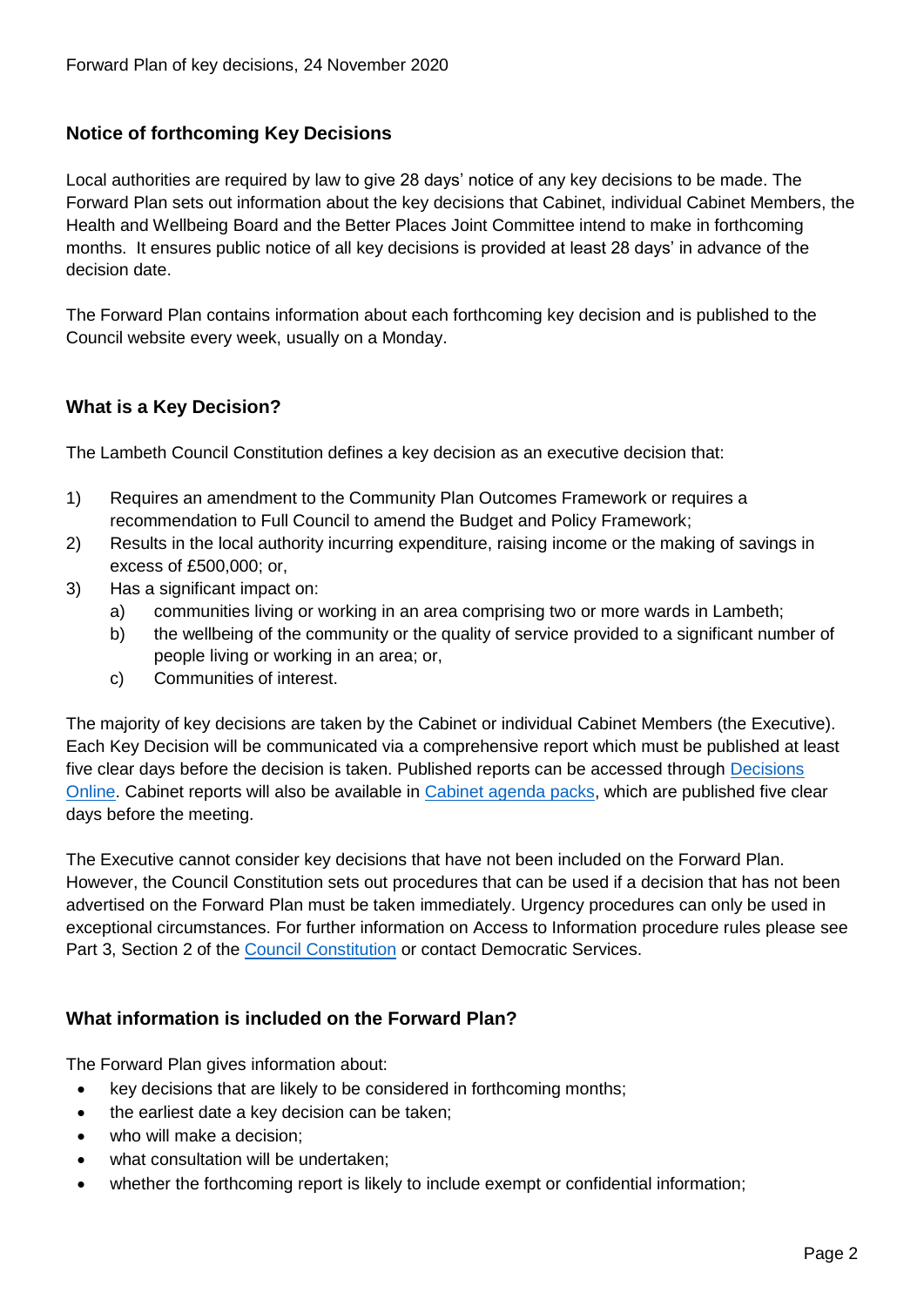Forward Plan of key decisions, 24 November 2020

## Notice of forthcoming Key Decisions

Local authorities are required by law to give 28 days' notice of any key decisions to be made. The Forward Plan sets out information about the key decisions that Cabinet, individual Cabinet Members, the Health and Wellbeing Board and the Better Places Joint Committee intend to make in forthcoming months. It ensures public notice of all key decisions is provided at least 28 days' in advance of the decision date.

The Forward Plan contains information about each forthcoming key decision and is published to the Council website every week, usually on a Monday.

## What is a Key Decision?

The Lambeth Council Constitution defines a key decision as an executive decision that:

1) Requires an amendment to the Community Plan Outcomes Framework or requires a recommendation to Full Council to amend the Budget and Policy Framework;
2) Results in the local authority incurring expenditure, raising income or the making of savings in excess of £500,000; or,
3) Has a significant impact on:
   a) communities living or working in an area comprising two or more wards in Lambeth;
   b) the wellbeing of the community or the quality of service provided to a significant number of people living or working in an area; or,
   c) Communities of interest.

The majority of key decisions are taken by the Cabinet or individual Cabinet Members (the Executive). Each Key Decision will be communicated via a comprehensive report which must be published at least five clear days before the decision is taken. Published reports can be accessed through Decisions Online. Cabinet reports will also be available in Cabinet agenda packs, which are published five clear days before the meeting.

The Executive cannot consider key decisions that have not been included on the Forward Plan. However, the Council Constitution sets out procedures that can be used if a decision that has not been advertised on the Forward Plan must be taken immediately. Urgency procedures can only be used in exceptional circumstances. For further information on Access to Information procedure rules please see Part 3, Section 2 of the Council Constitution or contact Democratic Services.

## What information is included on the Forward Plan?

The Forward Plan gives information about:

- key decisions that are likely to be considered in forthcoming months;
- the earliest date a key decision can be taken;
- who will make a decision;
- what consultation will be undertaken;
- whether the forthcoming report is likely to include exempt or confidential information;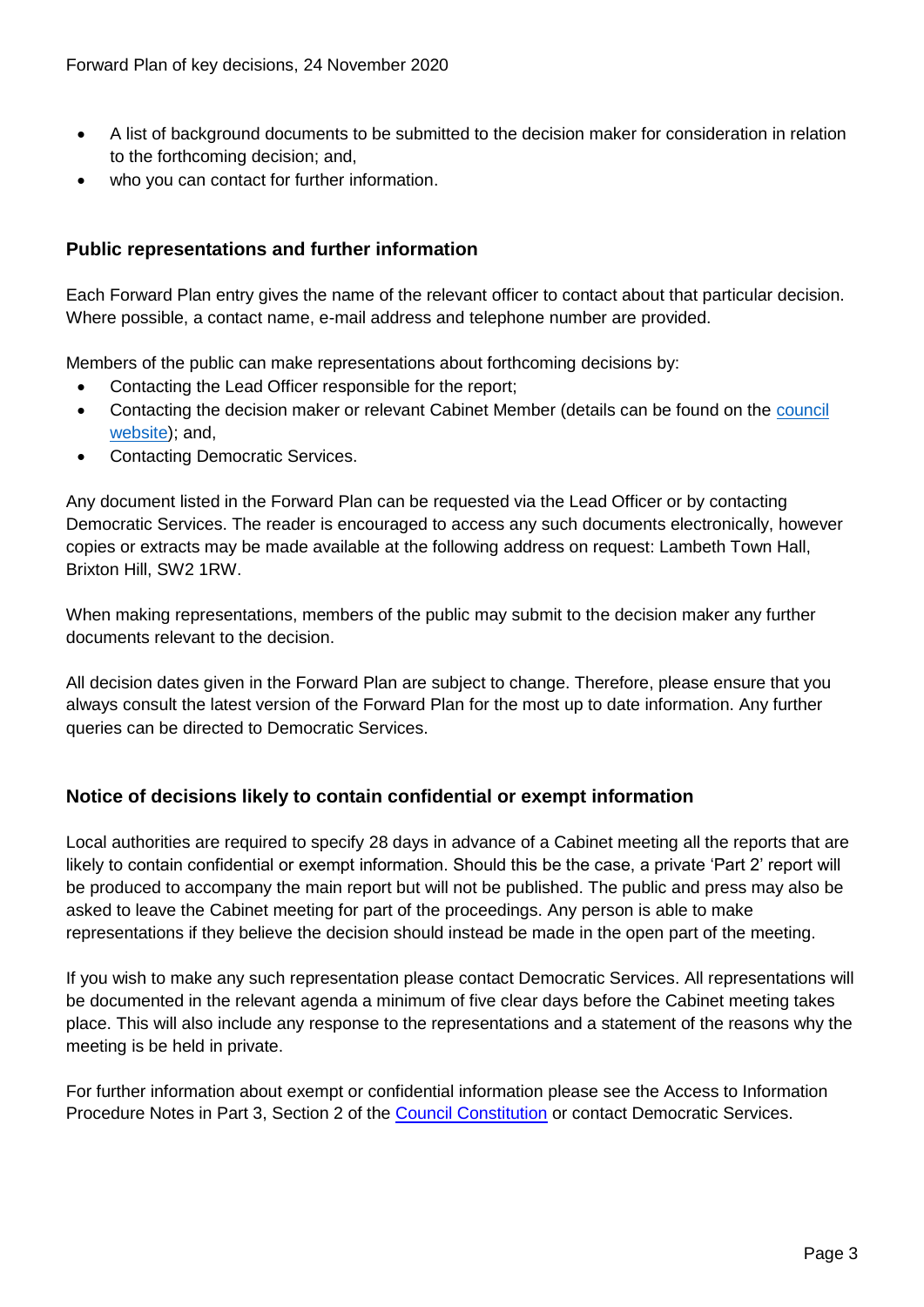- A list of background documents to be submitted to the decision maker for consideration in relation to the forthcoming decision; and,
- who you can contact for further information.

## Public representations and further information

Each Forward Plan entry gives the name of the relevant officer to contact about that particular decision. Where possible, a contact name, e-mail address and telephone number are provided.

Members of the public can make representations about forthcoming decisions by:

- Contacting the Lead Officer responsible for the report;
- Contacting the decision maker or relevant Cabinet Member (details can be found on the council website); and,
- Contacting Democratic Services.

Any document listed in the Forward Plan can be requested via the Lead Officer or by contacting Democratic Services. The reader is encouraged to access any such documents electronically, however copies or extracts may be made available at the following address on request: Lambeth Town Hall, Brixton Hill, SW2 1RW.

When making representations, members of the public may submit to the decision maker any further documents relevant to the decision.

All decision dates given in the Forward Plan are subject to change. Therefore, please ensure that you always consult the latest version of the Forward Plan for the most up to date information. Any further queries can be directed to Democratic Services.

## Notice of decisions likely to contain confidential or exempt information

Local authorities are required to specify 28 days in advance of a Cabinet meeting all the reports that are likely to contain confidential or exempt information. Should this be the case, a private 'Part 2' report will be produced to accompany the main report but will not be published. The public and press may also be asked to leave the Cabinet meeting for part of the proceedings. Any person is able to make representations if they believe the decision should instead be made in the open part of the meeting.

If you wish to make any such representation please contact Democratic Services. All representations will be documented in the relevant agenda a minimum of five clear days before the Cabinet meeting takes place. This will also include any response to the representations and a statement of the reasons why the meeting is be held in private.

For further information about exempt or confidential information please see the Access to Information Procedure Notes in Part 3, Section 2 of the Council Constitution or contact Democratic Services.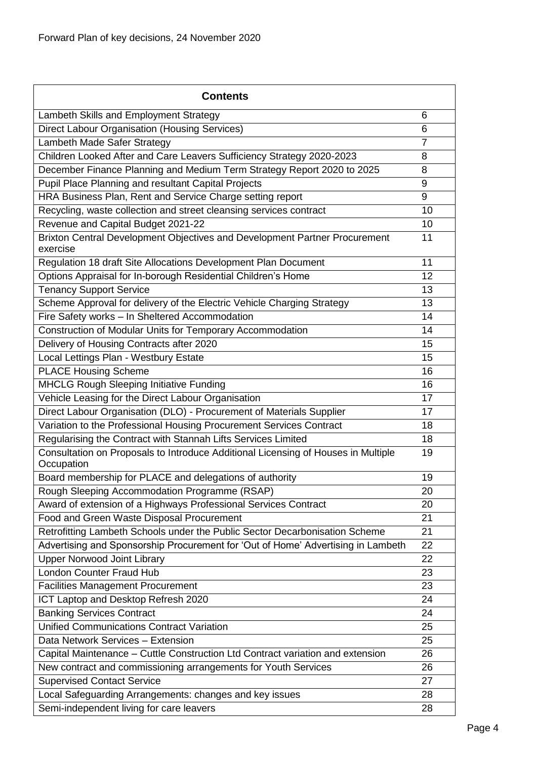Forward Plan of key decisions, 24 November 2020

| Contents | |
|---|---|
| Lambeth Skills and Employment Strategy | 6 |
| Direct Labour Organisation (Housing Services) | 6 |
| Lambeth Made Safer Strategy | 7 |
| Children Looked After and Care Leavers Sufficiency Strategy 2020-2023 | 8 |
| December Finance Planning and Medium Term Strategy Report 2020 to 2025 | 8 |
| Pupil Place Planning and resultant Capital Projects | 9 |
| HRA Business Plan, Rent and Service Charge setting report | 9 |
| Recycling, waste collection and street cleansing services contract | 10 |
| Revenue and Capital Budget 2021-22 | 10 |
| Brixton Central Development Objectives and Development Partner Procurement exercise | 11 |
| Regulation 18 draft Site Allocations Development Plan Document | 11 |
| Options Appraisal for In-borough Residential Children's Home | 12 |
| Tenancy Support Service | 13 |
| Scheme Approval for delivery of the Electric Vehicle Charging Strategy | 13 |
| Fire Safety works – In Sheltered Accommodation | 14 |
| Construction of Modular Units for Temporary Accommodation | 14 |
| Delivery of Housing Contracts after 2020 | 15 |
| Local Lettings Plan - Westbury Estate | 15 |
| PLACE Housing Scheme | 16 |
| MHCLG Rough Sleeping Initiative Funding | 16 |
| Vehicle Leasing for the Direct Labour Organisation | 17 |
| Direct Labour Organisation (DLO) - Procurement of Materials Supplier | 17 |
| Variation to the Professional Housing Procurement Services Contract | 18 |
| Regularising the Contract with Stannah Lifts Services Limited | 18 |
| Consultation on Proposals to Introduce Additional Licensing of Houses in Multiple Occupation | 19 |
| Board membership for PLACE and delegations of authority | 19 |
| Rough Sleeping Accommodation Programme (RSAP) | 20 |
| Award of extension of a Highways Professional Services Contract | 20 |
| Food and Green Waste Disposal Procurement | 21 |
| Retrofitting Lambeth Schools under the Public Sector Decarbonisation Scheme | 21 |
| Advertising and Sponsorship Procurement for 'Out of Home' Advertising in Lambeth | 22 |
| Upper Norwood Joint Library | 22 |
| London Counter Fraud Hub | 23 |
| Facilities Management Procurement | 23 |
| ICT Laptop and Desktop Refresh 2020 | 24 |
| Banking Services Contract | 24 |
| Unified Communications Contract Variation | 25 |
| Data Network Services – Extension | 25 |
| Capital Maintenance – Cuttle Construction Ltd Contract variation and extension | 26 |
| New contract and commissioning arrangements for Youth Services | 26 |
| Supervised Contact Service | 27 |
| Local Safeguarding Arrangements: changes and key issues | 28 |
| Semi-independent living for care leavers | 28 |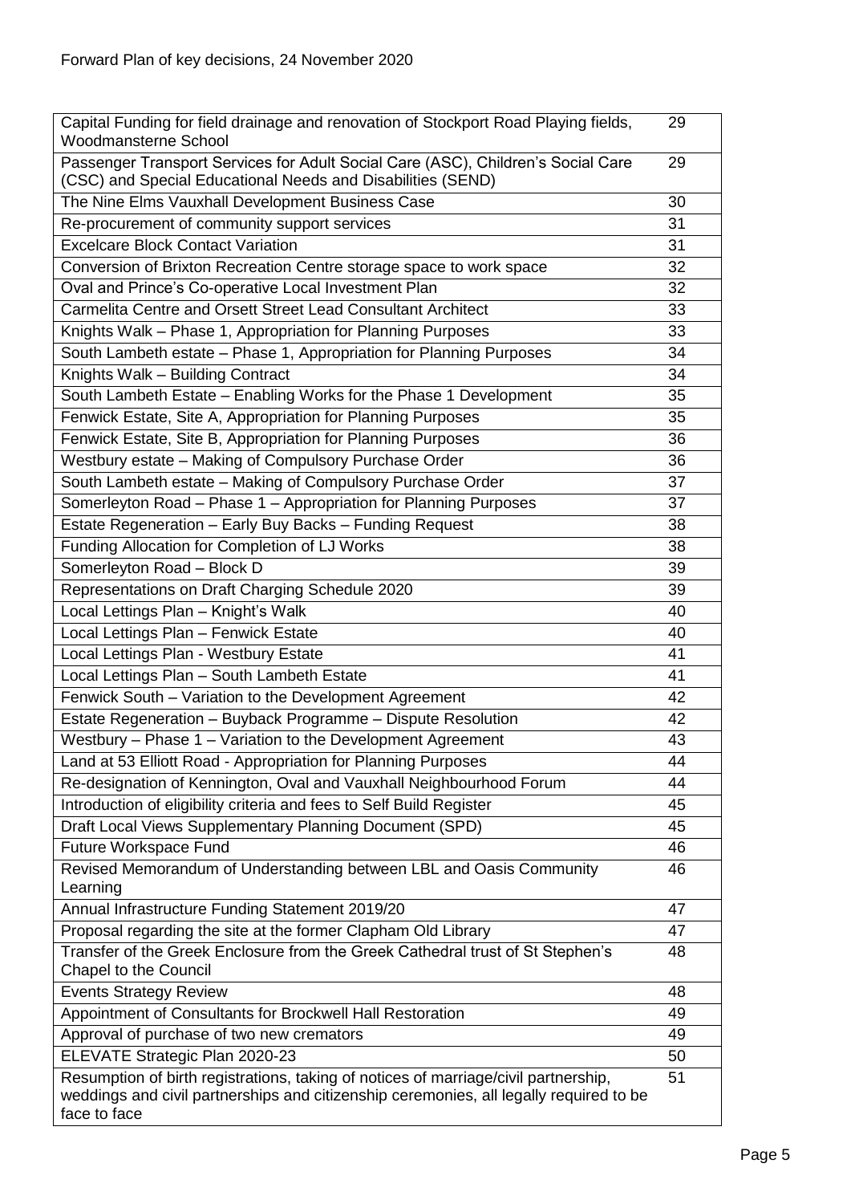| | |
|---|---|
| Capital Funding for field drainage and renovation of Stockport Road Playing fields, Woodmansterne School | 29 |
| Passenger Transport Services for Adult Social Care (ASC), Children's Social Care (CSC) and Special Educational Needs and Disabilities (SEND) | 29 |
| The Nine Elms Vauxhall Development Business Case | 30 |
| Re-procurement of community support services | 31 |
| Excelcare Block Contact Variation | 31 |
| Conversion of Brixton Recreation Centre storage space to work space | 32 |
| Oval and Prince's Co-operative Local Investment Plan | 32 |
| Carmelita Centre and Orsett Street Lead Consultant Architect | 33 |
| Knights Walk – Phase 1, Appropriation for Planning Purposes | 33 |
| South Lambeth estate – Phase 1, Appropriation for Planning Purposes | 34 |
| Knights Walk – Building Contract | 34 |
| South Lambeth Estate – Enabling Works for the Phase 1 Development | 35 |
| Fenwick Estate, Site A, Appropriation for Planning Purposes | 35 |
| Fenwick Estate, Site B, Appropriation for Planning Purposes | 36 |
| Westbury estate – Making of Compulsory Purchase Order | 36 |
| South Lambeth estate – Making of Compulsory Purchase Order | 37 |
| Somerleyton Road – Phase 1 – Appropriation for Planning Purposes | 37 |
| Estate Regeneration – Early Buy Backs – Funding Request | 38 |
| Funding Allocation for Completion of LJ Works | 38 |
| Somerleyton Road – Block D | 39 |
| Representations on Draft Charging Schedule 2020 | 39 |
| Local Lettings Plan – Knight's Walk | 40 |
| Local Lettings Plan – Fenwick Estate | 40 |
| Local Lettings Plan - Westbury Estate | 41 |
| Local Lettings Plan – South Lambeth Estate | 41 |
| Fenwick South – Variation to the Development Agreement | 42 |
| Estate Regeneration – Buyback Programme – Dispute Resolution | 42 |
| Westbury – Phase 1 – Variation to the Development Agreement | 43 |
| Land at 53 Elliott Road - Appropriation for Planning Purposes | 44 |
| Re-designation of Kennington, Oval and Vauxhall Neighbourhood Forum | 44 |
| Introduction of eligibility criteria and fees to Self Build Register | 45 |
| Draft Local Views Supplementary Planning Document (SPD) | 45 |
| Future Workspace Fund | 46 |
| Revised Memorandum of Understanding between LBL and Oasis Community Learning | 46 |
| Annual Infrastructure Funding Statement 2019/20 | 47 |
| Proposal regarding the site at the former Clapham Old Library | 47 |
| Transfer of the Greek Enclosure from the Greek Cathedral trust of St Stephen's Chapel to the Council | 48 |
| Events Strategy Review | 48 |
| Appointment of Consultants for Brockwell Hall Restoration | 49 |
| Approval of purchase of two new cremators | 49 |
| ELEVATE Strategic Plan 2020-23 | 50 |
| Resumption of birth registrations, taking of notices of marriage/civil partnership, weddings and civil partnerships and citizenship ceremonies, all legally required to be face to face | 51 |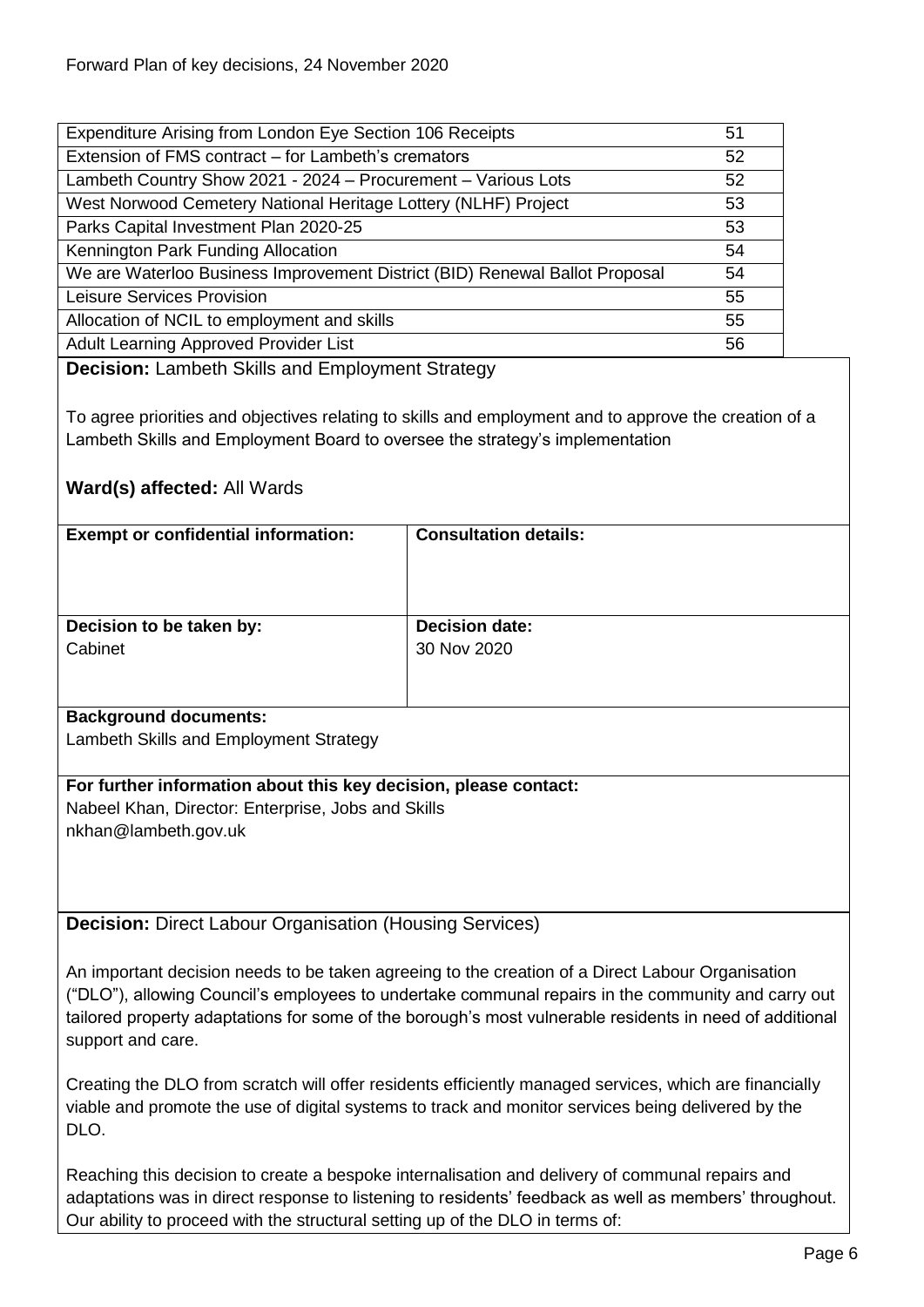| | |
|---|---|
| Expenditure Arising from London Eye Section 106 Receipts | 51 |
| Extension of FMS contract – for Lambeth's cremators | 52 |
| Lambeth Country Show 2021 - 2024 – Procurement – Various Lots | 52 |
| West Norwood Cemetery National Heritage Lottery (NLHF) Project | 53 |
| Parks Capital Investment Plan 2020-25 | 53 |
| Kennington Park Funding Allocation | 54 |
| We are Waterloo Business Improvement District (BID) Renewal Ballot Proposal | 54 |
| Leisure Services Provision | 55 |
| Allocation of NCIL to employment and skills | 55 |
| Adult Learning Approved Provider List | 56 |

**Decision:** Lambeth Skills and Employment Strategy

To agree priorities and objectives relating to skills and employment and to approve the creation of a Lambeth Skills and Employment Board to oversee the strategy's implementation

**Ward(s) affected:** All Wards

| **Exempt or confidential information:** | **Consultation details:** |
|---|---|
| | |
| **Decision to be taken by:** Cabinet | **Decision date:** 30 Nov 2020 |

**Background documents:**
Lambeth Skills and Employment Strategy

**For further information about this key decision, please contact:**
Nabeel Khan, Director: Enterprise, Jobs and Skills
nkhan@lambeth.gov.uk

**Decision:** Direct Labour Organisation (Housing Services)

An important decision needs to be taken agreeing to the creation of a Direct Labour Organisation ("DLO"), allowing Council's employees to undertake communal repairs in the community and carry out tailored property adaptations for some of the borough's most vulnerable residents in need of additional support and care.

Creating the DLO from scratch will offer residents efficiently managed services, which are financially viable and promote the use of digital systems to track and monitor services being delivered by the DLO.

Reaching this decision to create a bespoke internalisation and delivery of communal repairs and adaptations was in direct response to listening to residents' feedback as well as members' throughout. Our ability to proceed with the structural setting up of the DLO in terms of: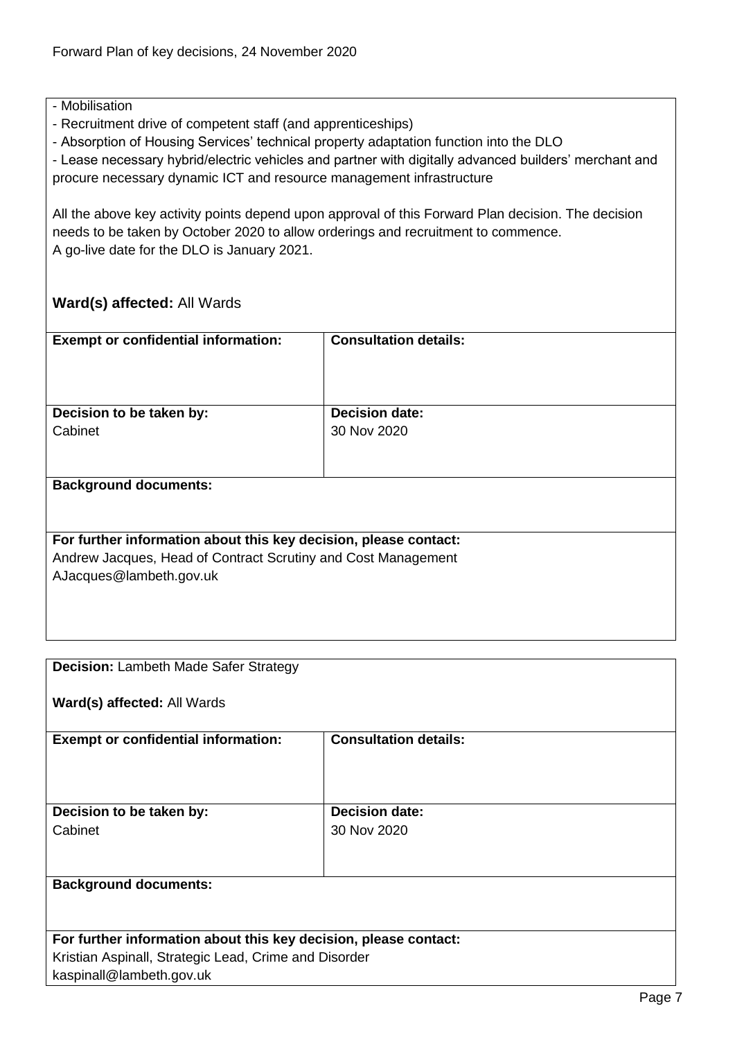- Mobilisation
- Recruitment drive of competent staff (and apprenticeships)
- Absorption of Housing Services' technical property adaptation function into the DLO
- Lease necessary hybrid/electric vehicles and partner with digitally advanced builders' merchant and procure necessary dynamic ICT and resource management infrastructure

All the above key activity points depend upon approval of this Forward Plan decision. The decision needs to be taken by October 2020 to allow orderings and recruitment to commence.
A go-live date for the DLO is January 2021.

**Ward(s) affected:** All Wards

| **Exempt or confidential information:** | **Consultation details:** |
| --- | --- |
| **Decision to be taken by:** Cabinet | **Decision date:** 30 Nov 2020 |

**Background documents:**

**For further information about this key decision, please contact:**
Andrew Jacques, Head of Contract Scrutiny and Cost Management
AJacques@lambeth.gov.uk

---

**Decision:** Lambeth Made Safer Strategy

**Ward(s) affected:** All Wards

| **Exempt or confidential information:** | **Consultation details:** |
| --- | --- |
| **Decision to be taken by:** Cabinet | **Decision date:** 30 Nov 2020 |

**Background documents:**

**For further information about this key decision, please contact:**
Kristian Aspinall, Strategic Lead, Crime and Disorder
kaspinall@lambeth.gov.uk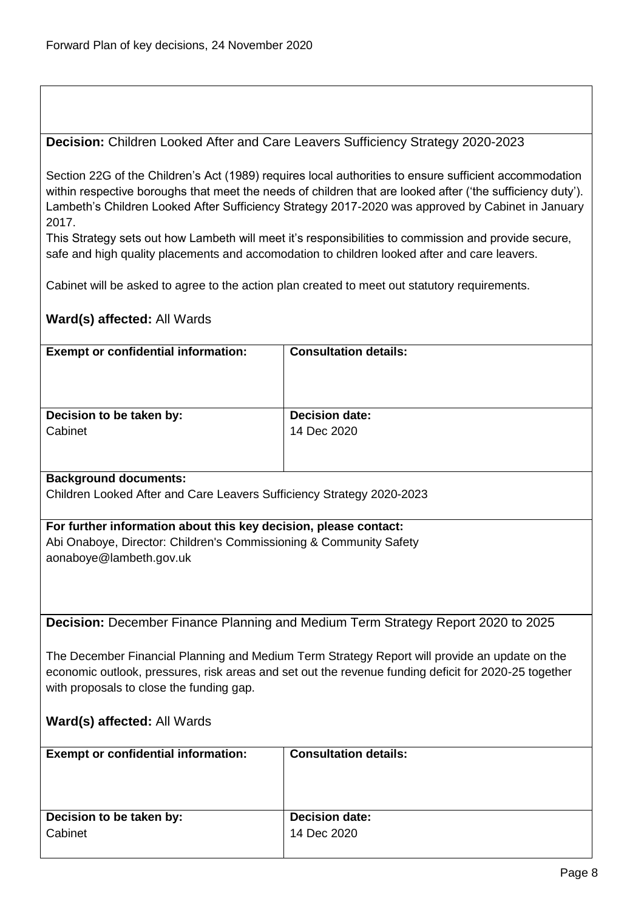**Decision:** Children Looked After and Care Leavers Sufficiency Strategy 2020-2023

Section 22G of the Children's Act (1989) requires local authorities to ensure sufficient accommodation within respective boroughs that meet the needs of children that are looked after ('the sufficiency duty'). Lambeth's Children Looked After Sufficiency Strategy 2017-2020 was approved by Cabinet in January 2017.

This Strategy sets out how Lambeth will meet it's responsibilities to commission and provide secure, safe and high quality placements and accomodation to children looked after and care leavers.

Cabinet will be asked to agree to the action plan created to meet out statutory requirements.

**Ward(s) affected:** All Wards

| **Exempt or confidential information:** | **Consultation details:** |
|---|---|
| **Decision to be taken by:**<br>Cabinet | **Decision date:**<br>14 Dec 2020 |

**Background documents:**
Children Looked After and Care Leavers Sufficiency Strategy 2020-2023

**For further information about this key decision, please contact:**
Abi Onaboye, Director: Children's Commissioning & Community Safety
aonaboye@lambeth.gov.uk

**Decision:** December Finance Planning and Medium Term Strategy Report 2020 to 2025

The December Financial Planning and Medium Term Strategy Report will provide an update on the economic outlook, pressures, risk areas and set out the revenue funding deficit for 2020-25 together with proposals to close the funding gap.

**Ward(s) affected:** All Wards

| **Exempt or confidential information:** | **Consultation details:** |
|---|---|
| **Decision to be taken by:**<br>Cabinet | **Decision date:**<br>14 Dec 2020 |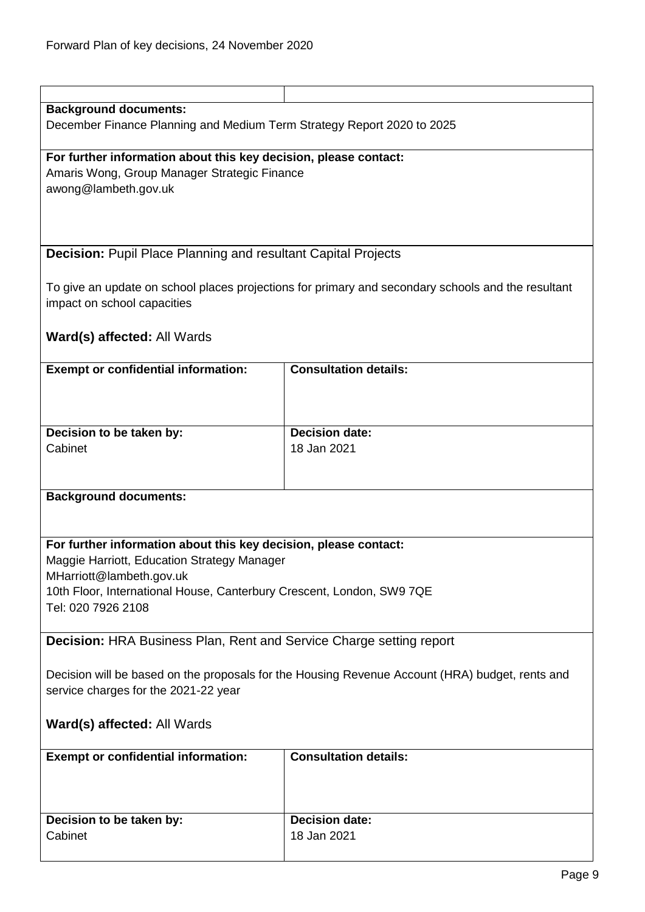**Background documents:**
December Finance Planning and Medium Term Strategy Report 2020 to 2025

**For further information about this key decision, please contact:**
Amaris Wong, Group Manager Strategic Finance
awong@lambeth.gov.uk

**Decision:** Pupil Place Planning and resultant Capital Projects

To give an update on school places projections for primary and secondary schools and the resultant impact on school capacities

**Ward(s) affected:** All Wards

| **Exempt or confidential information:** | **Consultation details:** |
|---|---|
| | |
| **Decision to be taken by:** Cabinet | **Decision date:** 18 Jan 2021 |

**Background documents:**

**For further information about this key decision, please contact:**
Maggie Harriott, Education Strategy Manager
MHarriott@lambeth.gov.uk
10th Floor, International House, Canterbury Crescent, London, SW9 7QE
Tel: 020 7926 2108

**Decision:** HRA Business Plan, Rent and Service Charge setting report

Decision will be based on the proposals for the Housing Revenue Account (HRA) budget, rents and service charges for the 2021-22 year

**Ward(s) affected:** All Wards

| **Exempt or confidential information:** | **Consultation details:** |
|---|---|
| | |
| **Decision to be taken by:** Cabinet | **Decision date:** 18 Jan 2021 |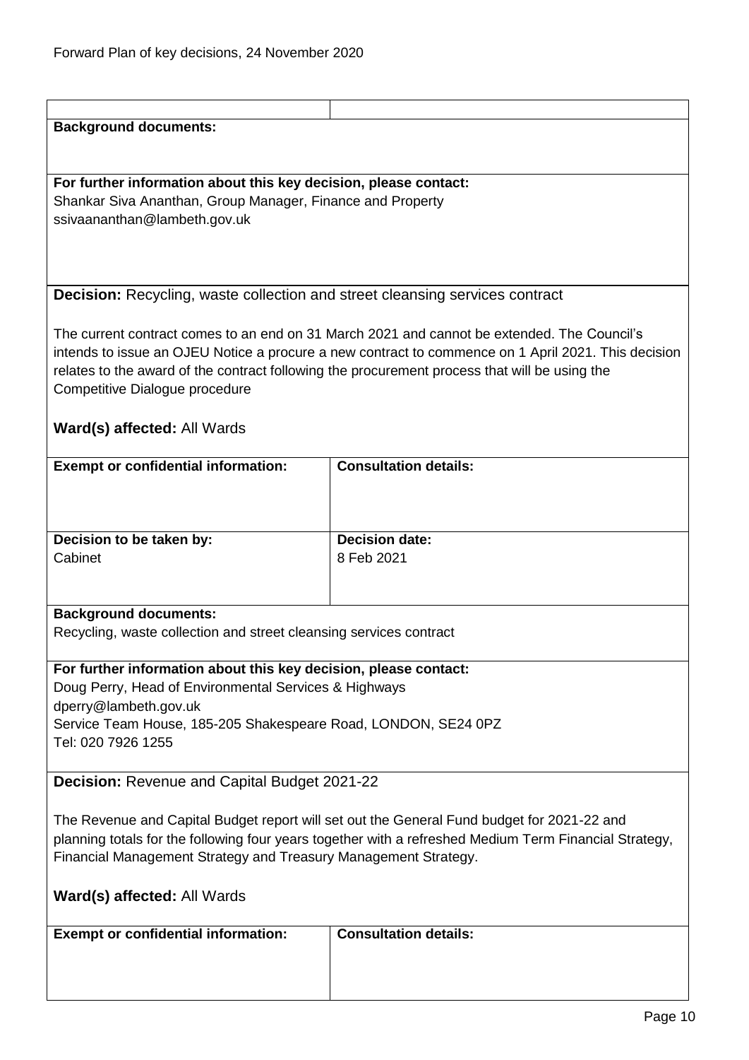| | |
|---|---|

**Background documents:**

**For further information about this key decision, please contact:**
Shankar Siva Ananthan, Group Manager, Finance and Property
ssivaananthan@lambeth.gov.uk

**Decision:** Recycling, waste collection and street cleansing services contract

The current contract comes to an end on 31 March 2021 and cannot be extended. The Council's intends to issue an OJEU Notice a procure a new contract to commence on 1 April 2021. This decision relates to the award of the contract following the procurement process that will be using the Competitive Dialogue procedure

**Ward(s) affected:** All Wards

| **Exempt or confidential information:** | **Consultation details:** |
|---|---|
| **Decision to be taken by:**<br>Cabinet | **Decision date:**<br>8 Feb 2021 |

**Background documents:**
Recycling, waste collection and street cleansing services contract

**For further information about this key decision, please contact:**
Doug Perry, Head of Environmental Services & Highways
dperry@lambeth.gov.uk
Service Team House, 185-205 Shakespeare Road, LONDON, SE24 0PZ
Tel: 020 7926 1255

**Decision:** Revenue and Capital Budget 2021-22

The Revenue and Capital Budget report will set out the General Fund budget for 2021-22 and planning totals for the following four years together with a refreshed Medium Term Financial Strategy, Financial Management Strategy and Treasury Management Strategy.

**Ward(s) affected:** All Wards

| **Exempt or confidential information:** | **Consultation details:** |
|---|---|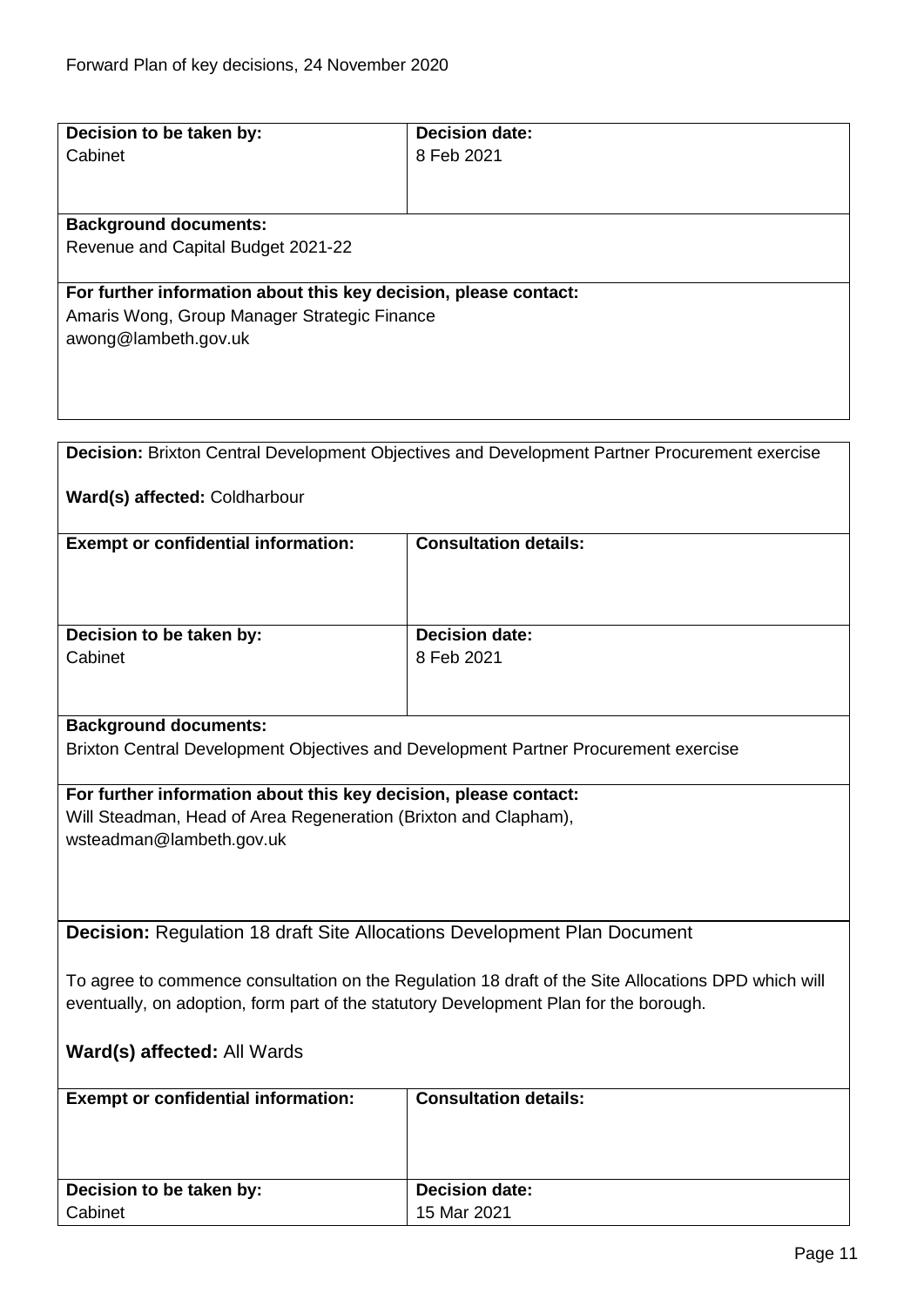| Decision to be taken by: | Decision date: |
|---|---|
| Cabinet | 8 Feb 2021 |

**Background documents:**
Revenue and Capital Budget 2021-22

**For further information about this key decision, please contact:**
Amaris Wong, Group Manager Strategic Finance
awong@lambeth.gov.uk

**Decision:** Brixton Central Development Objectives and Development Partner Procurement exercise

**Ward(s) affected:** Coldharbour

| Exempt or confidential information: | Consultation details: |
|---|---|
| | |

| Decision to be taken by: | Decision date: |
|---|---|
| Cabinet | 8 Feb 2021 |

**Background documents:**
Brixton Central Development Objectives and Development Partner Procurement exercise

**For further information about this key decision, please contact:**
Will Steadman, Head of Area Regeneration (Brixton and Clapham),
wsteadman@lambeth.gov.uk

**Decision:** Regulation 18 draft Site Allocations Development Plan Document

To agree to commence consultation on the Regulation 18 draft of the Site Allocations DPD which will eventually, on adoption, form part of the statutory Development Plan for the borough.

**Ward(s) affected:** All Wards

| Exempt or confidential information: | Consultation details: |
|---|---|
| | |

| Decision to be taken by: | Decision date: |
|---|---|
| Cabinet | 15 Mar 2021 |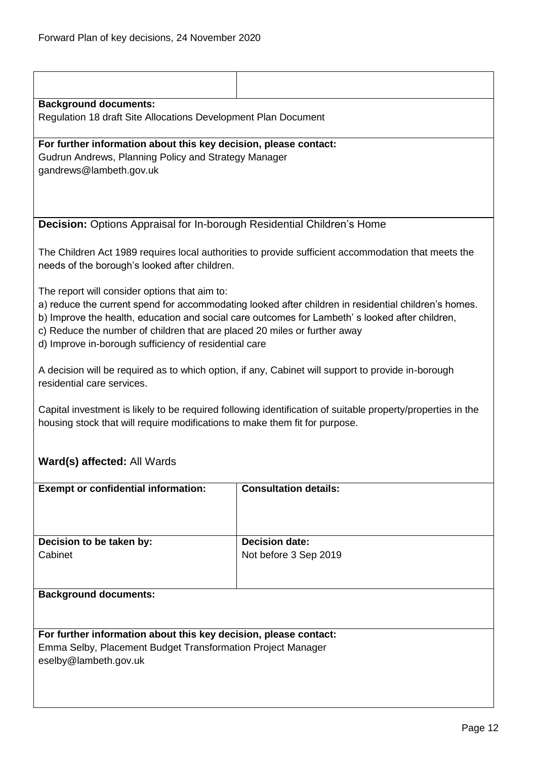**Background documents:**
Regulation 18 draft Site Allocations Development Plan Document

**For further information about this key decision, please contact:**
Gudrun Andrews, Planning Policy and Strategy Manager
gandrews@lambeth.gov.uk

**Decision:** Options Appraisal for In-borough Residential Children's Home

The Children Act 1989 requires local authorities to provide sufficient accommodation that meets the needs of the borough's looked after children.

The report will consider options that aim to:
a) reduce the current spend for accommodating looked after children in residential children's homes.
b) Improve the health, education and social care outcomes for Lambeth' s looked after children,
c) Reduce the number of children that are placed 20 miles or further away
d) Improve in-borough sufficiency of residential care

A decision will be required as to which option, if any, Cabinet will support to provide in-borough residential care services.

Capital investment is likely to be required following identification of suitable property/properties in the housing stock that will require modifications to make them fit for purpose.

**Ward(s) affected:** All Wards

| **Exempt or confidential information:** | **Consultation details:** |
|---|---|
| **Decision to be taken by:** Cabinet | **Decision date:** Not before 3 Sep 2019 |

**Background documents:**

**For further information about this key decision, please contact:**
Emma Selby, Placement Budget Transformation Project Manager
eselby@lambeth.gov.uk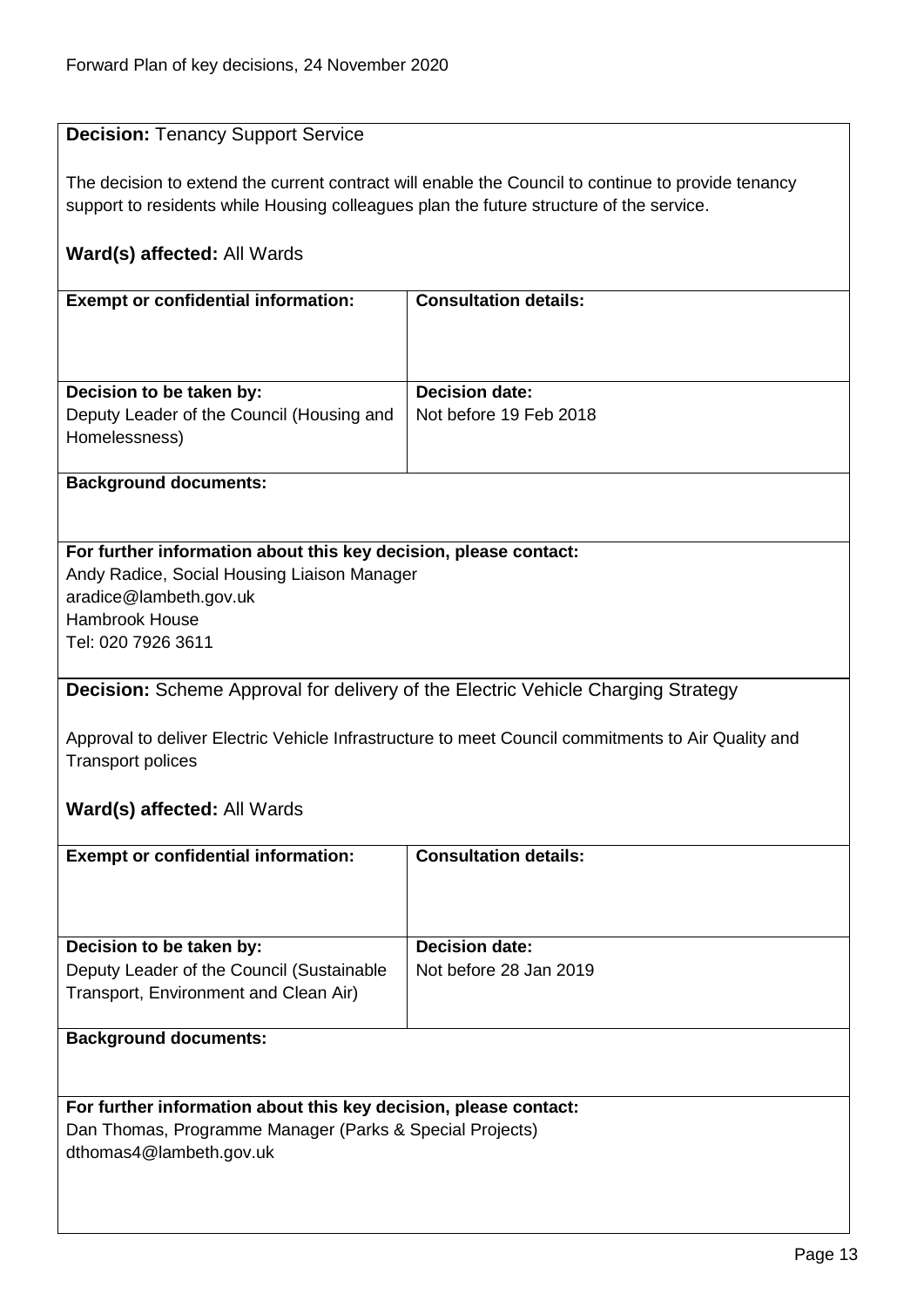**Decision:** Tenancy Support Service

The decision to extend the current contract will enable the Council to continue to provide tenancy support to residents while Housing colleagues plan the future structure of the service.

**Ward(s) affected:** All Wards

| **Exempt or confidential information:** | **Consultation details:** |
| --- | --- |
| | |
| **Decision to be taken by:**<br>Deputy Leader of the Council (Housing and Homelessness) | **Decision date:**<br>Not before 19 Feb 2018 |

**Background documents:**

**For further information about this key decision, please contact:**
Andy Radice, Social Housing Liaison Manager
aradice@lambeth.gov.uk
Hambrook House
Tel: 020 7926 3611

**Decision:** Scheme Approval for delivery of the Electric Vehicle Charging Strategy

Approval to deliver Electric Vehicle Infrastructure to meet Council commitments to Air Quality and Transport polices

**Ward(s) affected:** All Wards

| **Exempt or confidential information:** | **Consultation details:** |
| --- | --- |
| | |
| **Decision to be taken by:**<br>Deputy Leader of the Council (Sustainable Transport, Environment and Clean Air) | **Decision date:**<br>Not before 28 Jan 2019 |

**Background documents:**

**For further information about this key decision, please contact:**
Dan Thomas, Programme Manager (Parks & Special Projects)
dthomas4@lambeth.gov.uk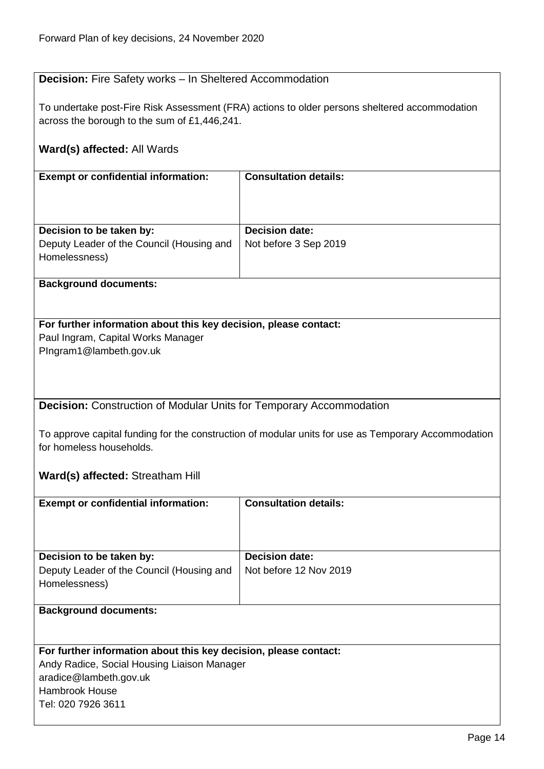**Decision:** Fire Safety works – In Sheltered Accommodation

To undertake post-Fire Risk Assessment (FRA) actions to older persons sheltered accommodation across the borough to the sum of £1,446,241.

**Ward(s) affected:** All Wards

| **Exempt or confidential information:** | **Consultation details:** |
|---|---|
| | |
| **Decision to be taken by:** Deputy Leader of the Council (Housing and Homelessness) | **Decision date:** Not before 3 Sep 2019 |

**Background documents:**

**For further information about this key decision, please contact:**
Paul Ingram, Capital Works Manager
PIngram1@lambeth.gov.uk

**Decision:** Construction of Modular Units for Temporary Accommodation

To approve capital funding for the construction of modular units for use as Temporary Accommodation for homeless households.

**Ward(s) affected:** Streatham Hill

| **Exempt or confidential information:** | **Consultation details:** |
|---|---|
| | |
| **Decision to be taken by:** Deputy Leader of the Council (Housing and Homelessness) | **Decision date:** Not before 12 Nov 2019 |

**Background documents:**

**For further information about this key decision, please contact:**
Andy Radice, Social Housing Liaison Manager
aradice@lambeth.gov.uk
Hambrook House
Tel: 020 7926 3611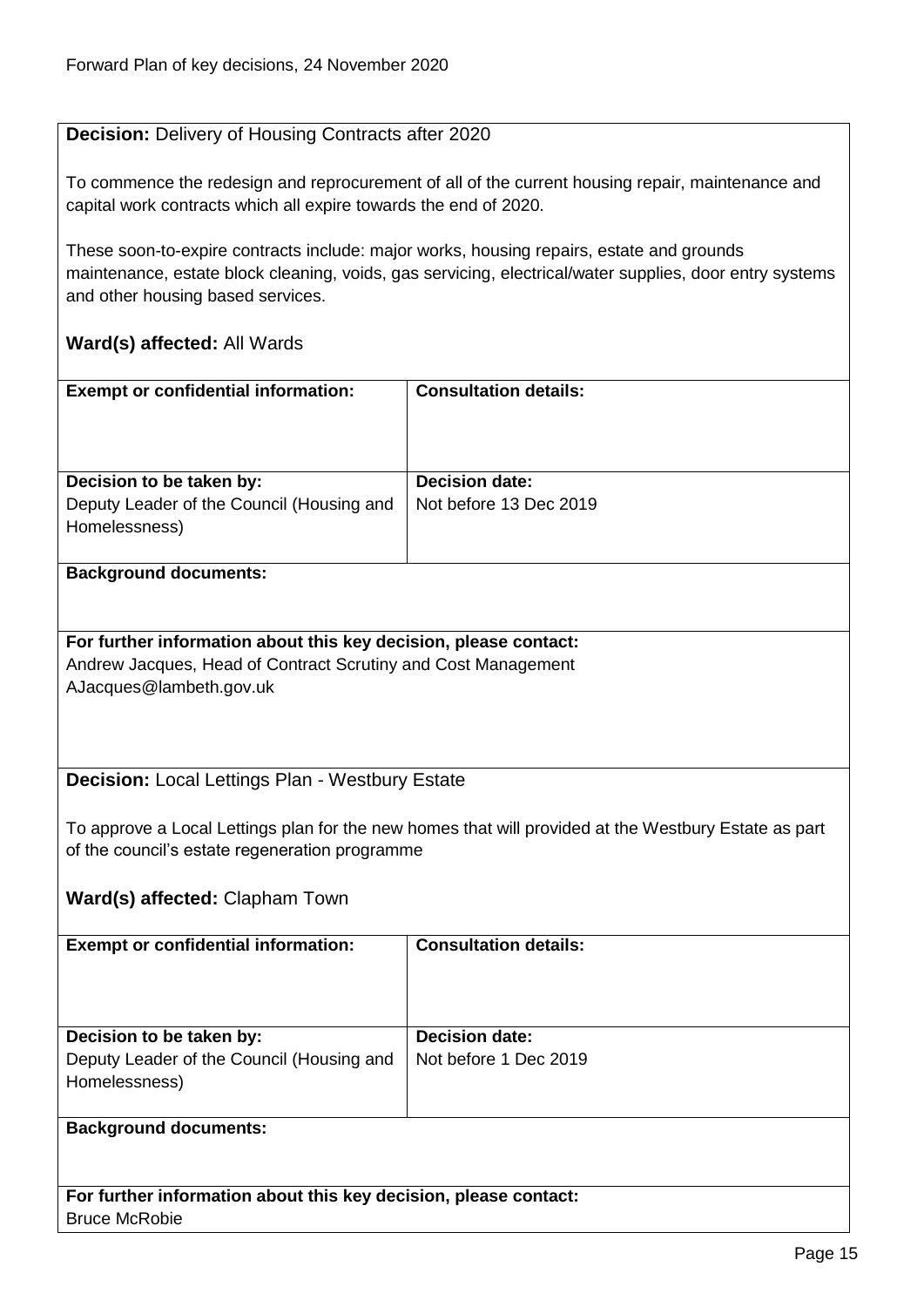**Decision:** Delivery of Housing Contracts after 2020

To commence the redesign and reprocurement of all of the current housing repair, maintenance and capital work contracts which all expire towards the end of 2020.

These soon-to-expire contracts include: major works, housing repairs, estate and grounds maintenance, estate block cleaning, voids, gas servicing, electrical/water supplies, door entry systems and other housing based services.

**Ward(s) affected:** All Wards

| **Exempt or confidential information:** | **Consultation details:** |
|---|---|
| **Decision to be taken by:** Deputy Leader of the Council (Housing and Homelessness) | **Decision date:** Not before 13 Dec 2019 |

**Background documents:**

**For further information about this key decision, please contact:**
Andrew Jacques, Head of Contract Scrutiny and Cost Management
AJacques@lambeth.gov.uk

**Decision:** Local Lettings Plan - Westbury Estate

To approve a Local Lettings plan for the new homes that will provided at the Westbury Estate as part of the council's estate regeneration programme

**Ward(s) affected:** Clapham Town

| **Exempt or confidential information:** | **Consultation details:** |
|---|---|
| **Decision to be taken by:** Deputy Leader of the Council (Housing and Homelessness) | **Decision date:** Not before 1 Dec 2019 |

**Background documents:**

**For further information about this key decision, please contact:**
Bruce McRobie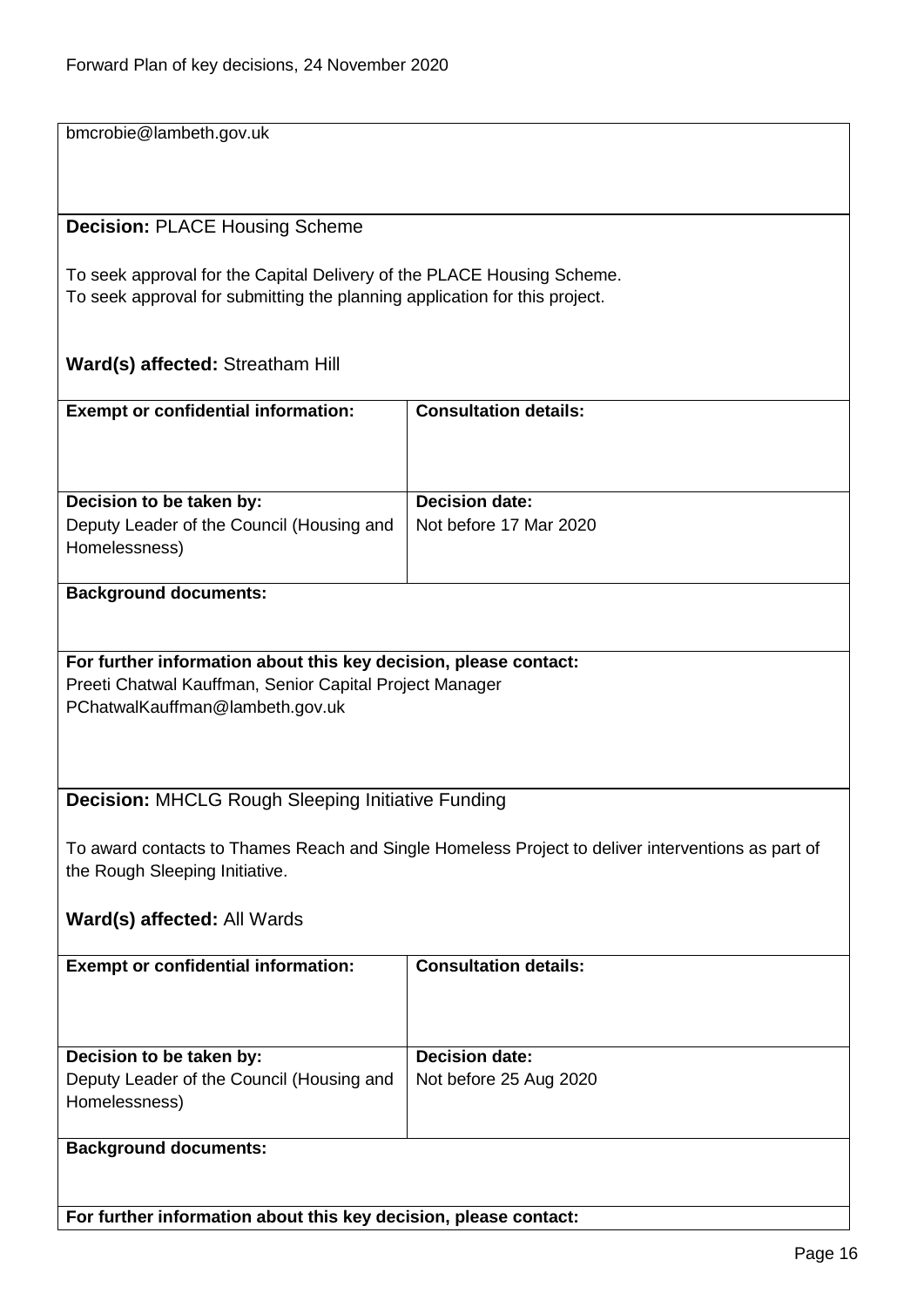bmcrobie@lambeth.gov.uk

**Decision:** PLACE Housing Scheme

To seek approval for the Capital Delivery of the PLACE Housing Scheme.
To seek approval for submitting the planning application for this project.

**Ward(s) affected:** Streatham Hill

| **Exempt or confidential information:** | **Consultation details:** |
|---|---|
| **Decision to be taken by:** Deputy Leader of the Council (Housing and Homelessness) | **Decision date:** Not before 17 Mar 2020 |

**Background documents:**

**For further information about this key decision, please contact:**
Preeti Chatwal Kauffman, Senior Capital Project Manager
PChatwalKauffman@lambeth.gov.uk

**Decision:** MHCLG Rough Sleeping Initiative Funding

To award contacts to Thames Reach and Single Homeless Project to deliver interventions as part of the Rough Sleeping Initiative.

**Ward(s) affected:** All Wards

| **Exempt or confidential information:** | **Consultation details:** |
|---|---|
| **Decision to be taken by:** Deputy Leader of the Council (Housing and Homelessness) | **Decision date:** Not before 25 Aug 2020 |

**Background documents:**

**For further information about this key decision, please contact:**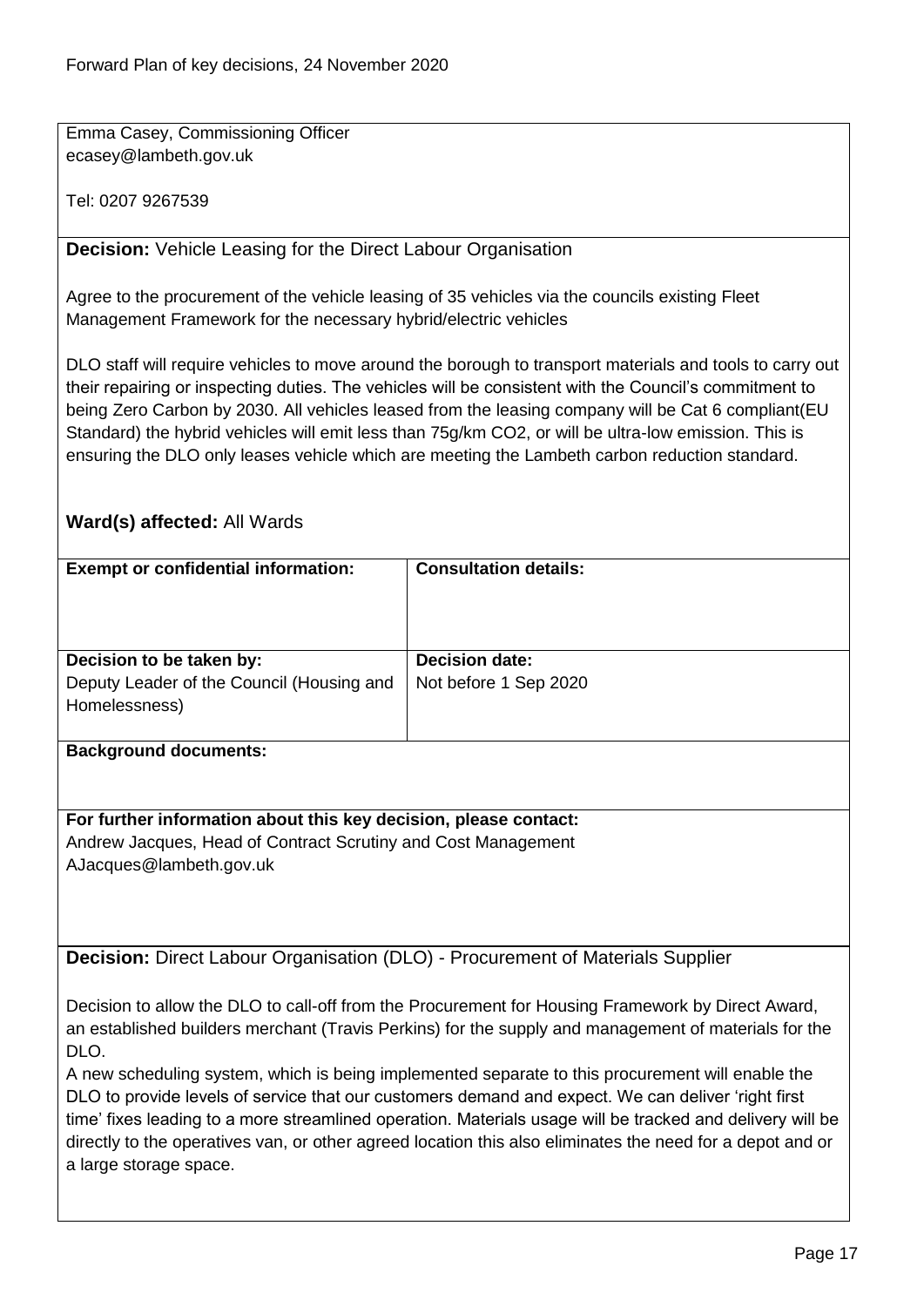Emma Casey, Commissioning Officer
ecasey@lambeth.gov.uk

Tel: 0207 9267539

**Decision:** Vehicle Leasing for the Direct Labour Organisation

Agree to the procurement of the vehicle leasing of 35 vehicles via the councils existing Fleet Management Framework for the necessary hybrid/electric vehicles

DLO staff will require vehicles to move around the borough to transport materials and tools to carry out their repairing or inspecting duties. The vehicles will be consistent with the Council's commitment to being Zero Carbon by 2030. All vehicles leased from the leasing company will be Cat 6 compliant(EU Standard) the hybrid vehicles will emit less than 75g/km $CO_2$, or will be ultra-low emission. This is ensuring the DLO only leases vehicle which are meeting the Lambeth carbon reduction standard.

**Ward(s) affected:** All Wards

| **Exempt or confidential information:** | **Consultation details:** |
|---|---|
| **Decision to be taken by:** Deputy Leader of the Council (Housing and Homelessness) | **Decision date:** Not before 1 Sep 2020 |

**Background documents:**

**For further information about this key decision, please contact:**
Andrew Jacques, Head of Contract Scrutiny and Cost Management
AJacques@lambeth.gov.uk

**Decision:** Direct Labour Organisation (DLO) - Procurement of Materials Supplier

Decision to allow the DLO to call-off from the Procurement for Housing Framework by Direct Award, an established builders merchant (Travis Perkins) for the supply and management of materials for the DLO.
A new scheduling system, which is being implemented separate to this procurement will enable the DLO to provide levels of service that our customers demand and expect. We can deliver 'right first time' fixes leading to a more streamlined operation. Materials usage will be tracked and delivery will be directly to the operatives van, or other agreed location this also eliminates the need for a depot and or a large storage space.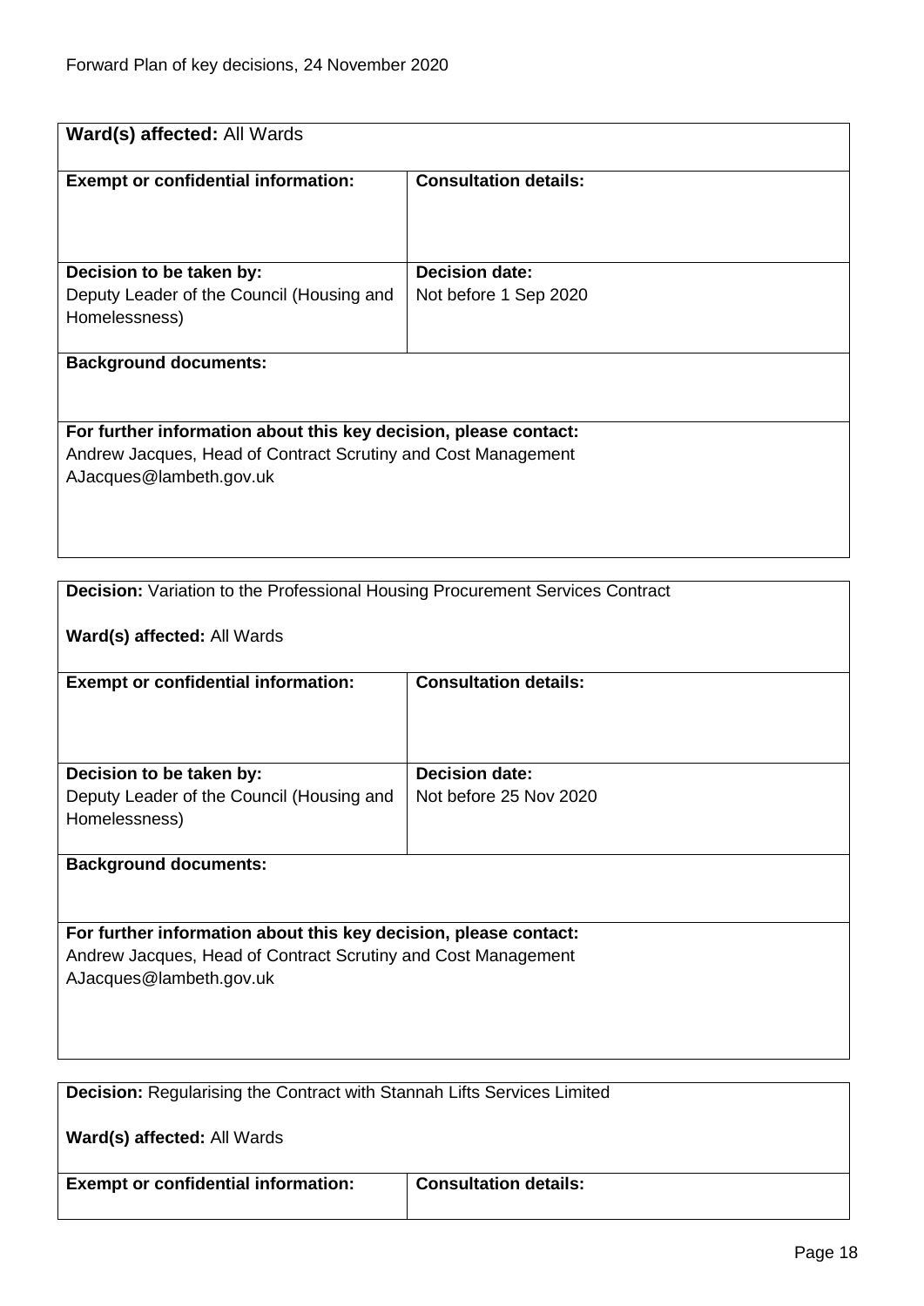| **Ward(s) affected:** All Wards | |
|---|---|
| **Exempt or confidential information:** | **Consultation details:** |
| **Decision to be taken by:**<br>Deputy Leader of the Council (Housing and Homelessness) | **Decision date:**<br>Not before 1 Sep 2020 |
| **Background documents:** | |
| **For further information about this key decision, please contact:**<br>Andrew Jacques, Head of Contract Scrutiny and Cost Management<br>AJacques@lambeth.gov.uk | |

| **Decision:** Variation to the Professional Housing Procurement Services Contract<br><br>**Ward(s) affected:** All Wards | |
|---|---|
| **Exempt or confidential information:** | **Consultation details:** |
| **Decision to be taken by:**<br>Deputy Leader of the Council (Housing and Homelessness) | **Decision date:**<br>Not before 25 Nov 2020 |
| **Background documents:** | |
| **For further information about this key decision, please contact:**<br>Andrew Jacques, Head of Contract Scrutiny and Cost Management<br>AJacques@lambeth.gov.uk | |

| **Decision:** Regularising the Contract with Stannah Lifts Services Limited<br><br>**Ward(s) affected:** All Wards | |
|---|---|
| **Exempt or confidential information:** | **Consultation details:** |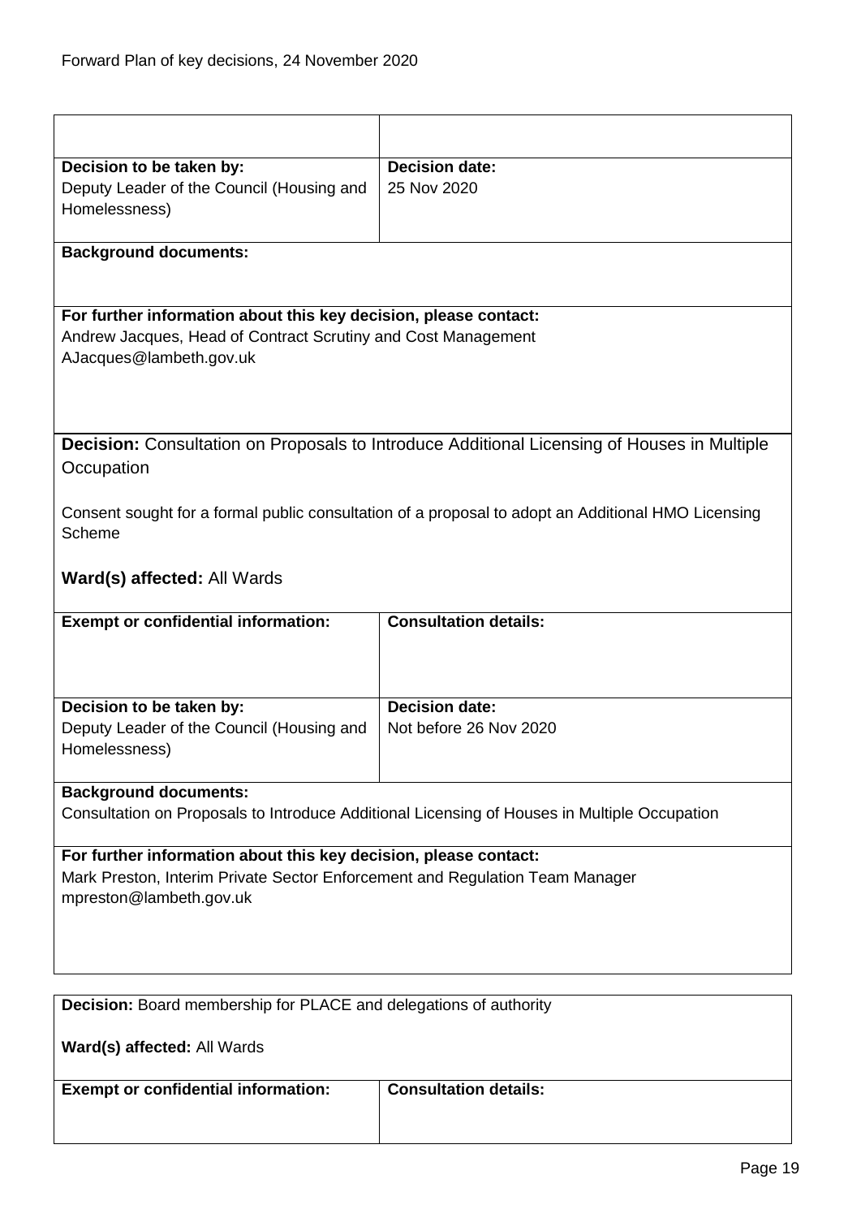| | |
|---|---|
| **Decision to be taken by:**<br>Deputy Leader of the Council (Housing and Homelessness) | **Decision date:**<br>25 Nov 2020 |

**Background documents:**

**For further information about this key decision, please contact:**
Andrew Jacques, Head of Contract Scrutiny and Cost Management
AJacques@lambeth.gov.uk

**Decision:** Consultation on Proposals to Introduce Additional Licensing of Houses in Multiple Occupation

Consent sought for a formal public consultation of a proposal to adopt an Additional HMO Licensing Scheme

**Ward(s) affected:** All Wards

| **Exempt or confidential information:** | **Consultation details:** |
|---|---|
| | |
| **Decision to be taken by:**<br>Deputy Leader of the Council (Housing and Homelessness) | **Decision date:**<br>Not before 26 Nov 2020 |

**Background documents:**
Consultation on Proposals to Introduce Additional Licensing of Houses in Multiple Occupation

**For further information about this key decision, please contact:**
Mark Preston, Interim Private Sector Enforcement and Regulation Team Manager
mpreston@lambeth.gov.uk

**Decision:** Board membership for PLACE and delegations of authority

**Ward(s) affected:** All Wards

| **Exempt or confidential information:** | **Consultation details:** |
|---|---|
| | |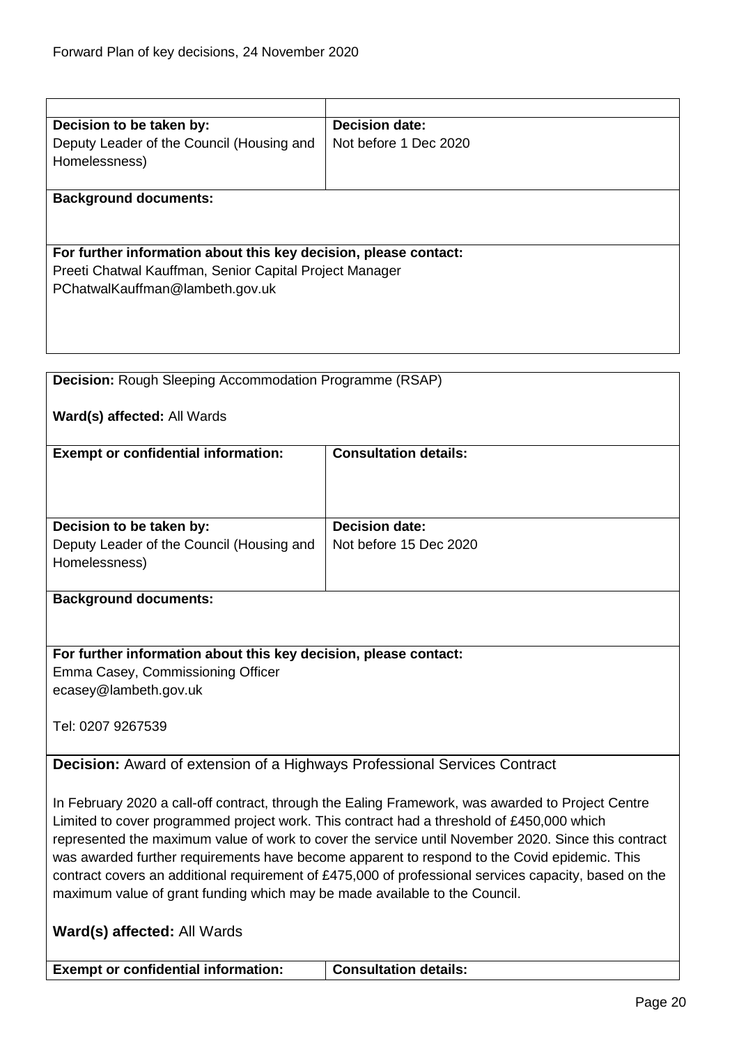| | |
|---|---|
| **Decision to be taken by:**<br>Deputy Leader of the Council (Housing and Homelessness) | **Decision date:**<br>Not before 1 Dec 2020 |
| **Background documents:** | |
| **For further information about this key decision, please contact:**<br>Preeti Chatwal Kauffman, Senior Capital Project Manager<br>PChatwalKauffman@lambeth.gov.uk | |

| | |
|---|---|
| **Decision:** Rough Sleeping Accommodation Programme (RSAP)<br><br>**Ward(s) affected:** All Wards | |
| **Exempt or confidential information:** | **Consultation details:** |
| **Decision to be taken by:**<br>Deputy Leader of the Council (Housing and Homelessness) | **Decision date:**<br>Not before 15 Dec 2020 |
| **Background documents:** | |
| **For further information about this key decision, please contact:**<br>Emma Casey, Commissioning Officer<br>ecasey@lambeth.gov.uk<br><br>Tel: 0207 9267539 | |

| | |
|---|---|
| **Decision:** Award of extension of a Highways Professional Services Contract<br><br>In February 2020 a call-off contract, through the Ealing Framework, was awarded to Project Centre Limited to cover programmed project work. This contract had a threshold of £450,000 which represented the maximum value of work to cover the service until November 2020. Since this contract was awarded further requirements have become apparent to respond to the Covid epidemic. This contract covers an additional requirement of £475,000 of professional services capacity, based on the maximum value of grant funding which may be made available to the Council.<br><br>**Ward(s) affected:** All Wards | |
| **Exempt or confidential information:** | **Consultation details:** |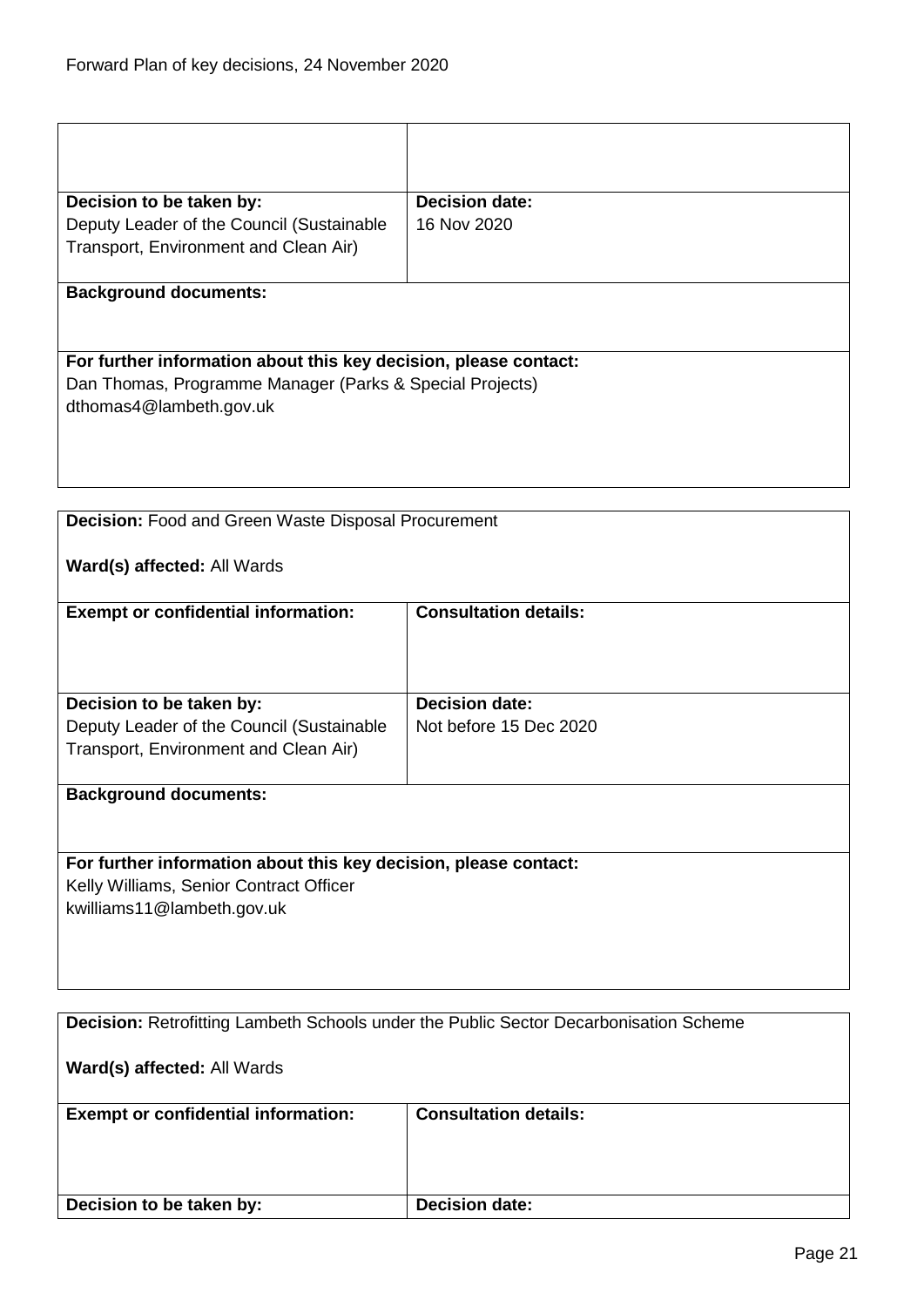| | |
|---|---|
| | |
| **Decision to be taken by:**<br>Deputy Leader of the Council (Sustainable Transport, Environment and Clean Air) | **Decision date:**<br>16 Nov 2020 |
| **Background documents:** | |
| **For further information about this key decision, please contact:**<br>Dan Thomas, Programme Manager (Parks & Special Projects)<br>dthomas4@lambeth.gov.uk | |

| | |
|---|---|
| **Decision:** Food and Green Waste Disposal Procurement<br><br>**Ward(s) affected:** All Wards | |
| **Exempt or confidential information:** | **Consultation details:** |
| **Decision to be taken by:**<br>Deputy Leader of the Council (Sustainable Transport, Environment and Clean Air) | **Decision date:**<br>Not before 15 Dec 2020 |
| **Background documents:** | |
| **For further information about this key decision, please contact:**<br>Kelly Williams, Senior Contract Officer<br>kwilliams11@lambeth.gov.uk | |

| | |
|---|---|
| **Decision:** Retrofitting Lambeth Schools under the Public Sector Decarbonisation Scheme<br><br>**Ward(s) affected:** All Wards | |
| **Exempt or confidential information:** | **Consultation details:** |
| **Decision to be taken by:** | **Decision date:** |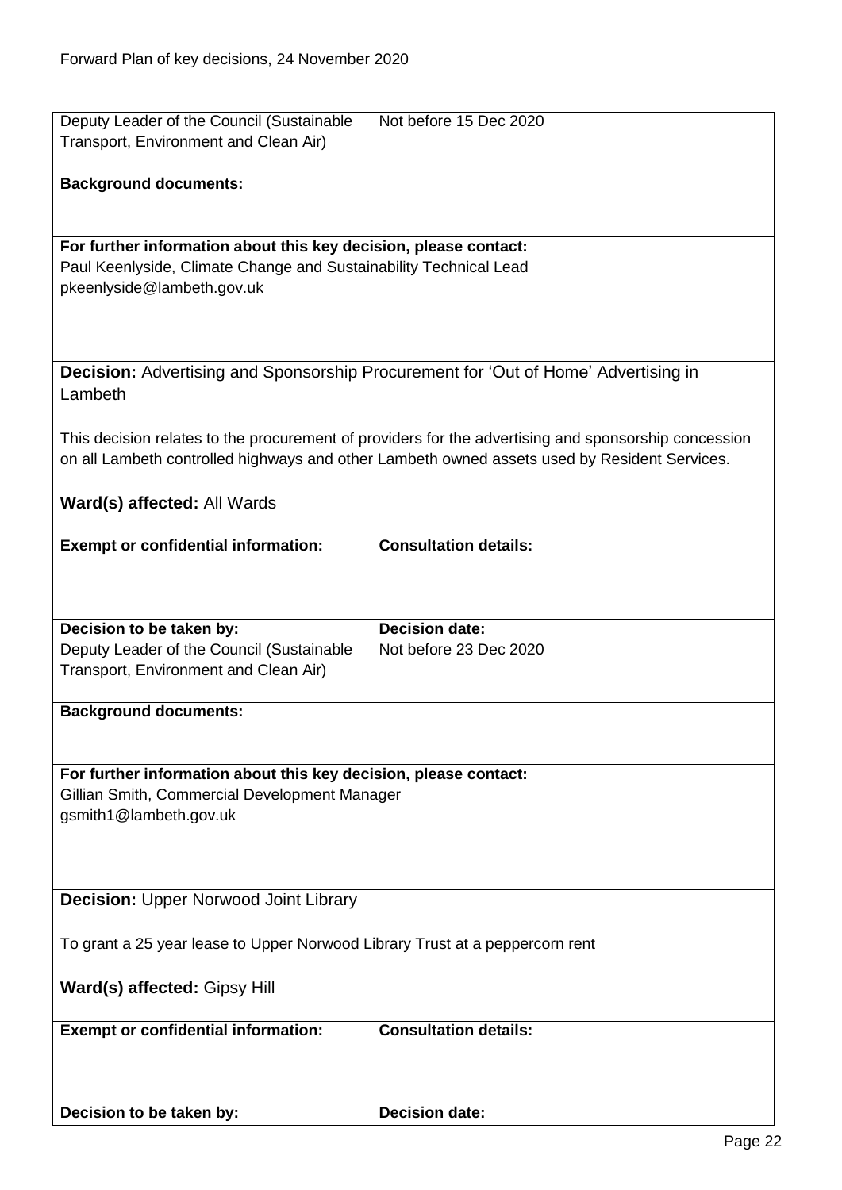| | |
|---|---|
| Deputy Leader of the Council (Sustainable Transport, Environment and Clean Air) | Not before 15 Dec 2020 |

**Background documents:**

**For further information about this key decision, please contact:**
Paul Keenlyside, Climate Change and Sustainability Technical Lead
pkeenlyside@lambeth.gov.uk

**Decision:** Advertising and Sponsorship Procurement for 'Out of Home' Advertising in Lambeth

This decision relates to the procurement of providers for the advertising and sponsorship concession on all Lambeth controlled highways and other Lambeth owned assets used by Resident Services.

**Ward(s) affected:** All Wards

| **Exempt or confidential information:** | **Consultation details:** |
|---|---|
| | |
| **Decision to be taken by:** | **Decision date:** |
| Deputy Leader of the Council (Sustainable Transport, Environment and Clean Air) | Not before 23 Dec 2020 |

**Background documents:**

**For further information about this key decision, please contact:**
Gillian Smith, Commercial Development Manager
gsmith1@lambeth.gov.uk

**Decision:** Upper Norwood Joint Library

To grant a 25 year lease to Upper Norwood Library Trust at a peppercorn rent

**Ward(s) affected:** Gipsy Hill

| **Exempt or confidential information:** | **Consultation details:** |
|---|---|
| | |
| **Decision to be taken by:** | **Decision date:** |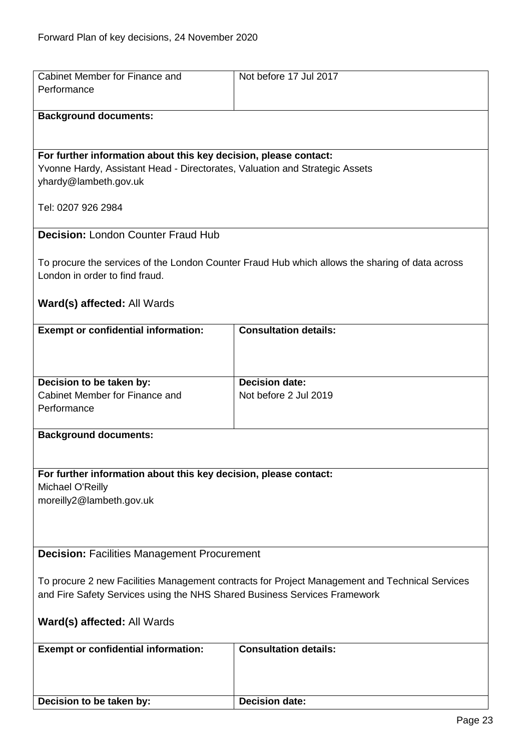| Cabinet Member for Finance and Performance | Not before 17 Jul 2017 |
|---|---|

**Background documents:**

**For further information about this key decision, please contact:**
Yvonne Hardy, Assistant Head - Directorates, Valuation and Strategic Assets
yhardy@lambeth.gov.uk

Tel: 0207 926 2984

**Decision:** London Counter Fraud Hub

To procure the services of the London Counter Fraud Hub which allows the sharing of data across London in order to find fraud.

**Ward(s) affected:** All Wards

| **Exempt or confidential information:** | **Consultation details:** |
|---|---|
| | |
| **Decision to be taken by:** Cabinet Member for Finance and Performance | **Decision date:** Not before 2 Jul 2019 |

**Background documents:**

**For further information about this key decision, please contact:**
Michael O'Reilly
moreilly2@lambeth.gov.uk

**Decision:** Facilities Management Procurement

To procure 2 new Facilities Management contracts for Project Management and Technical Services and Fire Safety Services using the NHS Shared Business Services Framework

**Ward(s) affected:** All Wards

| **Exempt or confidential information:** | **Consultation details:** |
|---|---|
| | |
| **Decision to be taken by:** | **Decision date:** |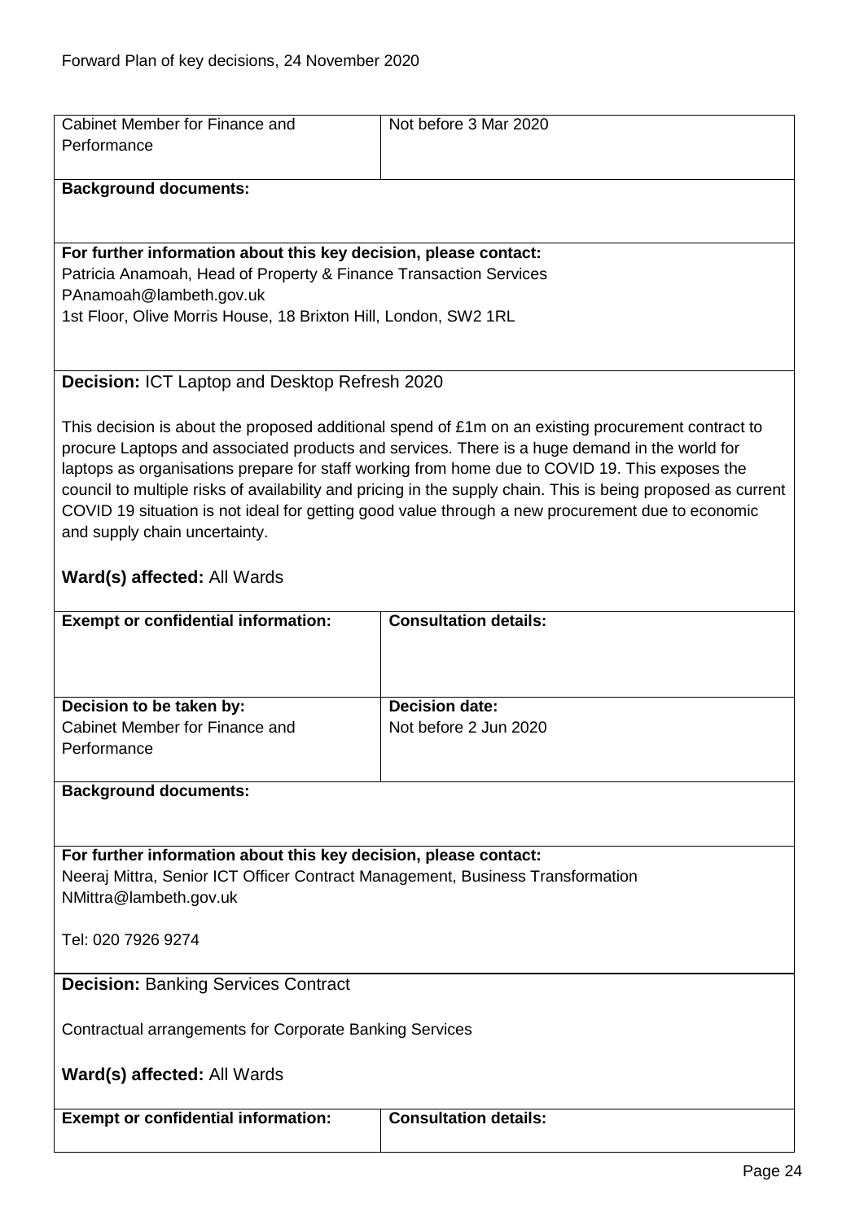| Cabinet Member for Finance and Performance | Not before 3 Mar 2020 |
|---|---|

**Background documents:**

**For further information about this key decision, please contact:**
Patricia Anamoah, Head of Property & Finance Transaction Services
PAnamoah@lambeth.gov.uk
1st Floor, Olive Morris House, 18 Brixton Hill, London, SW2 1RL

**Decision:** ICT Laptop and Desktop Refresh 2020

This decision is about the proposed additional spend of £1m on an existing procurement contract to procure Laptops and associated products and services. There is a huge demand in the world for laptops as organisations prepare for staff working from home due to COVID 19. This exposes the council to multiple risks of availability and pricing in the supply chain. This is being proposed as current COVID 19 situation is not ideal for getting good value through a new procurement due to economic and supply chain uncertainty.

**Ward(s) affected:** All Wards

| **Exempt or confidential information:** | **Consultation details:** |
|---|---|
| | |
| **Decision to be taken by:** Cabinet Member for Finance and Performance | **Decision date:** Not before 2 Jun 2020 |

**Background documents:**

**For further information about this key decision, please contact:**
Neeraj Mittra, Senior ICT Officer Contract Management, Business Transformation
NMittra@lambeth.gov.uk

Tel: 020 7926 9274

**Decision:** Banking Services Contract

Contractual arrangements for Corporate Banking Services

**Ward(s) affected:** All Wards

| **Exempt or confidential information:** | **Consultation details:** |
|---|---|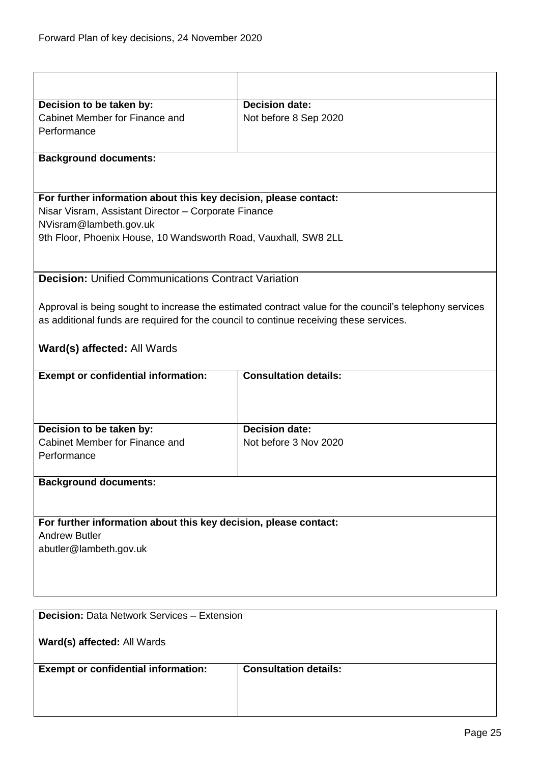| | |
|---|---|
| **Decision to be taken by:**<br>Cabinet Member for Finance and Performance | **Decision date:**<br>Not before 8 Sep 2020 |
| **Background documents:** | |
| **For further information about this key decision, please contact:**<br>Nisar Visram, Assistant Director – Corporate Finance<br>NVisram@lambeth.gov.uk<br>9th Floor, Phoenix House, 10 Wandsworth Road, Vauxhall, SW8 2LL | |

**Decision:** Unified Communications Contract Variation

Approval is being sought to increase the estimated contract value for the council's telephony services as additional funds are required for the council to continue receiving these services.

**Ward(s) affected:** All Wards

| **Exempt or confidential information:** | **Consultation details:** |
|---|---|
| **Decision to be taken by:**<br>Cabinet Member for Finance and Performance | **Decision date:**<br>Not before 3 Nov 2020 |
| **Background documents:** | |
| **For further information about this key decision, please contact:**<br>Andrew Butler<br>abutler@lambeth.gov.uk | |

**Decision:** Data Network Services – Extension

**Ward(s) affected:** All Wards

| **Exempt or confidential information:** | **Consultation details:** |
|---|---|
| | |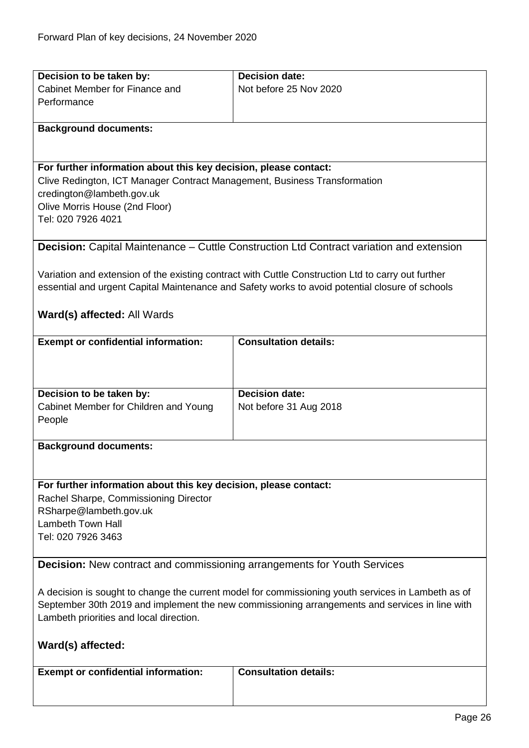| **Decision to be taken by:** | **Decision date:** |
|---|---|
| Cabinet Member for Finance and Performance | Not before 25 Nov 2020 |

**Background documents:**

**For further information about this key decision, please contact:**
Clive Redington, ICT Manager Contract Management, Business Transformation
credington@lambeth.gov.uk
Olive Morris House (2nd Floor)
Tel: 020 7926 4021

**Decision:** Capital Maintenance – Cuttle Construction Ltd Contract variation and extension

Variation and extension of the existing contract with Cuttle Construction Ltd to carry out further essential and urgent Capital Maintenance and Safety works to avoid potential closure of schools

**Ward(s) affected:** All Wards

| **Exempt or confidential information:** | **Consultation details:** |
|---|---|
| | |

| **Decision to be taken by:** | **Decision date:** |
|---|---|
| Cabinet Member for Children and Young People | Not before 31 Aug 2018 |

**Background documents:**

**For further information about this key decision, please contact:**
Rachel Sharpe, Commissioning Director
RSharpe@lambeth.gov.uk
Lambeth Town Hall
Tel: 020 7926 3463

**Decision:** New contract and commissioning arrangements for Youth Services

A decision is sought to change the current model for commissioning youth services in Lambeth as of September 30th 2019 and implement the new commissioning arrangements and services in line with Lambeth priorities and local direction.

**Ward(s) affected:**

| **Exempt or confidential information:** | **Consultation details:** |
|---|---|
| | |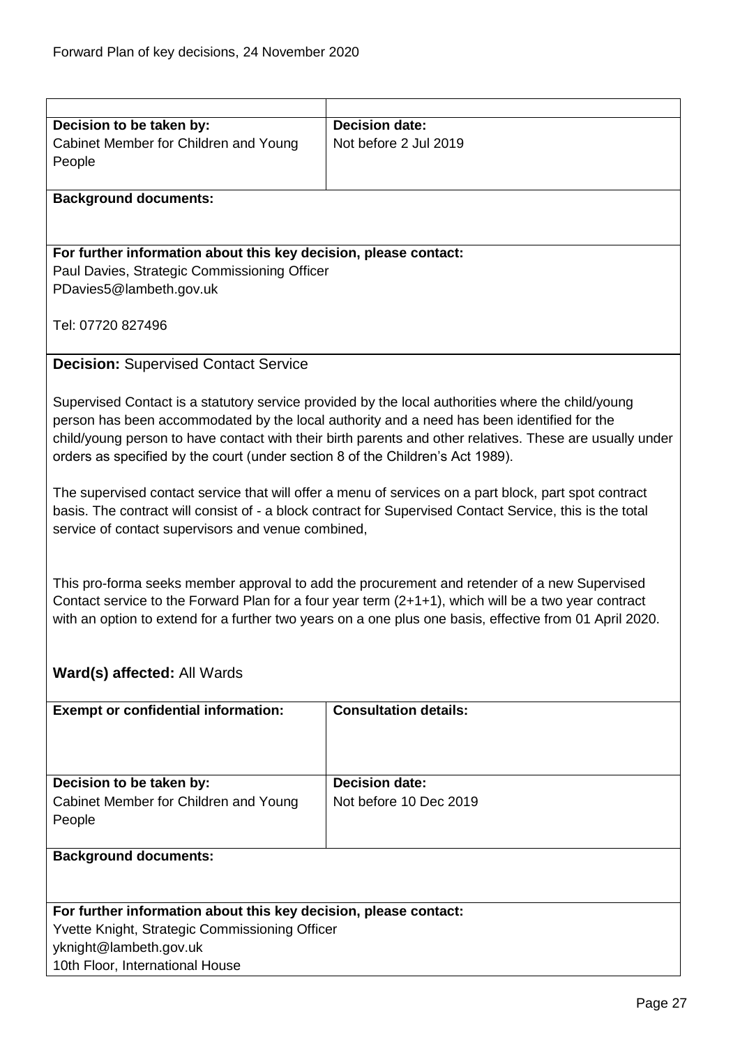| | |
|---|---|
| **Decision to be taken by:**<br>Cabinet Member for Children and Young People | **Decision date:**<br>Not before 2 Jul 2019 |

**Background documents:**

**For further information about this key decision, please contact:**
Paul Davies, Strategic Commissioning Officer
PDavies5@lambeth.gov.uk

Tel: 07720 827496

**Decision:** Supervised Contact Service

Supervised Contact is a statutory service provided by the local authorities where the child/young person has been accommodated by the local authority and a need has been identified for the child/young person to have contact with their birth parents and other relatives. These are usually under orders as specified by the court (under section 8 of the Children's Act 1989).

The supervised contact service that will offer a menu of services on a part block, part spot contract basis. The contract will consist of - a block contract for Supervised Contact Service, this is the total service of contact supervisors and venue combined,

This pro-forma seeks member approval to add the procurement and retender of a new Supervised Contact service to the Forward Plan for a four year term (2+1+1), which will be a two year contract with an option to extend for a further two years on a one plus one basis, effective from 01 April 2020.

**Ward(s) affected:** All Wards

| | |
|---|---|
| **Exempt or confidential information:** | **Consultation details:** |
| **Decision to be taken by:**<br>Cabinet Member for Children and Young People | **Decision date:**<br>Not before 10 Dec 2019 |

**Background documents:**

**For further information about this key decision, please contact:**
Yvette Knight, Strategic Commissioning Officer
yknight@lambeth.gov.uk
10th Floor, International House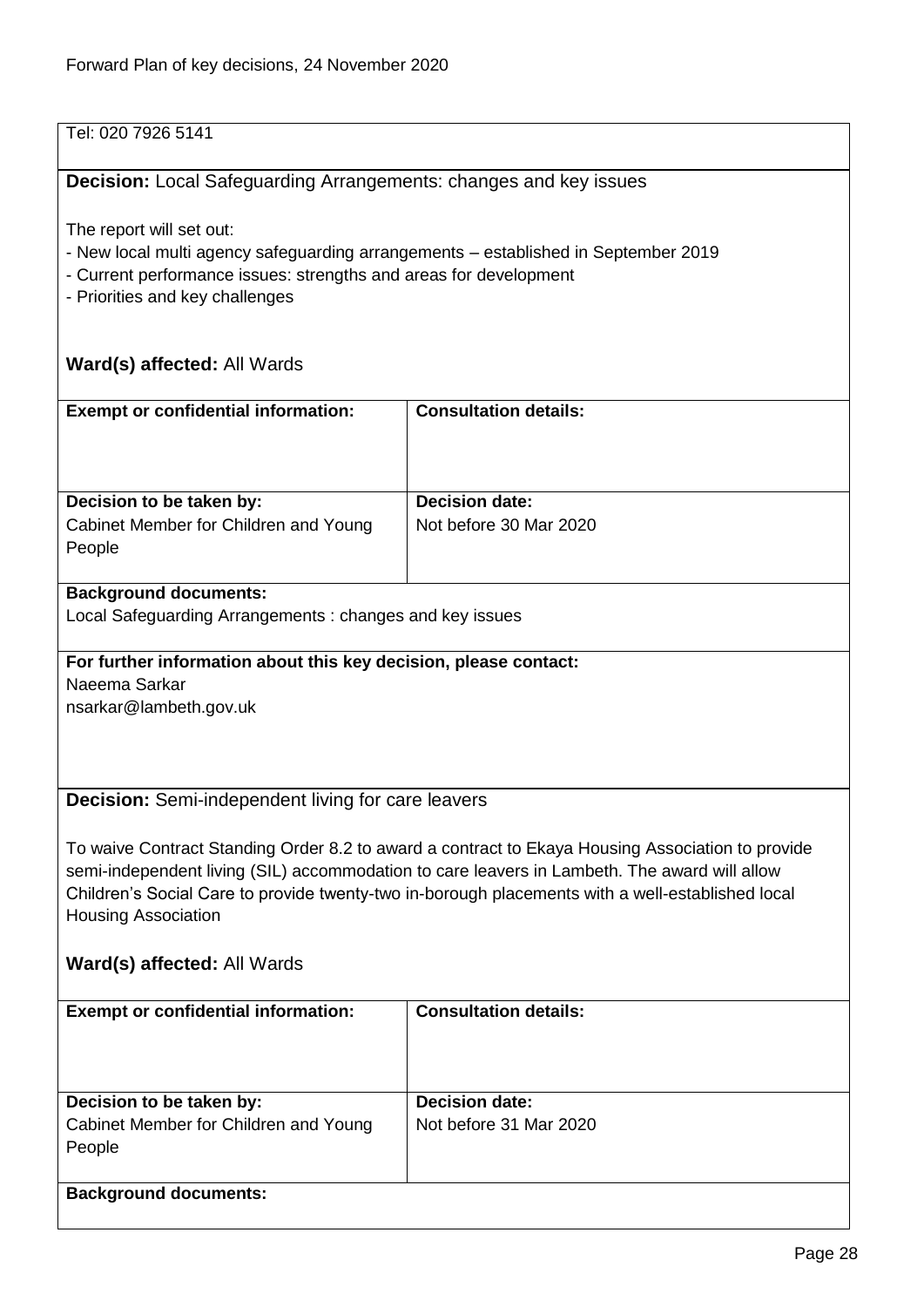Tel: 020 7926 5141

**Decision:** Local Safeguarding Arrangements: changes and key issues

The report will set out:
- New local multi agency safeguarding arrangements – established in September 2019
- Current performance issues: strengths and areas for development
- Priorities and key challenges

**Ward(s) affected:** All Wards

| **Exempt or confidential information:** | **Consultation details:** |
|---|---|
| **Decision to be taken by:**<br>Cabinet Member for Children and Young People | **Decision date:**<br>Not before 30 Mar 2020 |

**Background documents:**
Local Safeguarding Arrangements : changes and key issues

**For further information about this key decision, please contact:**
Naeema Sarkar
nsarkar@lambeth.gov.uk

**Decision:** Semi-independent living for care leavers

To waive Contract Standing Order 8.2 to award a contract to Ekaya Housing Association to provide semi-independent living (SIL) accommodation to care leavers in Lambeth. The award will allow Children's Social Care to provide twenty-two in-borough placements with a well-established local Housing Association

**Ward(s) affected:** All Wards

| **Exempt or confidential information:** | **Consultation details:** |
|---|---|
| **Decision to be taken by:**<br>Cabinet Member for Children and Young People | **Decision date:**<br>Not before 31 Mar 2020 |

**Background documents:**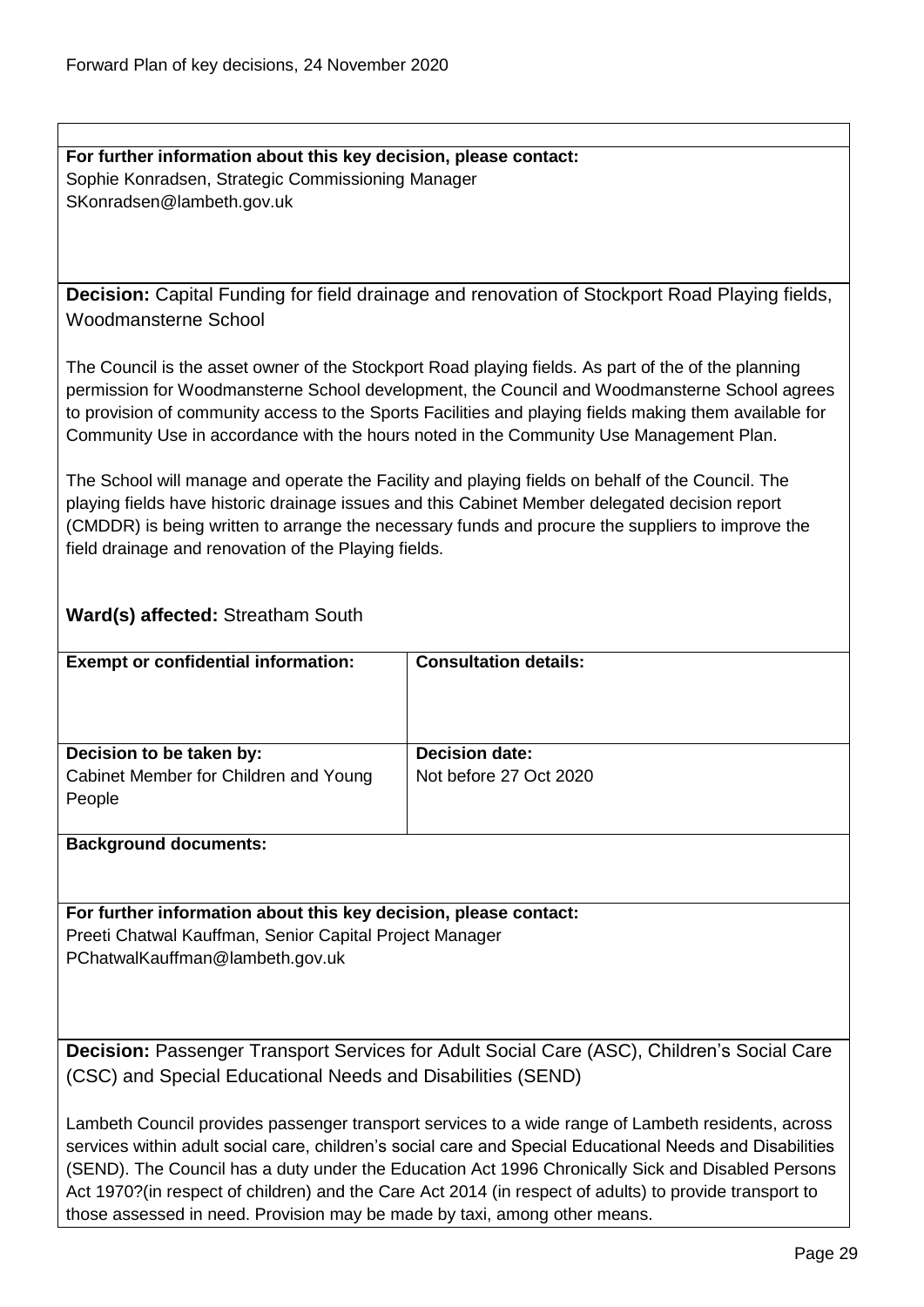**For further information about this key decision, please contact:**
Sophie Konradsen, Strategic Commissioning Manager
SKonradsen@lambeth.gov.uk

**Decision:** Capital Funding for field drainage and renovation of Stockport Road Playing fields, Woodmansterne School

The Council is the asset owner of the Stockport Road playing fields. As part of the of the planning permission for Woodmansterne School development, the Council and Woodmansterne School agrees to provision of community access to the Sports Facilities and playing fields making them available for Community Use in accordance with the hours noted in the Community Use Management Plan.

The School will manage and operate the Facility and playing fields on behalf of the Council. The playing fields have historic drainage issues and this Cabinet Member delegated decision report (CMDDR) is being written to arrange the necessary funds and procure the suppliers to improve the field drainage and renovation of the Playing fields.

**Ward(s) affected:** Streatham South

| **Exempt or confidential information:** | **Consultation details:** |
|---|---|
| **Decision to be taken by:** Cabinet Member for Children and Young People | **Decision date:** Not before 27 Oct 2020 |

**Background documents:**

**For further information about this key decision, please contact:**
Preeti Chatwal Kauffman, Senior Capital Project Manager
PChatwalKauffman@lambeth.gov.uk

**Decision:** Passenger Transport Services for Adult Social Care (ASC), Children's Social Care (CSC) and Special Educational Needs and Disabilities (SEND)

Lambeth Council provides passenger transport services to a wide range of Lambeth residents, across services within adult social care, children's social care and Special Educational Needs and Disabilities (SEND). The Council has a duty under the Education Act 1996 Chronically Sick and Disabled Persons Act 1970?(in respect of children) and the Care Act 2014 (in respect of adults) to provide transport to those assessed in need. Provision may be made by taxi, among other means.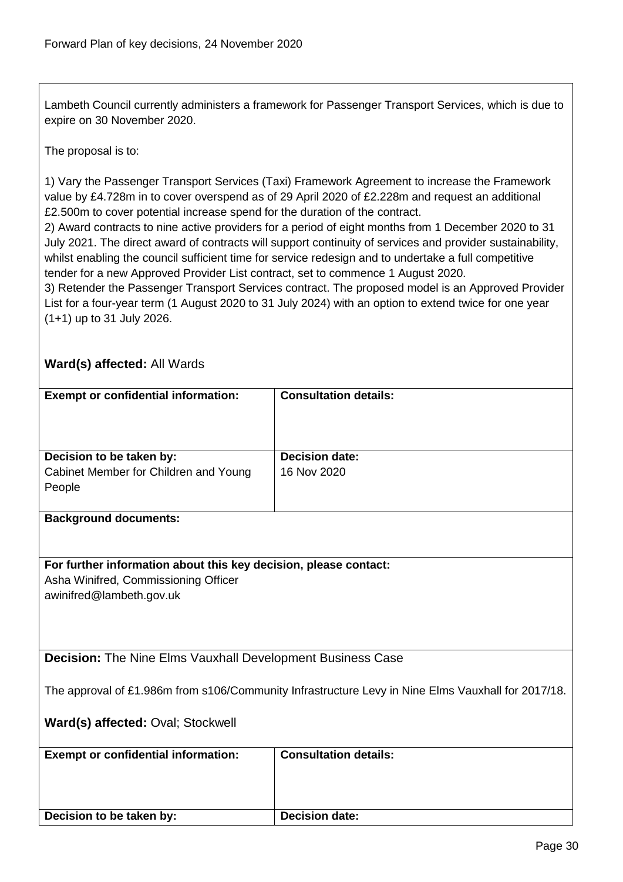Lambeth Council currently administers a framework for Passenger Transport Services, which is due to expire on 30 November 2020.

The proposal is to:

1) Vary the Passenger Transport Services (Taxi) Framework Agreement to increase the Framework value by £4.728m in to cover overspend as of 29 April 2020 of £2.228m and request an additional £2.500m to cover potential increase spend for the duration of the contract.
2) Award contracts to nine active providers for a period of eight months from 1 December 2020 to 31 July 2021. The direct award of contracts will support continuity of services and provider sustainability, whilst enabling the council sufficient time for service redesign and to undertake a full competitive tender for a new Approved Provider List contract, set to commence 1 August 2020.
3) Retender the Passenger Transport Services contract. The proposed model is an Approved Provider List for a four-year term (1 August 2020 to 31 July 2024) with an option to extend twice for one year (1+1) up to 31 July 2026.

**Ward(s) affected:** All Wards

| **Exempt or confidential information:** | **Consultation details:** |
|---|---|
| **Decision to be taken by:** Cabinet Member for Children and Young People | **Decision date:** 16 Nov 2020 |

**Background documents:**

**For further information about this key decision, please contact:**
Asha Winifred, Commissioning Officer
awinifred@lambeth.gov.uk

**Decision:** The Nine Elms Vauxhall Development Business Case

The approval of £1.986m from s106/Community Infrastructure Levy in Nine Elms Vauxhall for 2017/18.

**Ward(s) affected:** Oval; Stockwell

| **Exempt or confidential information:** | **Consultation details:** |
|---|---|
| **Decision to be taken by:** | **Decision date:** |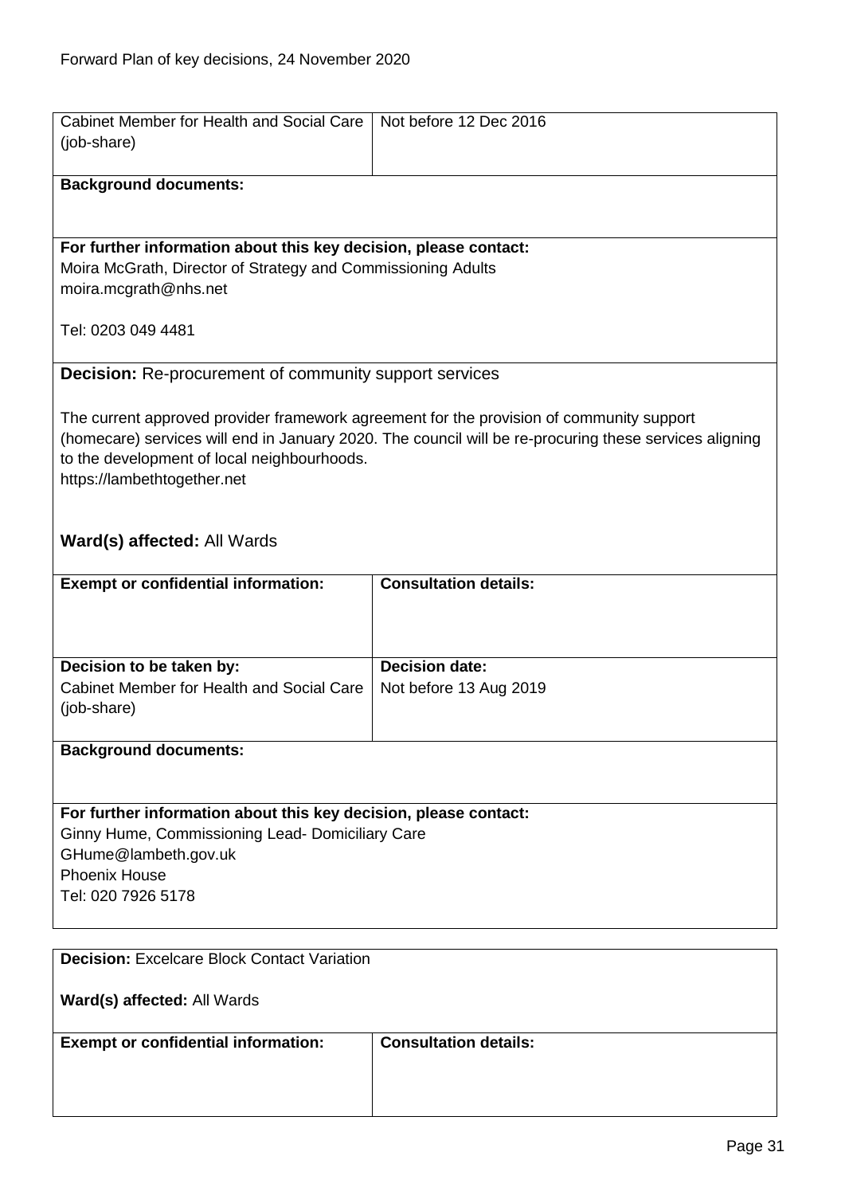| Cabinet Member for Health and Social Care (job-share) | Not before 12 Dec 2016 |
|---|---|

**Background documents:**

**For further information about this key decision, please contact:**
Moira McGrath, Director of Strategy and Commissioning Adults
moira.mcgrath@nhs.net

Tel: 0203 049 4481

**Decision:** Re-procurement of community support services

The current approved provider framework agreement for the provision of community support (homecare) services will end in January 2020. The council will be re-procuring these services aligning to the development of local neighbourhoods.
https://lambethtogether.net

**Ward(s) affected:** All Wards

| **Exempt or confidential information:** | **Consultation details:** |
|---|---|
| | |

| **Decision to be taken by:** | **Decision date:** |
|---|---|
| Cabinet Member for Health and Social Care (job-share) | Not before 13 Aug 2019 |

**Background documents:**

**For further information about this key decision, please contact:**
Ginny Hume, Commissioning Lead- Domiciliary Care
GHume@lambeth.gov.uk
Phoenix House
Tel: 020 7926 5178

**Decision:** Excelcare Block Contact Variation

**Ward(s) affected:** All Wards

| **Exempt or confidential information:** | **Consultation details:** |
|---|---|
| | |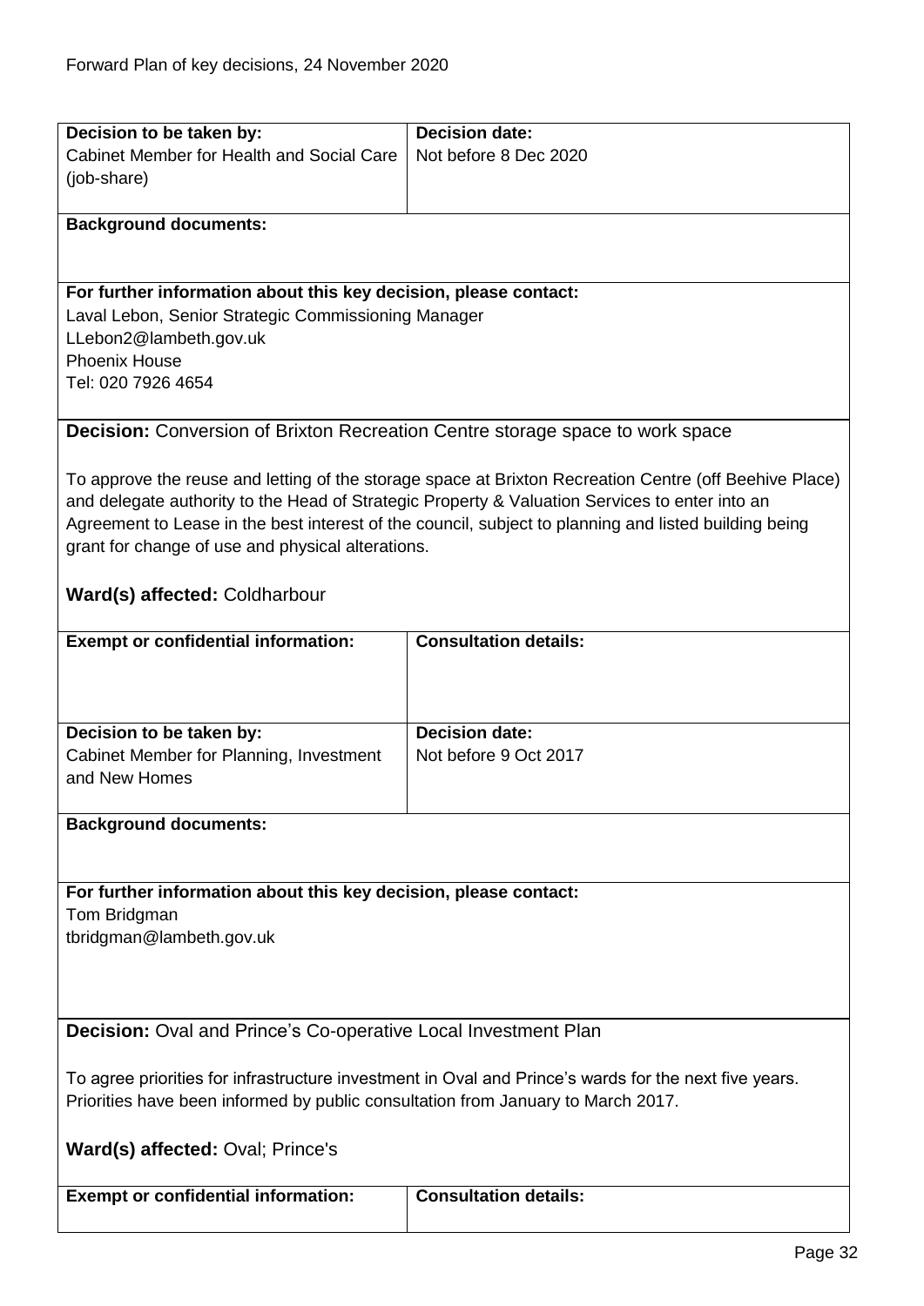| Decision to be taken by: | Decision date: |
|---|---|
| Cabinet Member for Health and Social Care (job-share) | Not before 8 Dec 2020 |

**Background documents:**

**For further information about this key decision, please contact:**
Laval Lebon, Senior Strategic Commissioning Manager
LLebon2@lambeth.gov.uk
Phoenix House
Tel: 020 7926 4654

**Decision:** Conversion of Brixton Recreation Centre storage space to work space

To approve the reuse and letting of the storage space at Brixton Recreation Centre (off Beehive Place) and delegate authority to the Head of Strategic Property & Valuation Services to enter into an Agreement to Lease in the best interest of the council, subject to planning and listed building being grant for change of use and physical alterations.

**Ward(s) affected:** Coldharbour

| Exempt or confidential information: | Consultation details: |
|---|---|
| | |

| Decision to be taken by: | Decision date: |
|---|---|
| Cabinet Member for Planning, Investment and New Homes | Not before 9 Oct 2017 |

**Background documents:**

**For further information about this key decision, please contact:**
Tom Bridgman
tbridgman@lambeth.gov.uk

**Decision:** Oval and Prince's Co-operative Local Investment Plan

To agree priorities for infrastructure investment in Oval and Prince's wards for the next five years. Priorities have been informed by public consultation from January to March 2017.

**Ward(s) affected:** Oval; Prince's

| Exempt or confidential information: | Consultation details: |
|---|---|
| | |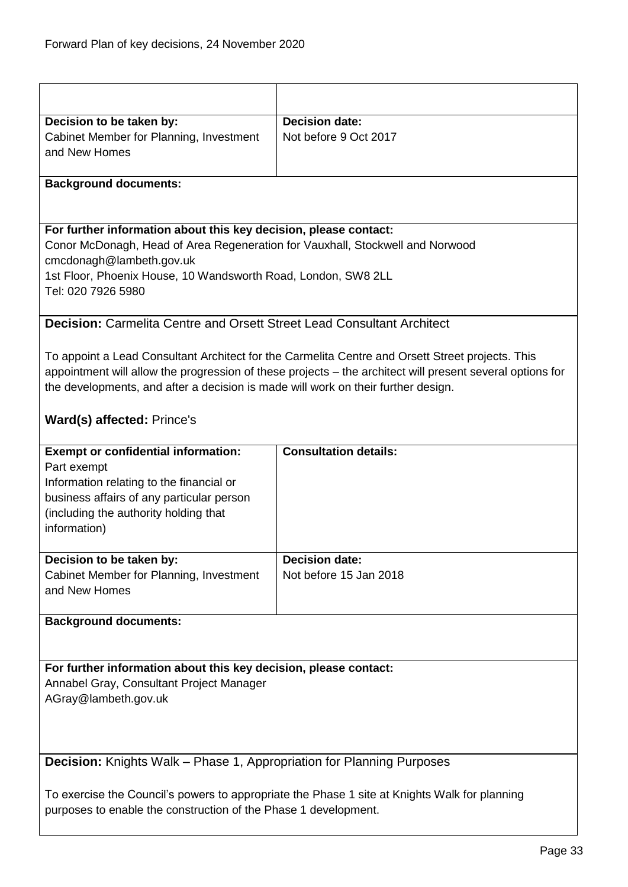| | |
|---|---|
| **Decision to be taken by:**<br>Cabinet Member for Planning, Investment and New Homes | **Decision date:**<br>Not before 9 Oct 2017 |

**Background documents:**

**For further information about this key decision, please contact:**
Conor McDonagh, Head of Area Regeneration for Vauxhall, Stockwell and Norwood
cmcdonagh@lambeth.gov.uk
1st Floor, Phoenix House, 10 Wandsworth Road, London, SW8 2LL
Tel: 020 7926 5980

**Decision:** Carmelita Centre and Orsett Street Lead Consultant Architect

To appoint a Lead Consultant Architect for the Carmelita Centre and Orsett Street projects. This appointment will allow the progression of these projects – the architect will present several options for the developments, and after a decision is made will work on their further design.

**Ward(s) affected:** Prince's

| | |
|---|---|
| **Exempt or confidential information:**<br>Part exempt<br>Information relating to the financial or business affairs of any particular person (including the authority holding that information) | **Consultation details:** |
| **Decision to be taken by:**<br>Cabinet Member for Planning, Investment and New Homes | **Decision date:**<br>Not before 15 Jan 2018 |

**Background documents:**

**For further information about this key decision, please contact:**
Annabel Gray, Consultant Project Manager
AGray@lambeth.gov.uk

**Decision:** Knights Walk – Phase 1, Appropriation for Planning Purposes

To exercise the Council's powers to appropriate the Phase 1 site at Knights Walk for planning purposes to enable the construction of the Phase 1 development.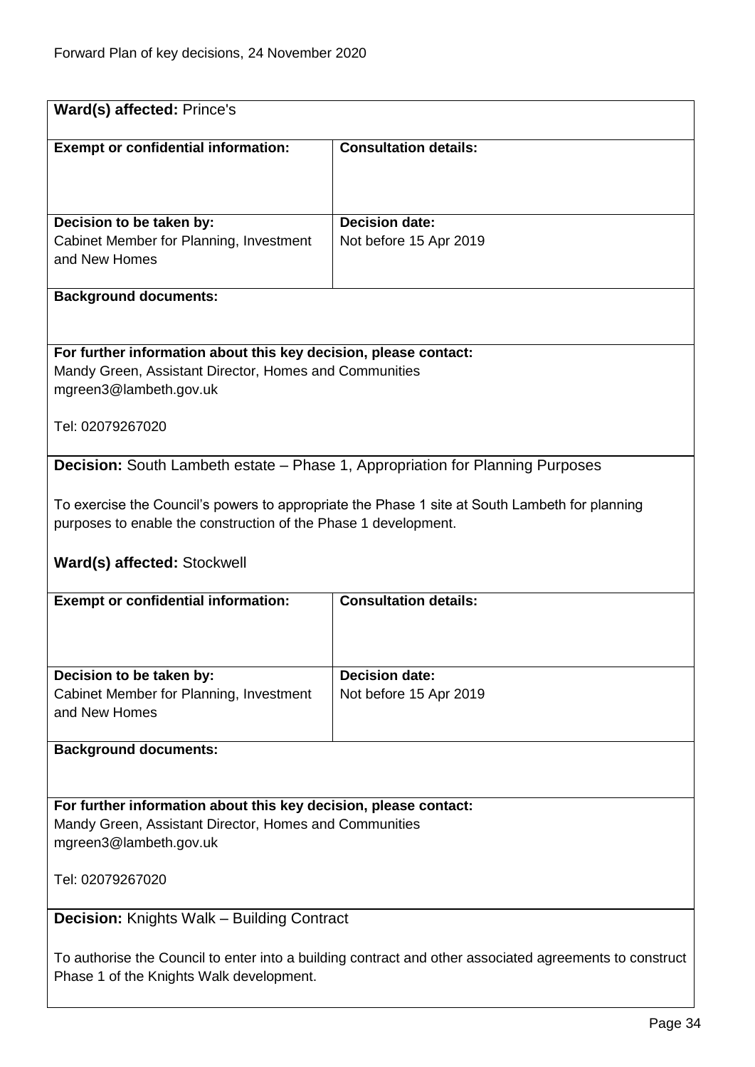**Ward(s) affected:** Prince's

| **Exempt or confidential information:** | **Consultation details:** |
| --- | --- |
| **Decision to be taken by:** Cabinet Member for Planning, Investment and New Homes | **Decision date:** Not before 15 Apr 2019 |

**Background documents:**

**For further information about this key decision, please contact:**
Mandy Green, Assistant Director, Homes and Communities
mgreen3@lambeth.gov.uk

Tel: 02079267020

**Decision:** South Lambeth estate – Phase 1, Appropriation for Planning Purposes

To exercise the Council's powers to appropriate the Phase 1 site at South Lambeth for planning purposes to enable the construction of the Phase 1 development.

**Ward(s) affected:** Stockwell

| **Exempt or confidential information:** | **Consultation details:** |
| --- | --- |
| **Decision to be taken by:** Cabinet Member for Planning, Investment and New Homes | **Decision date:** Not before 15 Apr 2019 |

**Background documents:**

**For further information about this key decision, please contact:**
Mandy Green, Assistant Director, Homes and Communities
mgreen3@lambeth.gov.uk

Tel: 02079267020

**Decision:** Knights Walk – Building Contract

To authorise the Council to enter into a building contract and other associated agreements to construct Phase 1 of the Knights Walk development.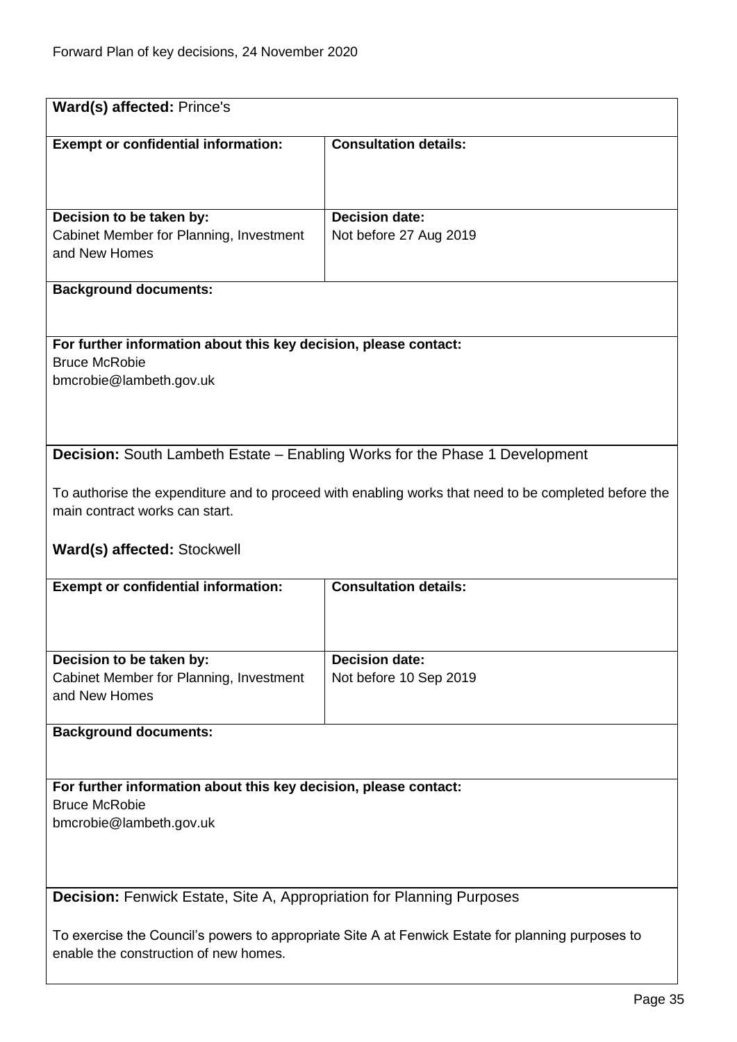**Ward(s) affected:** Prince's

| **Exempt or confidential information:** | **Consultation details:** |
|---|---|
| | |
| **Decision to be taken by:**<br>Cabinet Member for Planning, Investment and New Homes | **Decision date:**<br>Not before 27 Aug 2019 |

**Background documents:**

**For further information about this key decision, please contact:**
Bruce McRobie
bmcrobie@lambeth.gov.uk

**Decision:** South Lambeth Estate – Enabling Works for the Phase 1 Development

To authorise the expenditure and to proceed with enabling works that need to be completed before the main contract works can start.

**Ward(s) affected:** Stockwell

| **Exempt or confidential information:** | **Consultation details:** |
|---|---|
| | |
| **Decision to be taken by:**<br>Cabinet Member for Planning, Investment and New Homes | **Decision date:**<br>Not before 10 Sep 2019 |

**Background documents:**

**For further information about this key decision, please contact:**
Bruce McRobie
bmcrobie@lambeth.gov.uk

**Decision:** Fenwick Estate, Site A, Appropriation for Planning Purposes

To exercise the Council's powers to appropriate Site A at Fenwick Estate for planning purposes to enable the construction of new homes.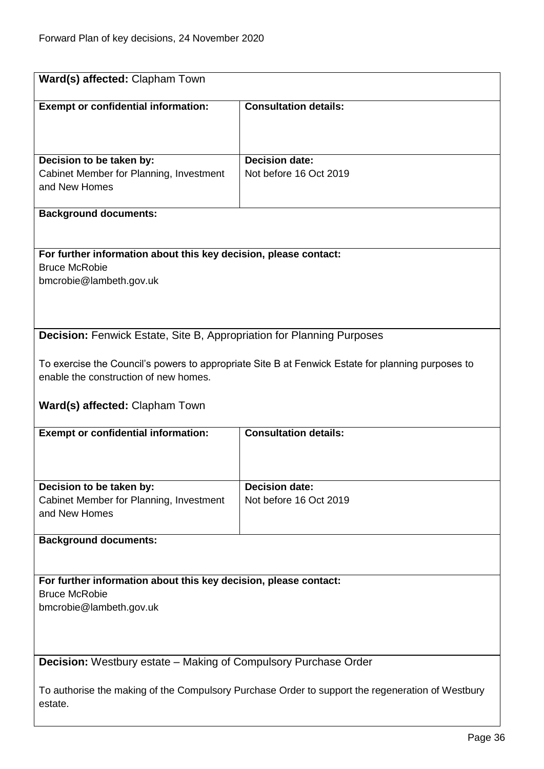**Ward(s) affected:** Clapham Town

| **Exempt or confidential information:** | **Consultation details:** |
| --- | --- |
| | |
| **Decision to be taken by:** Cabinet Member for Planning, Investment and New Homes | **Decision date:** Not before 16 Oct 2019 |

**Background documents:**

**For further information about this key decision, please contact:**
Bruce McRobie
bmcrobie@lambeth.gov.uk

**Decision:** Fenwick Estate, Site B, Appropriation for Planning Purposes

To exercise the Council's powers to appropriate Site B at Fenwick Estate for planning purposes to enable the construction of new homes.

**Ward(s) affected:** Clapham Town

| **Exempt or confidential information:** | **Consultation details:** |
| --- | --- |
| | |
| **Decision to be taken by:** Cabinet Member for Planning, Investment and New Homes | **Decision date:** Not before 16 Oct 2019 |

**Background documents:**

**For further information about this key decision, please contact:**
Bruce McRobie
bmcrobie@lambeth.gov.uk

**Decision:** Westbury estate – Making of Compulsory Purchase Order

To authorise the making of the Compulsory Purchase Order to support the regeneration of Westbury estate.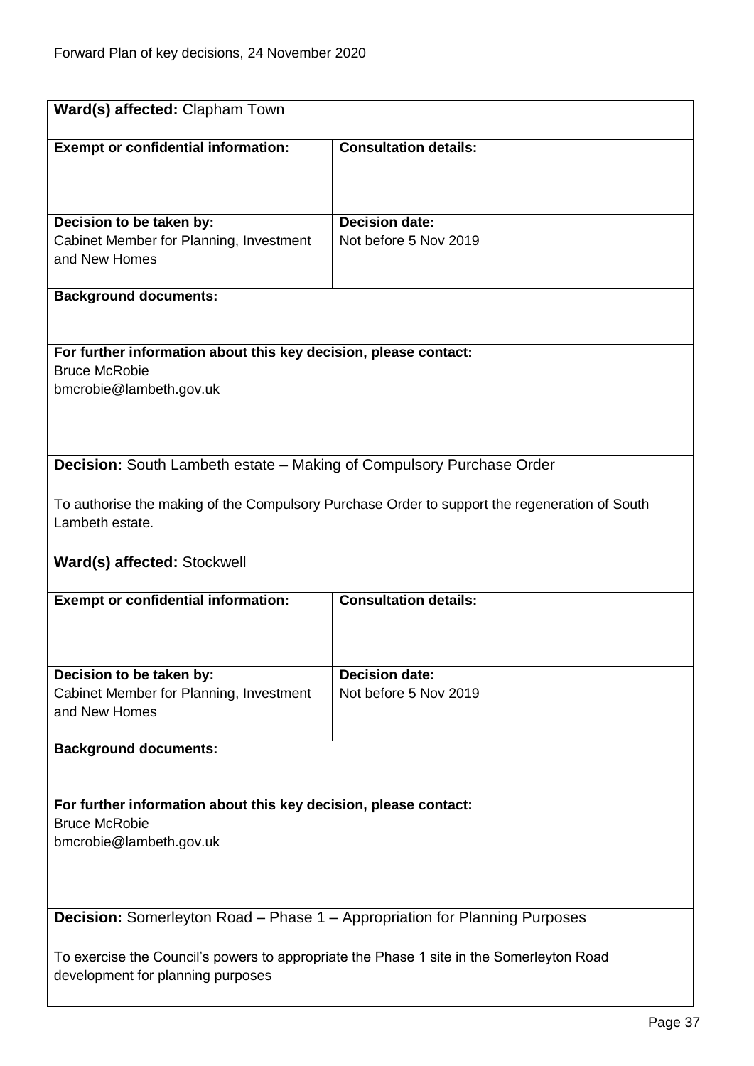**Ward(s) affected:** Clapham Town

| **Exempt or confidential information:** | **Consultation details:** |
| --- | --- |
| | |
| **Decision to be taken by:** Cabinet Member for Planning, Investment and New Homes | **Decision date:** Not before 5 Nov 2019 |

**Background documents:**

**For further information about this key decision, please contact:**
Bruce McRobie
bmcrobie@lambeth.gov.uk

**Decision:** South Lambeth estate – Making of Compulsory Purchase Order

To authorise the making of the Compulsory Purchase Order to support the regeneration of South Lambeth estate.

**Ward(s) affected:** Stockwell

| **Exempt or confidential information:** | **Consultation details:** |
| --- | --- |
| | |
| **Decision to be taken by:** Cabinet Member for Planning, Investment and New Homes | **Decision date:** Not before 5 Nov 2019 |

**Background documents:**

**For further information about this key decision, please contact:**
Bruce McRobie
bmcrobie@lambeth.gov.uk

**Decision:** Somerleyton Road – Phase 1 – Appropriation for Planning Purposes

To exercise the Council's powers to appropriate the Phase 1 site in the Somerleyton Road development for planning purposes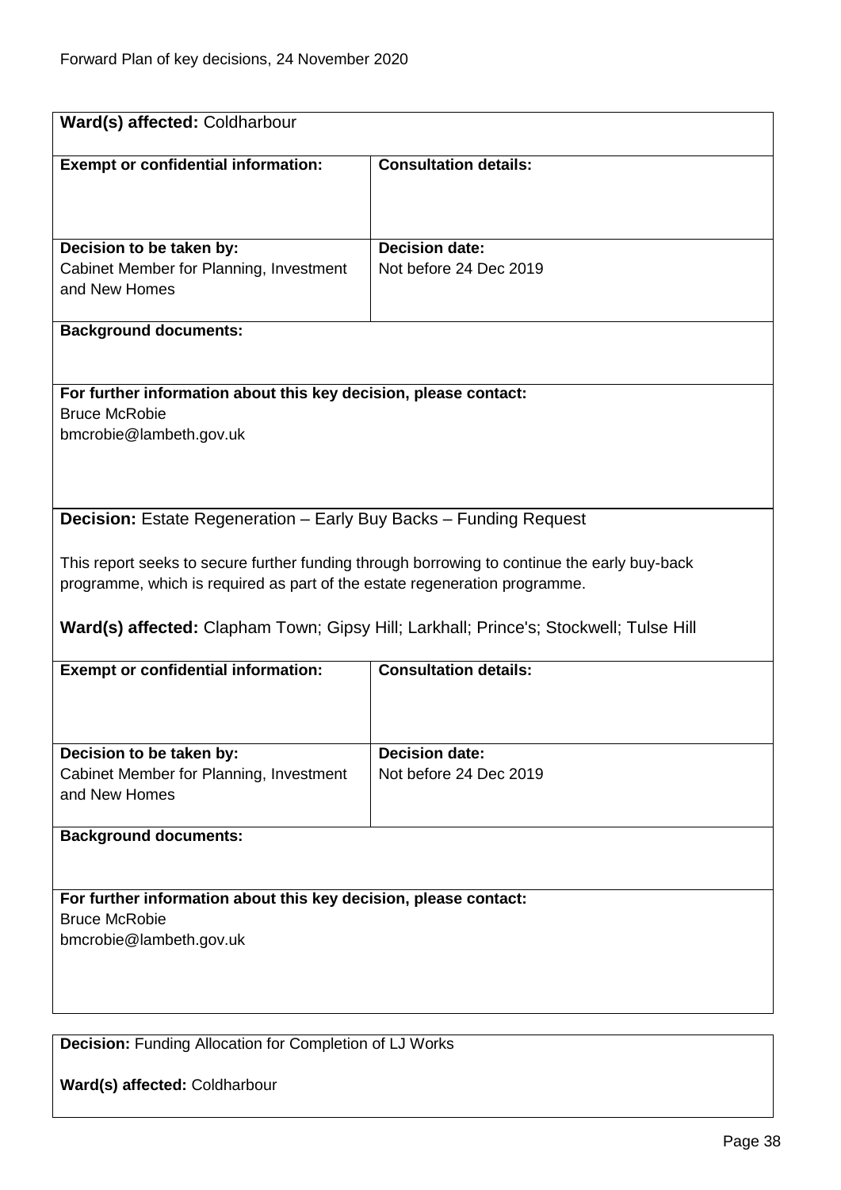**Ward(s) affected:** Coldharbour

| **Exempt or confidential information:** | **Consultation details:** |
|---|---|
| | |
| **Decision to be taken by:**<br>Cabinet Member for Planning, Investment and New Homes | **Decision date:**<br>Not before 24 Dec 2019 |

**Background documents:**

**For further information about this key decision, please contact:**
Bruce McRobie
bmcrobie@lambeth.gov.uk

**Decision:** Estate Regeneration – Early Buy Backs – Funding Request

This report seeks to secure further funding through borrowing to continue the early buy-back programme, which is required as part of the estate regeneration programme.

**Ward(s) affected:** Clapham Town; Gipsy Hill; Larkhall; Prince's; Stockwell; Tulse Hill

| **Exempt or confidential information:** | **Consultation details:** |
|---|---|
| | |
| **Decision to be taken by:**<br>Cabinet Member for Planning, Investment and New Homes | **Decision date:**<br>Not before 24 Dec 2019 |

**Background documents:**

**For further information about this key decision, please contact:**
Bruce McRobie
bmcrobie@lambeth.gov.uk

**Decision:** Funding Allocation for Completion of LJ Works

**Ward(s) affected:** Coldharbour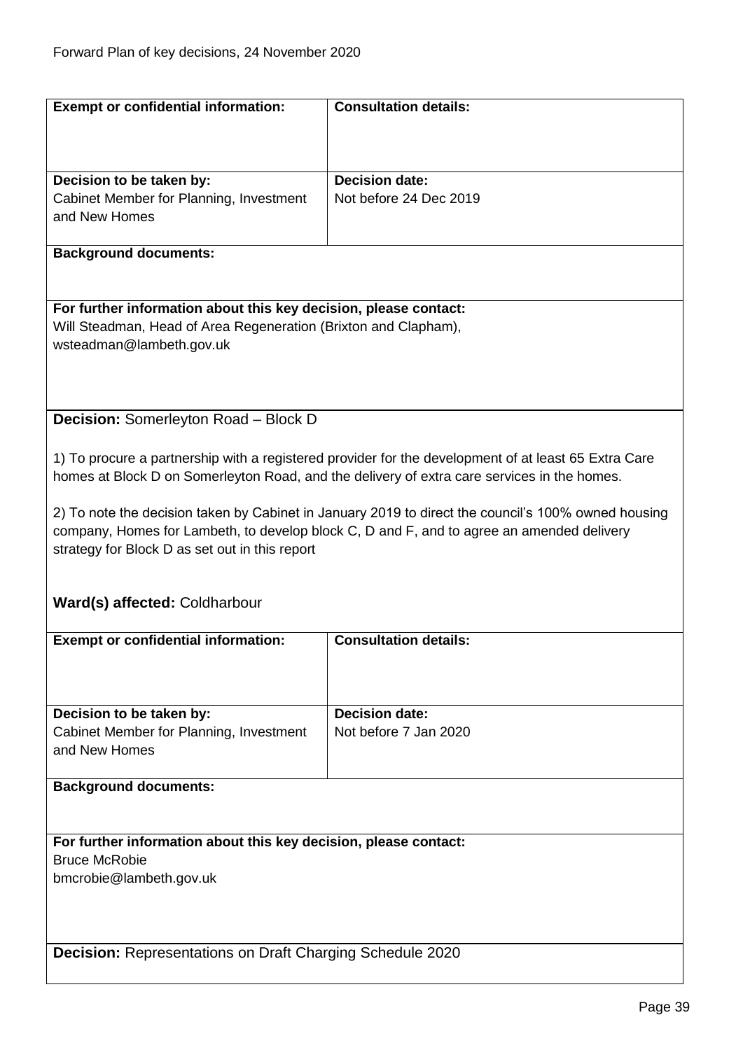| **Exempt or confidential information:** | **Consultation details:** |
|---|---|
| **Decision to be taken by:**<br>Cabinet Member for Planning, Investment and New Homes | **Decision date:**<br>Not before 24 Dec 2019 |

**Background documents:**

**For further information about this key decision, please contact:**
Will Steadman, Head of Area Regeneration (Brixton and Clapham),
wsteadman@lambeth.gov.uk

**Decision:** Somerleyton Road – Block D

1) To procure a partnership with a registered provider for the development of at least 65 Extra Care homes at Block D on Somerleyton Road, and the delivery of extra care services in the homes.

2) To note the decision taken by Cabinet in January 2019 to direct the council's 100% owned housing company, Homes for Lambeth, to develop block C, D and F, and to agree an amended delivery strategy for Block D as set out in this report

**Ward(s) affected:** Coldharbour

| **Exempt or confidential information:** | **Consultation details:** |
|---|---|
| **Decision to be taken by:**<br>Cabinet Member for Planning, Investment and New Homes | **Decision date:**<br>Not before 7 Jan 2020 |

**Background documents:**

**For further information about this key decision, please contact:**
Bruce McRobie
bmcrobie@lambeth.gov.uk

**Decision:** Representations on Draft Charging Schedule 2020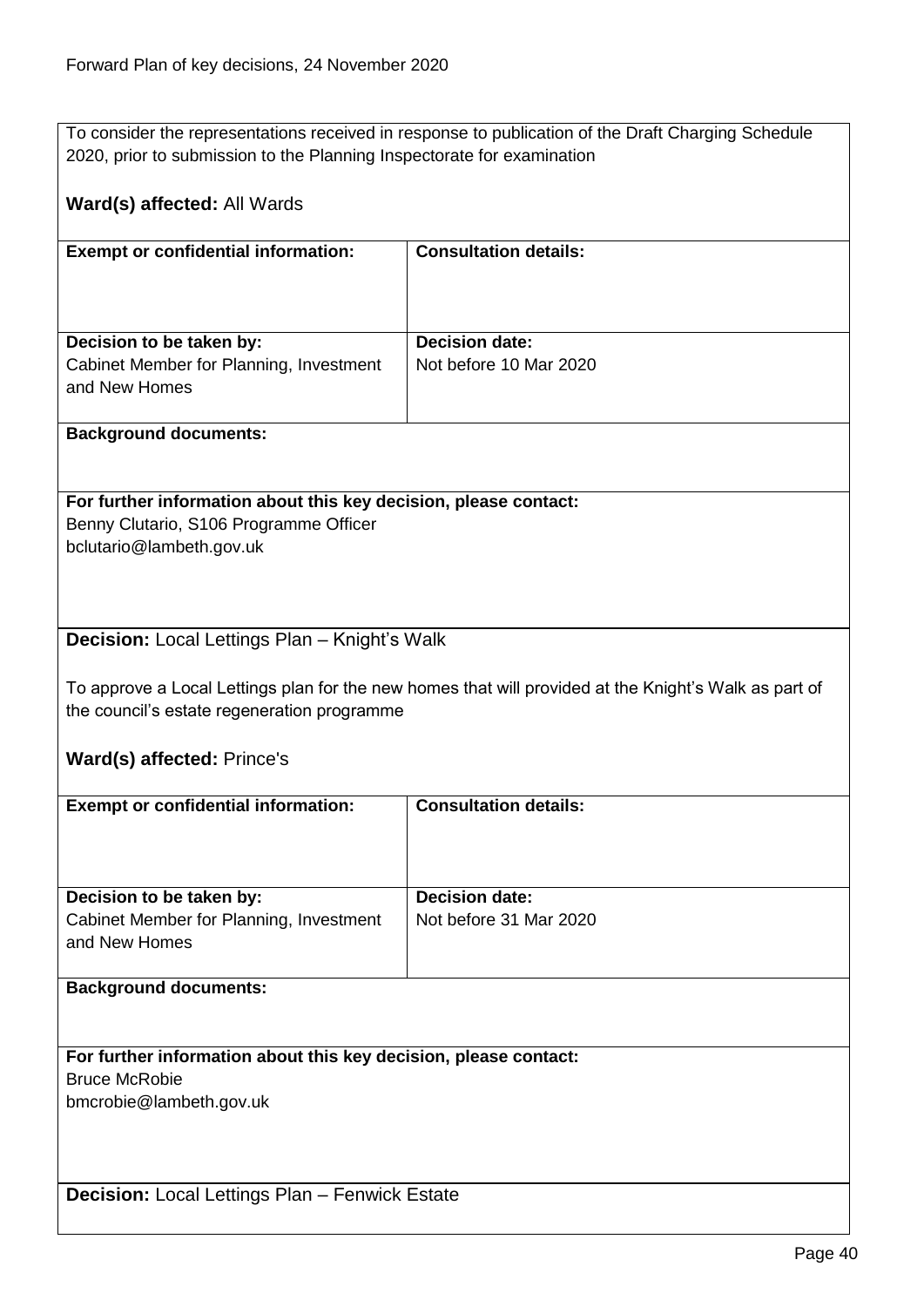To consider the representations received in response to publication of the Draft Charging Schedule 2020, prior to submission to the Planning Inspectorate for examination

**Ward(s) affected:** All Wards

| **Exempt or confidential information:** | **Consultation details:** |
|---|---|
| **Decision to be taken by:** Cabinet Member for Planning, Investment and New Homes | **Decision date:** Not before 10 Mar 2020 |

**Background documents:**

**For further information about this key decision, please contact:**
Benny Clutario, S106 Programme Officer
bclutario@lambeth.gov.uk

**Decision:** Local Lettings Plan – Knight's Walk

To approve a Local Lettings plan for the new homes that will provided at the Knight's Walk as part of the council's estate regeneration programme

**Ward(s) affected:** Prince's

| **Exempt or confidential information:** | **Consultation details:** |
|---|---|
| **Decision to be taken by:** Cabinet Member for Planning, Investment and New Homes | **Decision date:** Not before 31 Mar 2020 |

**Background documents:**

**For further information about this key decision, please contact:**
Bruce McRobie
bmcrobie@lambeth.gov.uk

**Decision:** Local Lettings Plan – Fenwick Estate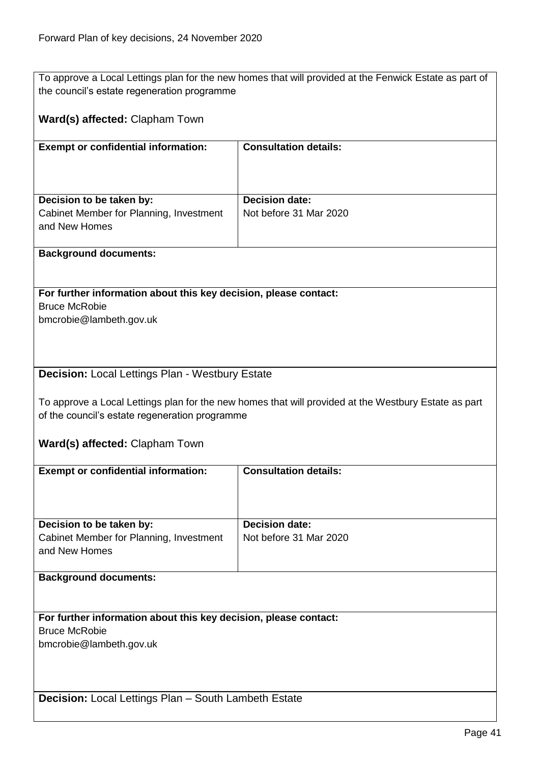To approve a Local Lettings plan for the new homes that will provided at the Fenwick Estate as part of the council's estate regeneration programme

**Ward(s) affected:** Clapham Town

| **Exempt or confidential information:** | **Consultation details:** |
|---|---|
| | |
| **Decision to be taken by:** Cabinet Member for Planning, Investment and New Homes | **Decision date:** Not before 31 Mar 2020 |

**Background documents:**

**For further information about this key decision, please contact:**
Bruce McRobie
bmcrobie@lambeth.gov.uk

**Decision:** Local Lettings Plan - Westbury Estate

To approve a Local Lettings plan for the new homes that will provided at the Westbury Estate as part of the council's estate regeneration programme

**Ward(s) affected:** Clapham Town

| **Exempt or confidential information:** | **Consultation details:** |
|---|---|
| | |
| **Decision to be taken by:** Cabinet Member for Planning, Investment and New Homes | **Decision date:** Not before 31 Mar 2020 |

**Background documents:**

**For further information about this key decision, please contact:**
Bruce McRobie
bmcrobie@lambeth.gov.uk

**Decision:** Local Lettings Plan – South Lambeth Estate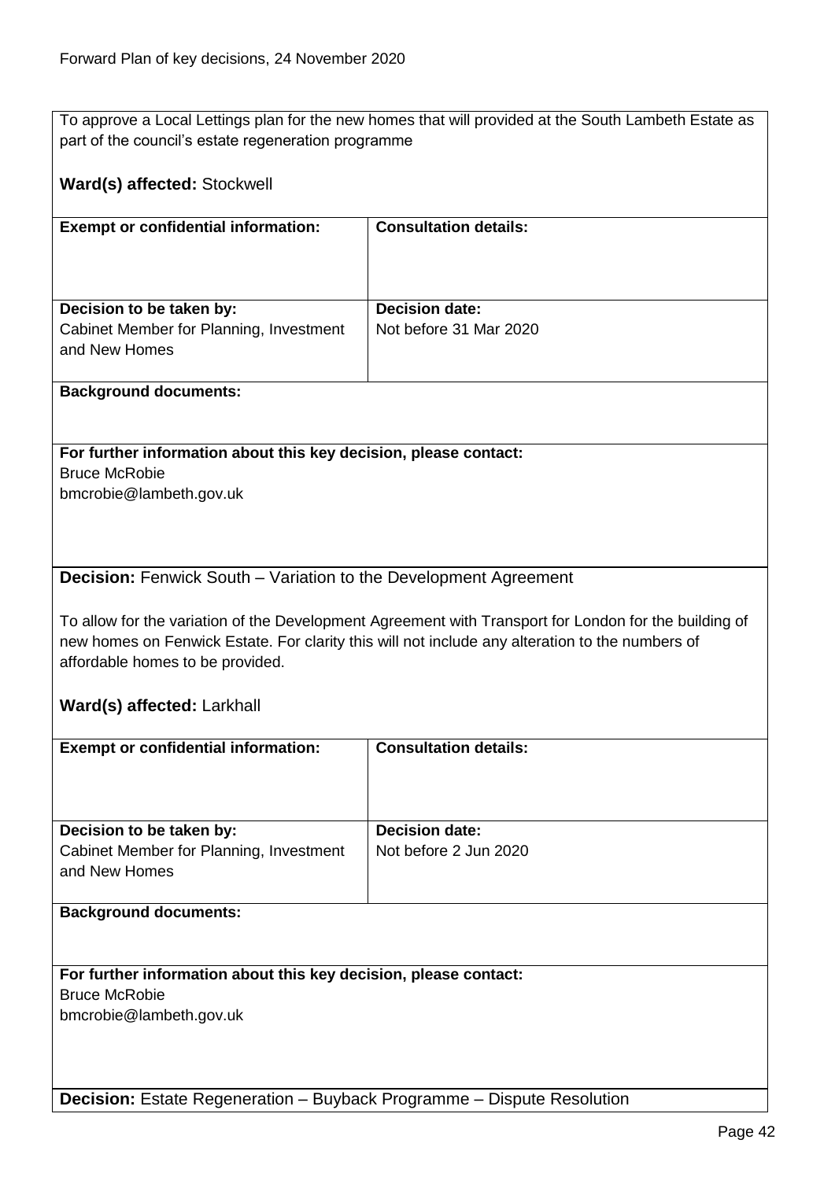To approve a Local Lettings plan for the new homes that will provided at the South Lambeth Estate as part of the council's estate regeneration programme

**Ward(s) affected:** Stockwell

| **Exempt or confidential information:** | **Consultation details:** |
|---|---|
| | |
| **Decision to be taken by:** Cabinet Member for Planning, Investment and New Homes | **Decision date:** Not before 31 Mar 2020 |

**Background documents:**

**For further information about this key decision, please contact:**
Bruce McRobie
bmcrobie@lambeth.gov.uk

**Decision:** Fenwick South – Variation to the Development Agreement

To allow for the variation of the Development Agreement with Transport for London for the building of new homes on Fenwick Estate. For clarity this will not include any alteration to the numbers of affordable homes to be provided.

**Ward(s) affected:** Larkhall

| **Exempt or confidential information:** | **Consultation details:** |
|---|---|
| | |
| **Decision to be taken by:** Cabinet Member for Planning, Investment and New Homes | **Decision date:** Not before 2 Jun 2020 |

**Background documents:**

**For further information about this key decision, please contact:**
Bruce McRobie
bmcrobie@lambeth.gov.uk

**Decision:** Estate Regeneration – Buyback Programme – Dispute Resolution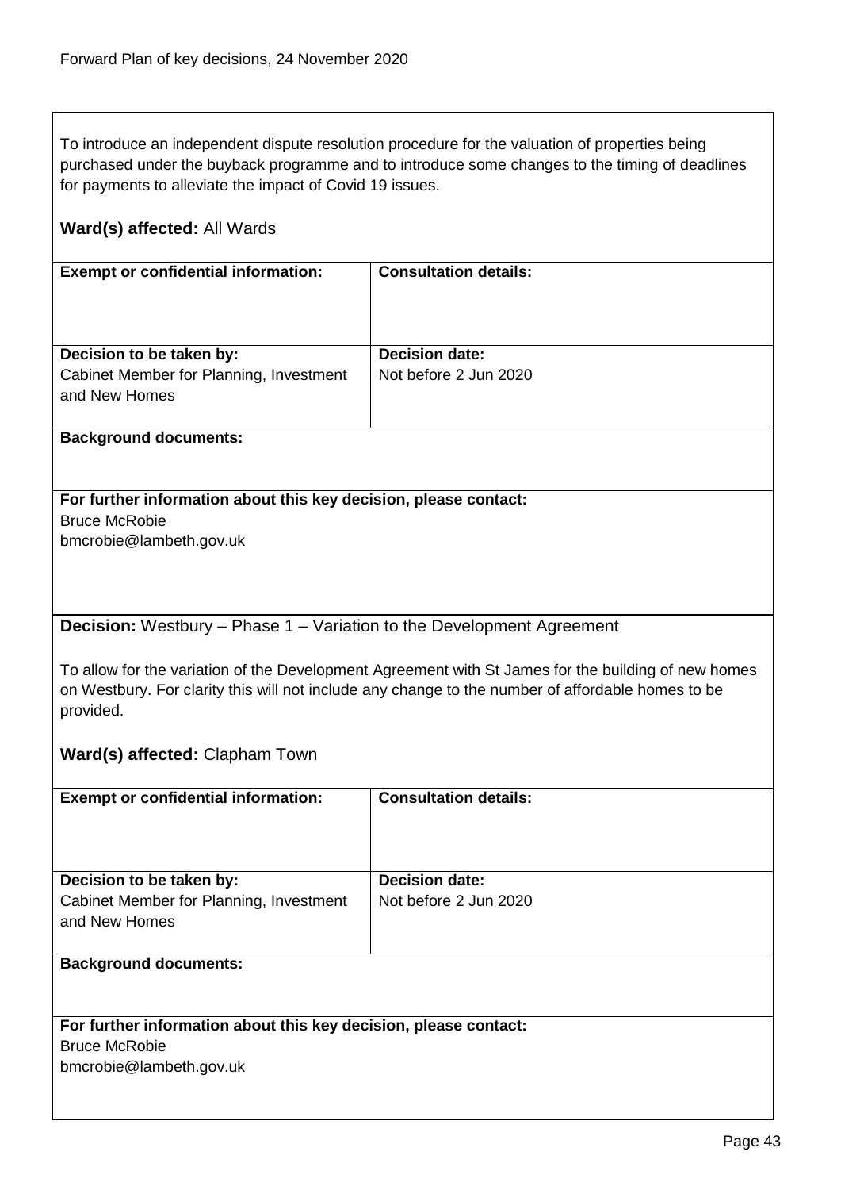To introduce an independent dispute resolution procedure for the valuation of properties being purchased under the buyback programme and to introduce some changes to the timing of deadlines for payments to alleviate the impact of Covid 19 issues.

**Ward(s) affected:** All Wards

| **Exempt or confidential information:** | **Consultation details:** |
| --- | --- |
| **Decision to be taken by:** Cabinet Member for Planning, Investment and New Homes | **Decision date:** Not before 2 Jun 2020 |

**Background documents:**

**For further information about this key decision, please contact:**
Bruce McRobie
bmcrobie@lambeth.gov.uk

**Decision:** Westbury – Phase 1 – Variation to the Development Agreement

To allow for the variation of the Development Agreement with St James for the building of new homes on Westbury. For clarity this will not include any change to the number of affordable homes to be provided.

**Ward(s) affected:** Clapham Town

| **Exempt or confidential information:** | **Consultation details:** |
| --- | --- |
| **Decision to be taken by:** Cabinet Member for Planning, Investment and New Homes | **Decision date:** Not before 2 Jun 2020 |

**Background documents:**

**For further information about this key decision, please contact:**
Bruce McRobie
bmcrobie@lambeth.gov.uk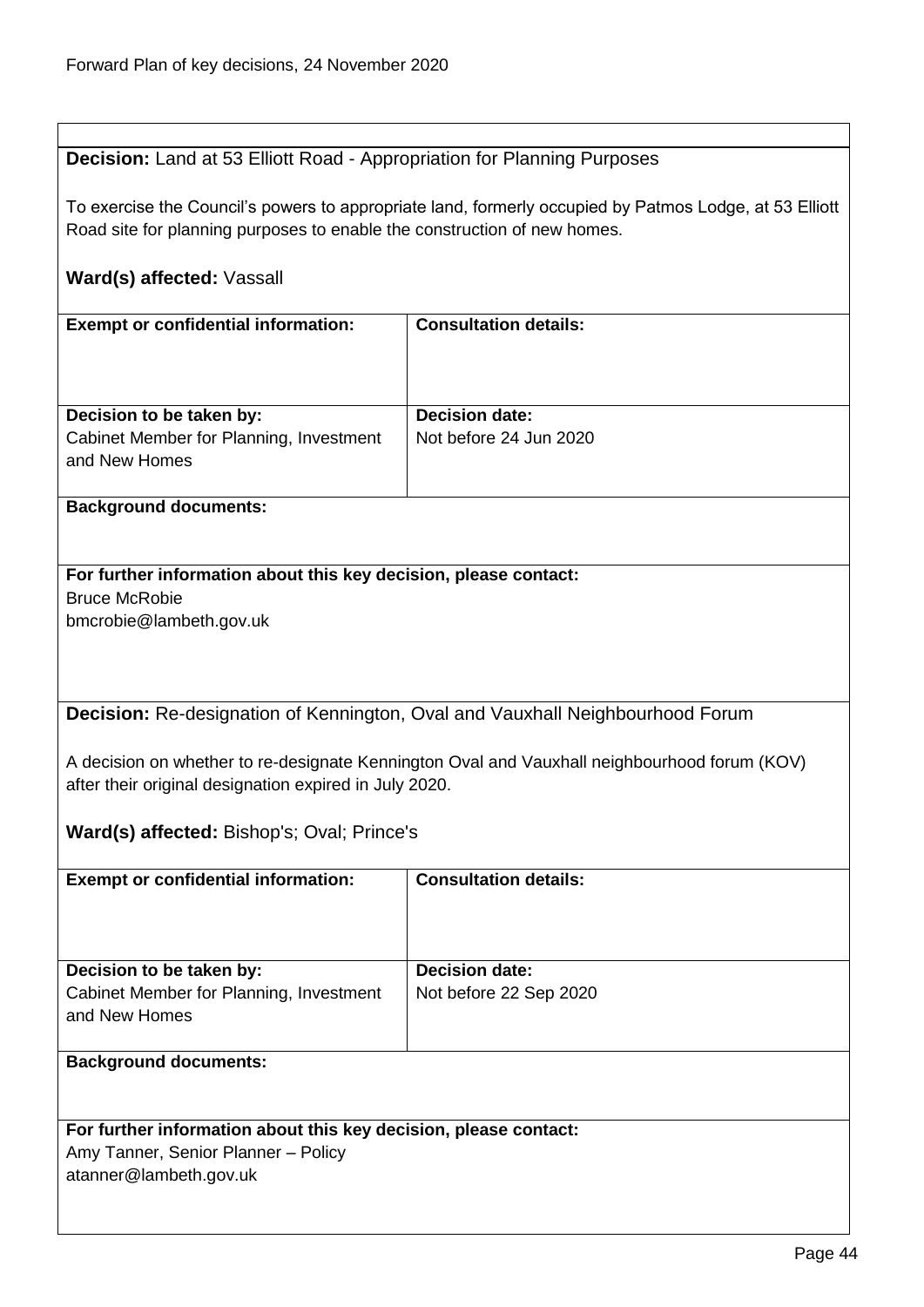**Decision:** Land at 53 Elliott Road - Appropriation for Planning Purposes

To exercise the Council's powers to appropriate land, formerly occupied by Patmos Lodge, at 53 Elliott Road site for planning purposes to enable the construction of new homes.

**Ward(s) affected:** Vassall

| **Exempt or confidential information:** | **Consultation details:** |
|---|---|
| **Decision to be taken by:** Cabinet Member for Planning, Investment and New Homes | **Decision date:** Not before 24 Jun 2020 |

**Background documents:**

**For further information about this key decision, please contact:**
Bruce McRobie
bmcrobie@lambeth.gov.uk

**Decision:** Re-designation of Kennington, Oval and Vauxhall Neighbourhood Forum

A decision on whether to re-designate Kennington Oval and Vauxhall neighbourhood forum (KOV) after their original designation expired in July 2020.

**Ward(s) affected:** Bishop's; Oval; Prince's

| **Exempt or confidential information:** | **Consultation details:** |
|---|---|
| **Decision to be taken by:** Cabinet Member for Planning, Investment and New Homes | **Decision date:** Not before 22 Sep 2020 |

**Background documents:**

**For further information about this key decision, please contact:**
Amy Tanner, Senior Planner – Policy
atanner@lambeth.gov.uk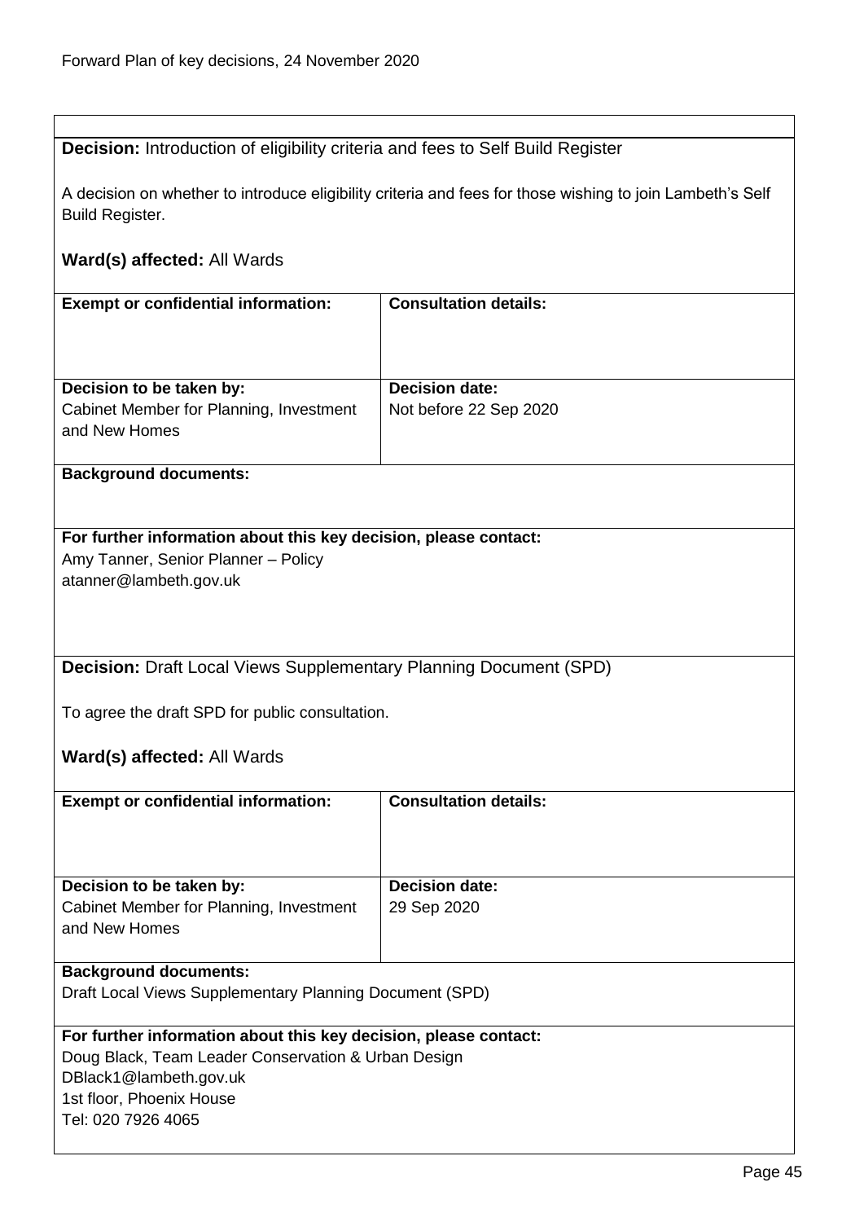**Decision:** Introduction of eligibility criteria and fees to Self Build Register

A decision on whether to introduce eligibility criteria and fees for those wishing to join Lambeth's Self Build Register.

**Ward(s) affected:** All Wards

| **Exempt or confidential information:** | **Consultation details:** |
|---|---|
| **Decision to be taken by:** Cabinet Member for Planning, Investment and New Homes | **Decision date:** Not before 22 Sep 2020 |

**Background documents:**

**For further information about this key decision, please contact:**
Amy Tanner, Senior Planner – Policy
atanner@lambeth.gov.uk

**Decision:** Draft Local Views Supplementary Planning Document (SPD)

To agree the draft SPD for public consultation.

**Ward(s) affected:** All Wards

| **Exempt or confidential information:** | **Consultation details:** |
|---|---|
| **Decision to be taken by:** Cabinet Member for Planning, Investment and New Homes | **Decision date:** 29 Sep 2020 |

**Background documents:**
Draft Local Views Supplementary Planning Document (SPD)

**For further information about this key decision, please contact:**
Doug Black, Team Leader Conservation & Urban Design
DBlack1@lambeth.gov.uk
1st floor, Phoenix House
Tel: 020 7926 4065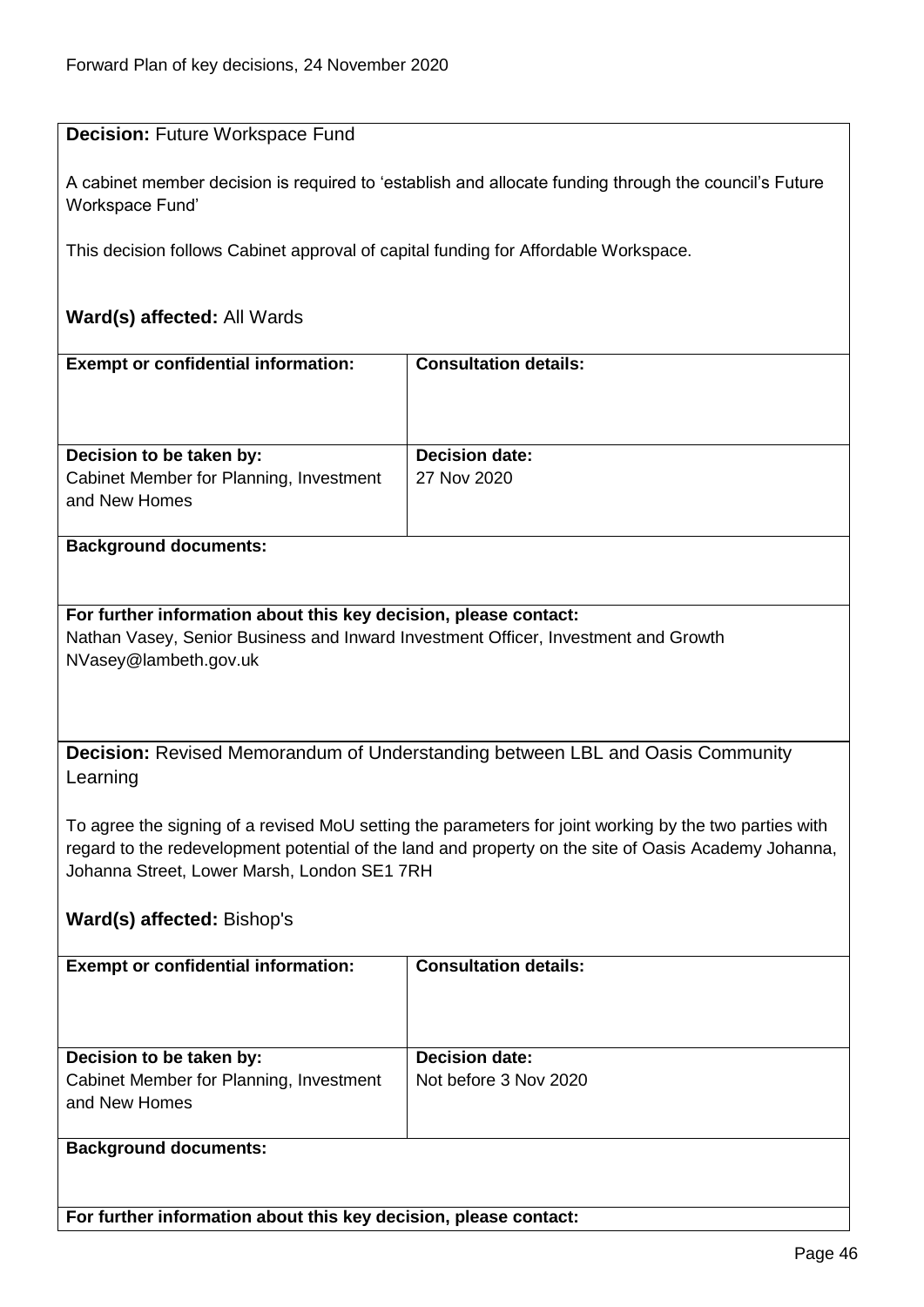**Decision:** Future Workspace Fund

A cabinet member decision is required to 'establish and allocate funding through the council's Future Workspace Fund'

This decision follows Cabinet approval of capital funding for Affordable Workspace.

**Ward(s) affected:** All Wards

| **Exempt or confidential information:** | **Consultation details:** |
| --- | --- |
| **Decision to be taken by:** Cabinet Member for Planning, Investment and New Homes | **Decision date:** 27 Nov 2020 |

**Background documents:**

**For further information about this key decision, please contact:**
Nathan Vasey, Senior Business and Inward Investment Officer, Investment and Growth
NVasey@lambeth.gov.uk

**Decision:** Revised Memorandum of Understanding between LBL and Oasis Community Learning

To agree the signing of a revised MoU setting the parameters for joint working by the two parties with regard to the redevelopment potential of the land and property on the site of Oasis Academy Johanna, Johanna Street, Lower Marsh, London SE1 7RH

**Ward(s) affected:** Bishop's

| **Exempt or confidential information:** | **Consultation details:** |
| --- | --- |
| **Decision to be taken by:** Cabinet Member for Planning, Investment and New Homes | **Decision date:** Not before 3 Nov 2020 |

**Background documents:**

**For further information about this key decision, please contact:**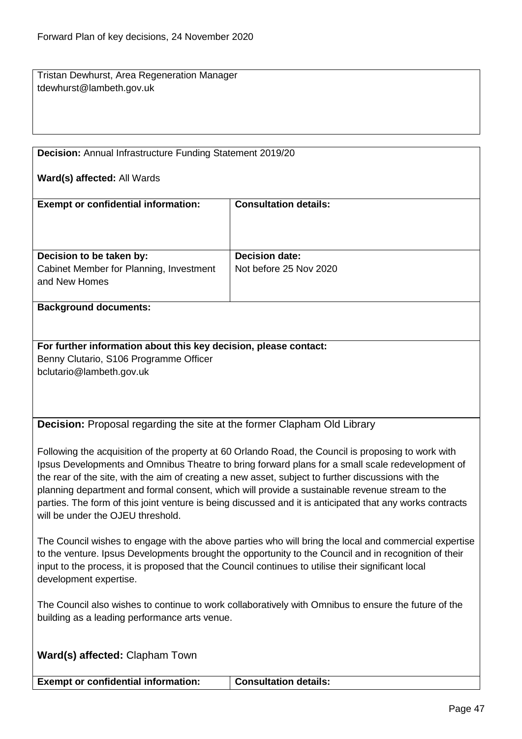Tristan Dewhurst, Area Regeneration Manager
tdewhurst@lambeth.gov.uk

**Decision:** Annual Infrastructure Funding Statement 2019/20

**Ward(s) affected:** All Wards

| **Exempt or confidential information:** | **Consultation details:** |
|---|---|
| **Decision to be taken by:** Cabinet Member for Planning, Investment and New Homes | **Decision date:** Not before 25 Nov 2020 |

**Background documents:**

**For further information about this key decision, please contact:**
Benny Clutario, S106 Programme Officer
bclutario@lambeth.gov.uk

**Decision:** Proposal regarding the site at the former Clapham Old Library

Following the acquisition of the property at 60 Orlando Road, the Council is proposing to work with Ipsus Developments and Omnibus Theatre to bring forward plans for a small scale redevelopment of the rear of the site, with the aim of creating a new asset, subject to further discussions with the planning department and formal consent, which will provide a sustainable revenue stream to the parties. The form of this joint venture is being discussed and it is anticipated that any works contracts will be under the OJEU threshold.

The Council wishes to engage with the above parties who will bring the local and commercial expertise to the venture. Ipsus Developments brought the opportunity to the Council and in recognition of their input to the process, it is proposed that the Council continues to utilise their significant local development expertise.

The Council also wishes to continue to work collaboratively with Omnibus to ensure the future of the building as a leading performance arts venue.

**Ward(s) affected:** Clapham Town

| **Exempt or confidential information:** | **Consultation details:** |
|---|---|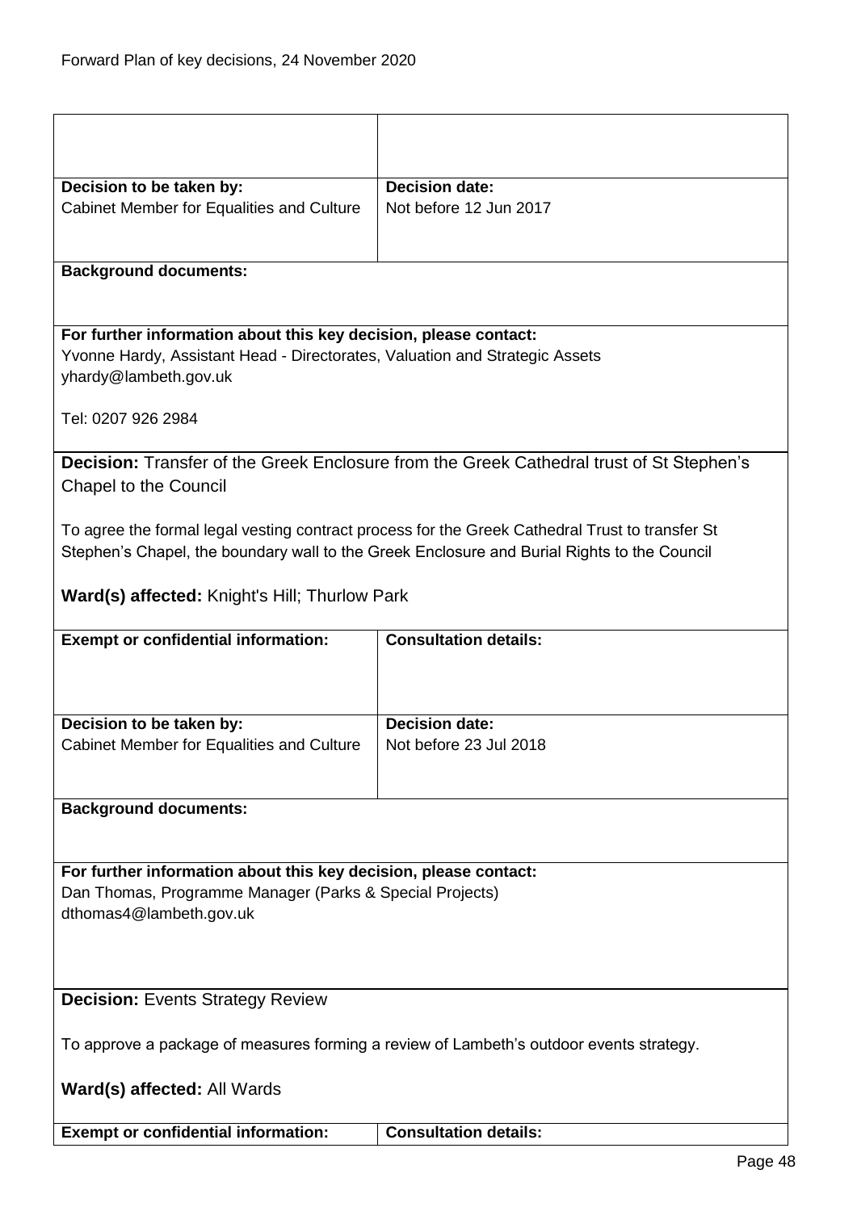| | |
|---|---|
| **Decision to be taken by:**<br>Cabinet Member for Equalities and Culture | **Decision date:**<br>Not before 12 Jun 2017 |

**Background documents:**

**For further information about this key decision, please contact:**
Yvonne Hardy, Assistant Head - Directorates, Valuation and Strategic Assets
yhardy@lambeth.gov.uk

Tel: 0207 926 2984

**Decision:** Transfer of the Greek Enclosure from the Greek Cathedral trust of St Stephen's Chapel to the Council

To agree the formal legal vesting contract process for the Greek Cathedral Trust to transfer St Stephen's Chapel, the boundary wall to the Greek Enclosure and Burial Rights to the Council

**Ward(s) affected:** Knight's Hill; Thurlow Park

| | |
|---|---|
| **Exempt or confidential information:** | **Consultation details:** |
| **Decision to be taken by:**<br>Cabinet Member for Equalities and Culture | **Decision date:**<br>Not before 23 Jul 2018 |

**Background documents:**

**For further information about this key decision, please contact:**
Dan Thomas, Programme Manager (Parks & Special Projects)
dthomas4@lambeth.gov.uk

**Decision:** Events Strategy Review

To approve a package of measures forming a review of Lambeth's outdoor events strategy.

**Ward(s) affected:** All Wards

| | |
|---|---|
| **Exempt or confidential information:** | **Consultation details:** |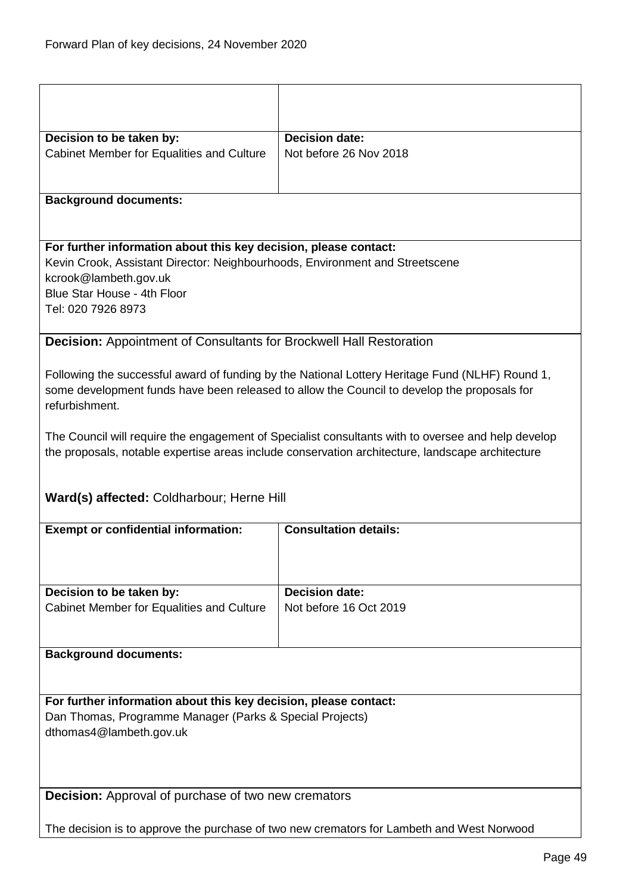| | |
|---|---|
| **Decision to be taken by:**<br>Cabinet Member for Equalities and Culture | **Decision date:**<br>Not before 26 Nov 2018 |

**Background documents:**

**For further information about this key decision, please contact:**
Kevin Crook, Assistant Director: Neighbourhoods, Environment and Streetscene
kcrook@lambeth.gov.uk
Blue Star House - 4th Floor
Tel: 020 7926 8973

**Decision:** Appointment of Consultants for Brockwell Hall Restoration

Following the successful award of funding by the National Lottery Heritage Fund (NLHF) Round 1, some development funds have been released to allow the Council to develop the proposals for refurbishment.

The Council will require the engagement of Specialist consultants with to oversee and help develop the proposals, notable expertise areas include conservation architecture, landscape architecture

**Ward(s) affected:** Coldharbour; Herne Hill

| **Exempt or confidential information:** | **Consultation details:** |
|---|---|
| **Decision to be taken by:**<br>Cabinet Member for Equalities and Culture | **Decision date:**<br>Not before 16 Oct 2019 |

**Background documents:**

**For further information about this key decision, please contact:**
Dan Thomas, Programme Manager (Parks & Special Projects)
dthomas4@lambeth.gov.uk

**Decision:** Approval of purchase of two new cremators

The decision is to approve the purchase of two new cremators for Lambeth and West Norwood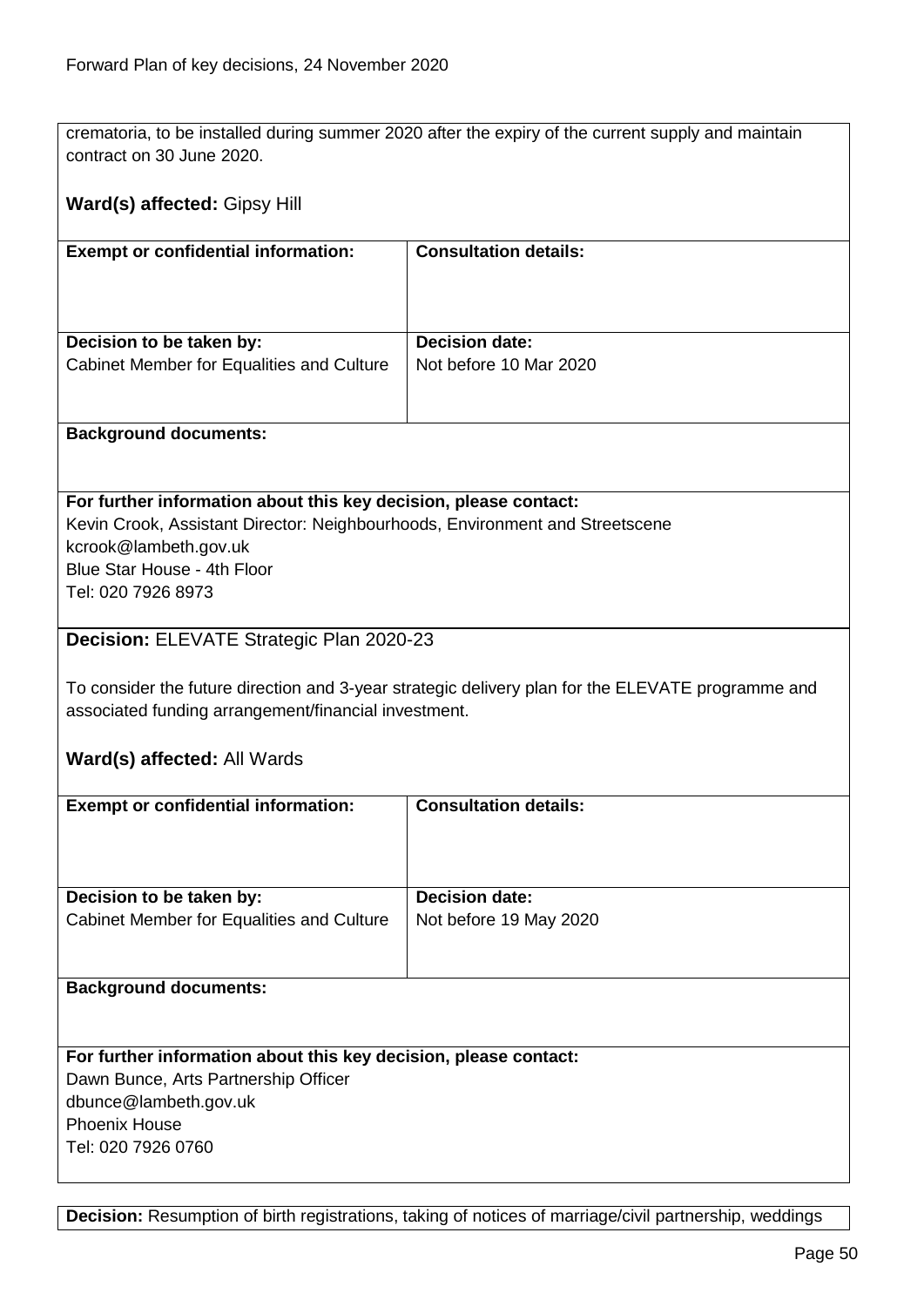crematoria, to be installed during summer 2020 after the expiry of the current supply and maintain contract on 30 June 2020.

**Ward(s) affected:** Gipsy Hill

| **Exempt or confidential information:** | **Consultation details:** |
|---|---|
| **Decision to be taken by:**<br>Cabinet Member for Equalities and Culture | **Decision date:**<br>Not before 10 Mar 2020 |

**Background documents:**

**For further information about this key decision, please contact:**
Kevin Crook, Assistant Director: Neighbourhoods, Environment and Streetscene
kcrook@lambeth.gov.uk
Blue Star House - 4th Floor
Tel: 020 7926 8973

**Decision:** ELEVATE Strategic Plan 2020-23

To consider the future direction and 3-year strategic delivery plan for the ELEVATE programme and associated funding arrangement/financial investment.

**Ward(s) affected:** All Wards

| **Exempt or confidential information:** | **Consultation details:** |
|---|---|
| **Decision to be taken by:**<br>Cabinet Member for Equalities and Culture | **Decision date:**<br>Not before 19 May 2020 |

**Background documents:**

**For further information about this key decision, please contact:**
Dawn Bunce, Arts Partnership Officer
dbunce@lambeth.gov.uk
Phoenix House
Tel: 020 7926 0760

**Decision:** Resumption of birth registrations, taking of notices of marriage/civil partnership, weddings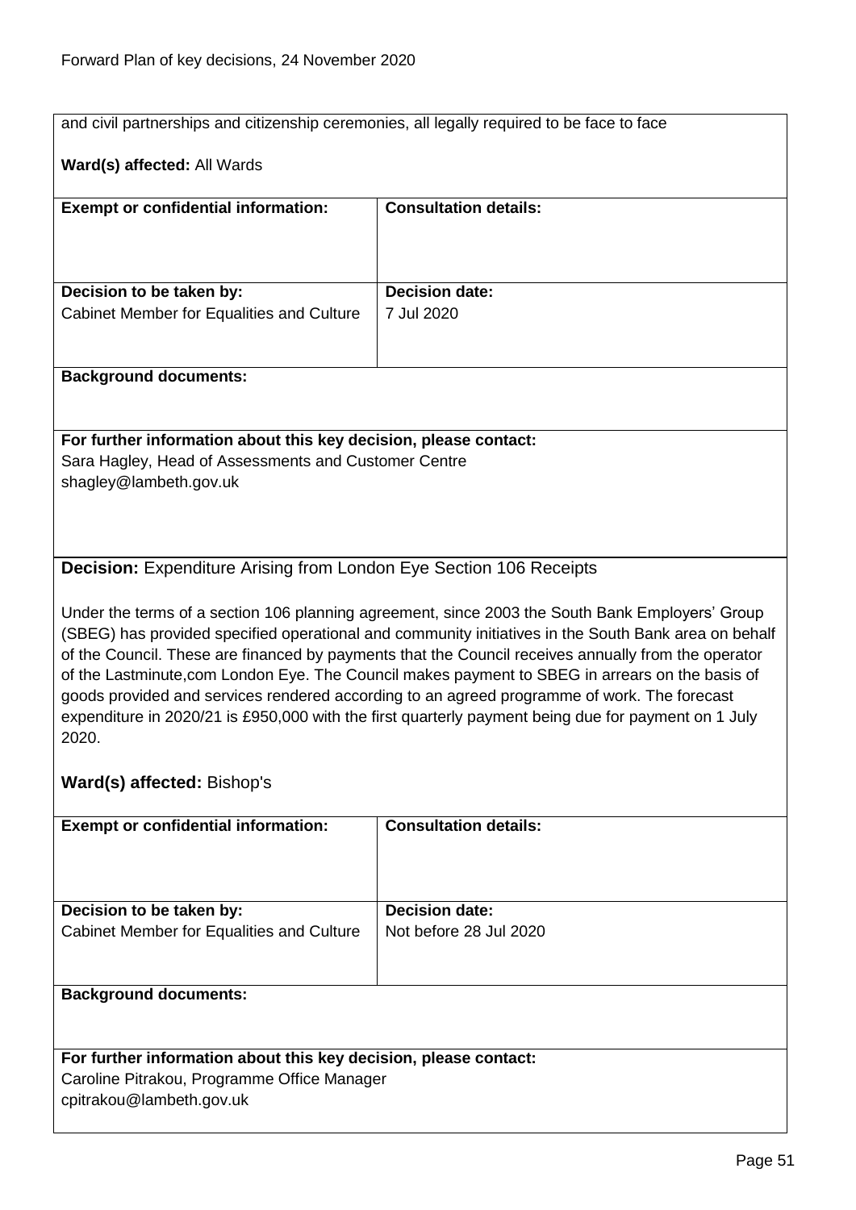and civil partnerships and citizenship ceremonies, all legally required to be face to face

**Ward(s) affected:** All Wards

| **Exempt or confidential information:** | **Consultation details:** |
|---|---|
| | |
| **Decision to be taken by:** Cabinet Member for Equalities and Culture | **Decision date:** 7 Jul 2020 |

**Background documents:**

**For further information about this key decision, please contact:**
Sara Hagley, Head of Assessments and Customer Centre
shagley@lambeth.gov.uk

**Decision:** Expenditure Arising from London Eye Section 106 Receipts

Under the terms of a section 106 planning agreement, since 2003 the South Bank Employers' Group (SBEG) has provided specified operational and community initiatives in the South Bank area on behalf of the Council. These are financed by payments that the Council receives annually from the operator of the Lastminute,com London Eye. The Council makes payment to SBEG in arrears on the basis of goods provided and services rendered according to an agreed programme of work. The forecast expenditure in 2020/21 is £950,000 with the first quarterly payment being due for payment on 1 July 2020.

**Ward(s) affected:** Bishop's

| **Exempt or confidential information:** | **Consultation details:** |
|---|---|
| | |
| **Decision to be taken by:** Cabinet Member for Equalities and Culture | **Decision date:** Not before 28 Jul 2020 |

**Background documents:**

**For further information about this key decision, please contact:**
Caroline Pitrakou, Programme Office Manager
cpitrakou@lambeth.gov.uk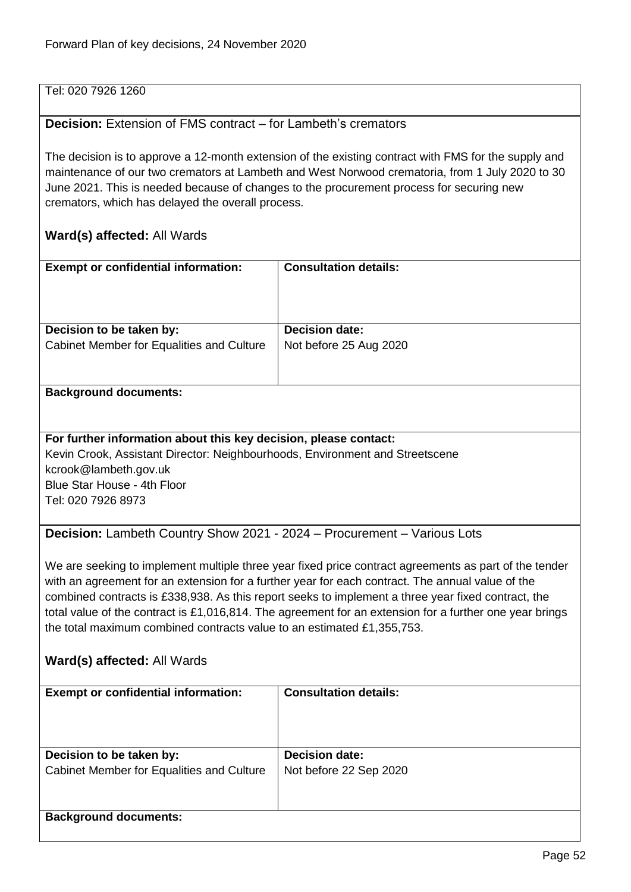Tel: 020 7926 1260

**Decision:** Extension of FMS contract – for Lambeth's cremators

The decision is to approve a 12-month extension of the existing contract with FMS for the supply and maintenance of our two cremators at Lambeth and West Norwood crematoria, from 1 July 2020 to 30 June 2021. This is needed because of changes to the procurement process for securing new cremators, which has delayed the overall process.

**Ward(s) affected:** All Wards

| **Exempt or confidential information:** | **Consultation details:** |
|---|---|
| **Decision to be taken by:**<br>Cabinet Member for Equalities and Culture | **Decision date:**<br>Not before 25 Aug 2020 |

**Background documents:**

**For further information about this key decision, please contact:**
Kevin Crook, Assistant Director: Neighbourhoods, Environment and Streetscene
kcrook@lambeth.gov.uk
Blue Star House - 4th Floor
Tel: 020 7926 8973

**Decision:** Lambeth Country Show 2021 - 2024 – Procurement – Various Lots

We are seeking to implement multiple three year fixed price contract agreements as part of the tender with an agreement for an extension for a further year for each contract. The annual value of the combined contracts is £338,938. As this report seeks to implement a three year fixed contract, the total value of the contract is £1,016,814. The agreement for an extension for a further one year brings the total maximum combined contracts value to an estimated £1,355,753.

**Ward(s) affected:** All Wards

| **Exempt or confidential information:** | **Consultation details:** |
|---|---|
| **Decision to be taken by:**<br>Cabinet Member for Equalities and Culture | **Decision date:**<br>Not before 22 Sep 2020 |

**Background documents:**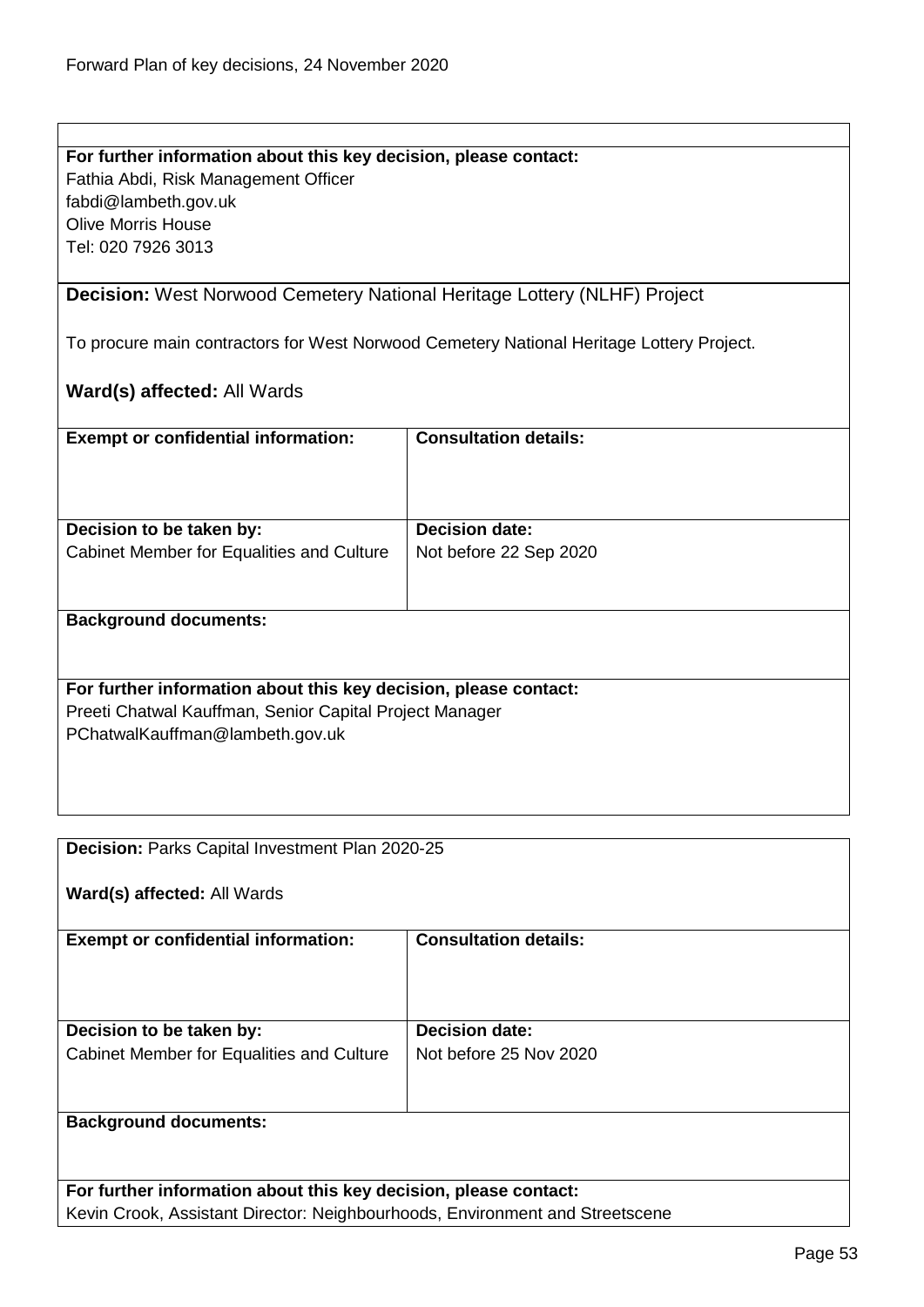**For further information about this key decision, please contact:**
Fathia Abdi, Risk Management Officer
fabdi@lambeth.gov.uk
Olive Morris House
Tel: 020 7926 3013

**Decision:** West Norwood Cemetery National Heritage Lottery (NLHF) Project

To procure main contractors for West Norwood Cemetery National Heritage Lottery Project.

**Ward(s) affected:** All Wards

| **Exempt or confidential information:** | **Consultation details:** |
|---|---|
| | |
| **Decision to be taken by:** | **Decision date:** |
| Cabinet Member for Equalities and Culture | Not before 22 Sep 2020 |

**Background documents:**

**For further information about this key decision, please contact:**
Preeti Chatwal Kauffman, Senior Capital Project Manager
PChatwalKauffman@lambeth.gov.uk

**Decision:** Parks Capital Investment Plan 2020-25

**Ward(s) affected:** All Wards

| **Exempt or confidential information:** | **Consultation details:** |
|---|---|
| | |
| **Decision to be taken by:** | **Decision date:** |
| Cabinet Member for Equalities and Culture | Not before 25 Nov 2020 |

**Background documents:**

**For further information about this key decision, please contact:**
Kevin Crook, Assistant Director: Neighbourhoods, Environment and Streetscene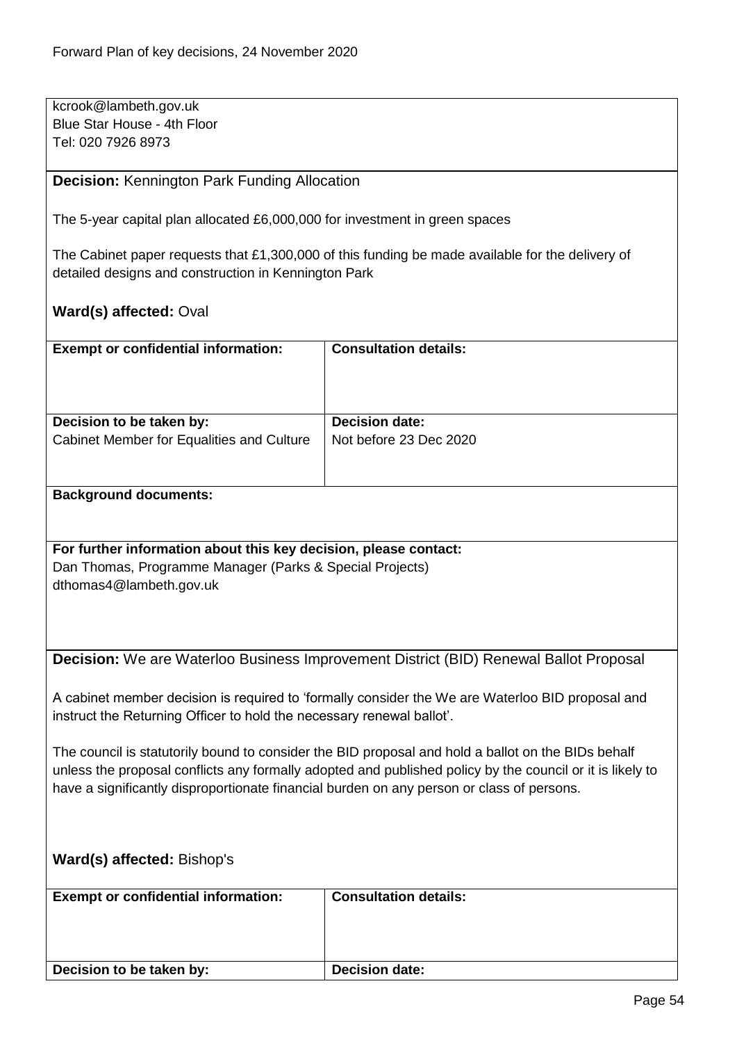kcrook@lambeth.gov.uk
Blue Star House - 4th Floor
Tel: 020 7926 8973

**Decision:** Kennington Park Funding Allocation

The 5-year capital plan allocated £6,000,000 for investment in green spaces

The Cabinet paper requests that £1,300,000 of this funding be made available for the delivery of detailed designs and construction in Kennington Park

**Ward(s) affected:** Oval

| **Exempt or confidential information:** | **Consultation details:** |
|---|---|
| | |
| **Decision to be taken by:** | **Decision date:** |
| Cabinet Member for Equalities and Culture | Not before 23 Dec 2020 |

**Background documents:**

**For further information about this key decision, please contact:**
Dan Thomas, Programme Manager (Parks & Special Projects)
dthomas4@lambeth.gov.uk

**Decision:** We are Waterloo Business Improvement District (BID) Renewal Ballot Proposal

A cabinet member decision is required to 'formally consider the We are Waterloo BID proposal and instruct the Returning Officer to hold the necessary renewal ballot'.

The council is statutorily bound to consider the BID proposal and hold a ballot on the BIDs behalf unless the proposal conflicts any formally adopted and published policy by the council or it is likely to have a significantly disproportionate financial burden on any person or class of persons.

**Ward(s) affected:** Bishop's

| **Exempt or confidential information:** | **Consultation details:** |
|---|---|
| | |
| **Decision to be taken by:** | **Decision date:** |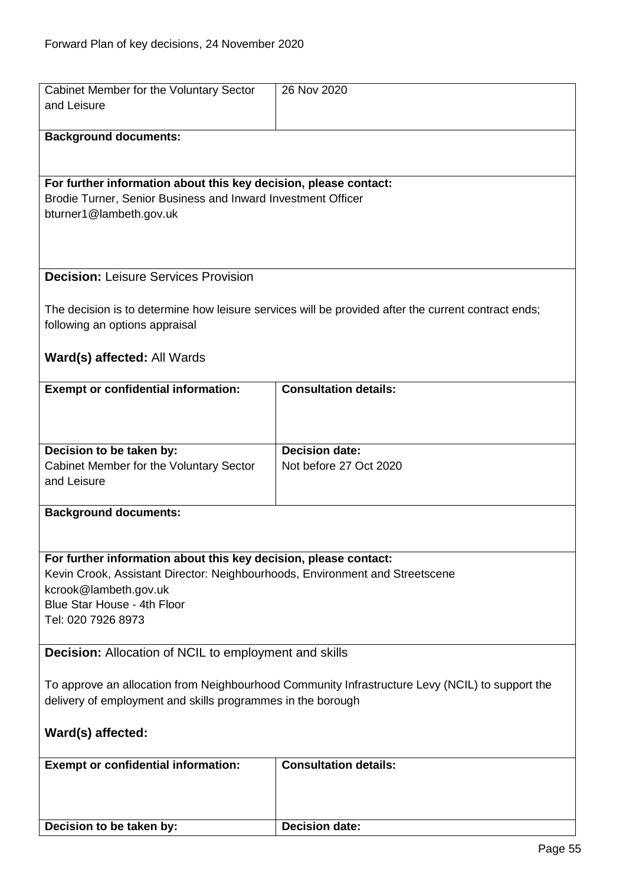| Cabinet Member for the Voluntary Sector and Leisure | 26 Nov 2020 |
|---|---|

**Background documents:**

**For further information about this key decision, please contact:**
Brodie Turner, Senior Business and Inward Investment Officer
bturner1@lambeth.gov.uk

**Decision:** Leisure Services Provision

The decision is to determine how leisure services will be provided after the current contract ends; following an options appraisal

**Ward(s) affected:** All Wards

| **Exempt or confidential information:** | **Consultation details:** |
|---|---|
| **Decision to be taken by:**<br>Cabinet Member for the Voluntary Sector and Leisure | **Decision date:**<br>Not before 27 Oct 2020 |

**Background documents:**

**For further information about this key decision, please contact:**
Kevin Crook, Assistant Director: Neighbourhoods, Environment and Streetscene
kcrook@lambeth.gov.uk
Blue Star House - 4th Floor
Tel: 020 7926 8973

**Decision:** Allocation of NCIL to employment and skills

To approve an allocation from Neighbourhood Community Infrastructure Levy (NCIL) to support the delivery of employment and skills programmes in the borough

**Ward(s) affected:**

| **Exempt or confidential information:** | **Consultation details:** |
|---|---|
| **Decision to be taken by:** | **Decision date:** |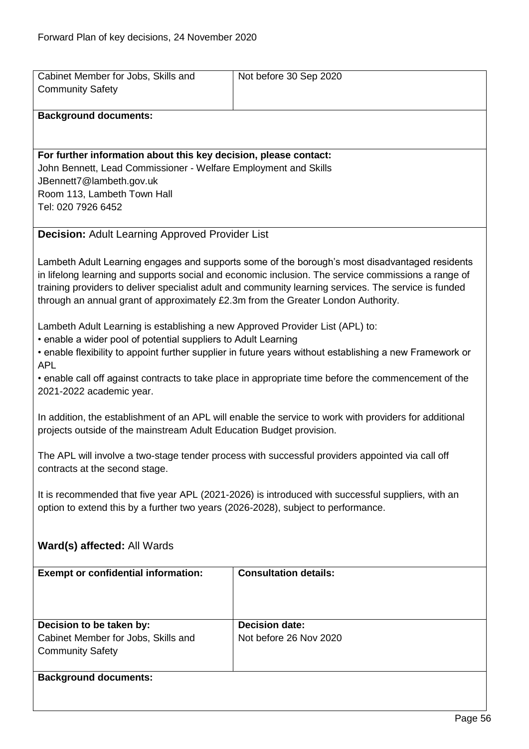| Cabinet Member for Jobs, Skills and Community Safety | Not before 30 Sep 2020 |
|---|---|

**Background documents:**

**For further information about this key decision, please contact:**
John Bennett, Lead Commissioner - Welfare Employment and Skills
JBennett7@lambeth.gov.uk
Room 113, Lambeth Town Hall
Tel: 020 7926 6452

**Decision:** Adult Learning Approved Provider List

Lambeth Adult Learning engages and supports some of the borough's most disadvantaged residents in lifelong learning and supports social and economic inclusion. The service commissions a range of training providers to deliver specialist adult and community learning services. The service is funded through an annual grant of approximately £2.3m from the Greater London Authority.

Lambeth Adult Learning is establishing a new Approved Provider List (APL) to:

- enable a wider pool of potential suppliers to Adult Learning
- enable flexibility to appoint further supplier in future years without establishing a new Framework or APL
- enable call off against contracts to take place in appropriate time before the commencement of the 2021-2022 academic year.

In addition, the establishment of an APL will enable the service to work with providers for additional projects outside of the mainstream Adult Education Budget provision.

The APL will involve a two-stage tender process with successful providers appointed via call off contracts at the second stage.

It is recommended that five year APL (2021-2026) is introduced with successful suppliers, with an option to extend this by a further two years (2026-2028), subject to performance.

**Ward(s) affected:** All Wards

| **Exempt or confidential information:** | **Consultation details:** |
|---|---|
| **Decision to be taken by:**<br>Cabinet Member for Jobs, Skills and Community Safety | **Decision date:**<br>Not before 26 Nov 2020 |

**Background documents:**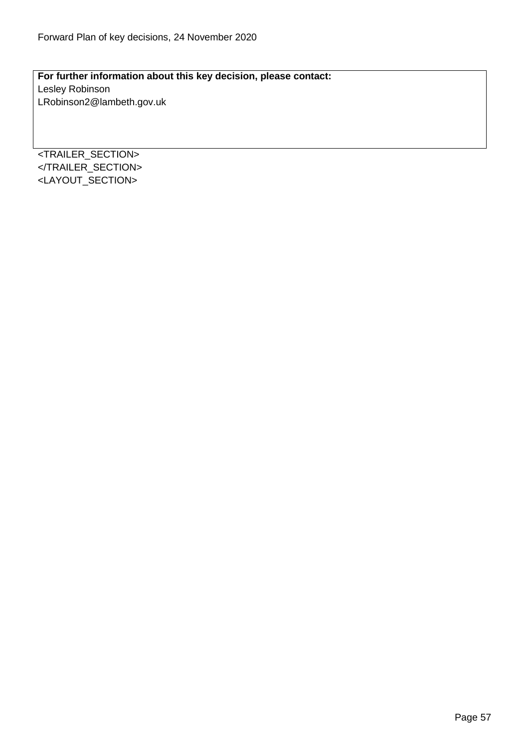**For further information about this key decision, please contact:**
Lesley Robinson
LRobinson2@lambeth.gov.uk

<TRAILER_SECTION>
</TRAILER_SECTION>
<LAYOUT_SECTION>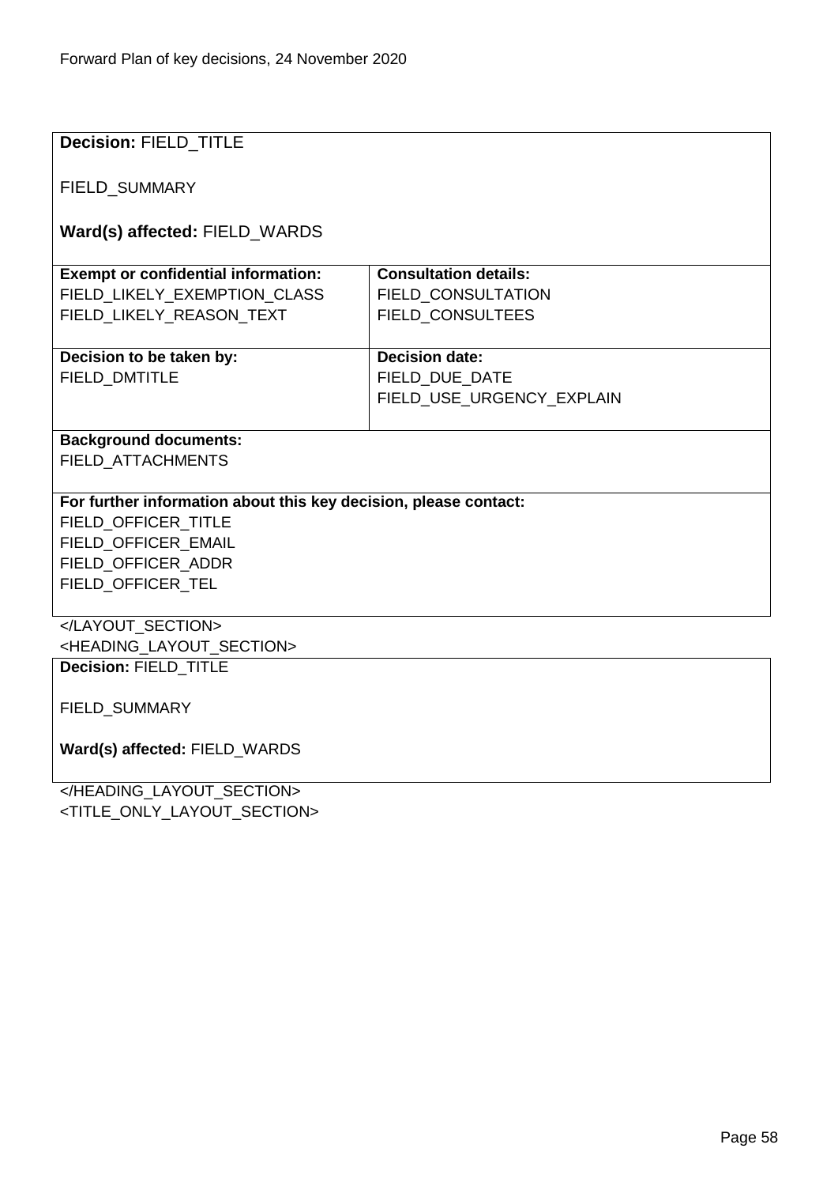**Decision:** FIELD_TITLE

FIELD_SUMMARY

**Ward(s) affected:** FIELD_WARDS

| **Exempt or confidential information:** | **Consultation details:** |
|---|---|
| FIELD_LIKELY_EXEMPTION_CLASS<br>FIELD_LIKELY_REASON_TEXT | FIELD_CONSULTATION<br>FIELD_CONSULTEES |
| **Decision to be taken by:**<br>FIELD_DMTITLE | **Decision date:**<br>FIELD_DUE_DATE<br>FIELD_USE_URGENCY_EXPLAIN |

**Background documents:**
FIELD_ATTACHMENTS

**For further information about this key decision, please contact:**
FIELD_OFFICER_TITLE
FIELD_OFFICER_EMAIL
FIELD_OFFICER_ADDR
FIELD_OFFICER_TEL

</LAYOUT_SECTION>
<HEADING_LAYOUT_SECTION>

**Decision:** FIELD_TITLE

FIELD_SUMMARY

**Ward(s) affected:** FIELD_WARDS

</HEADING_LAYOUT_SECTION>
<TITLE_ONLY_LAYOUT_SECTION>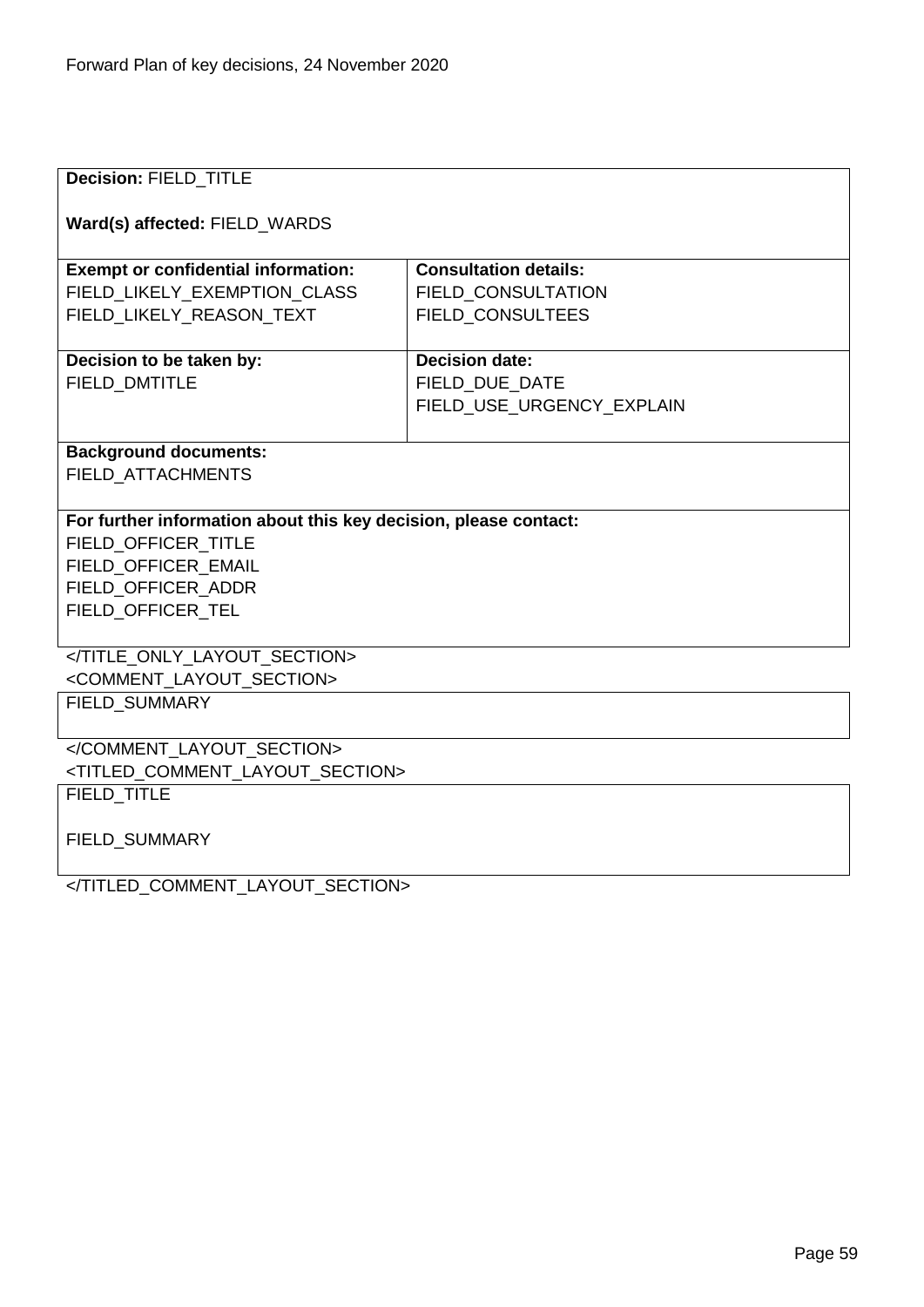| | |
|---|---|
| **Decision:** FIELD_TITLE<br><br>**Ward(s) affected:** FIELD_WARDS | |
| **Exempt or confidential information:**<br>FIELD_LIKELY_EXEMPTION_CLASS<br>FIELD_LIKELY_REASON_TEXT | **Consultation details:**<br>FIELD_CONSULTATION<br>FIELD_CONSULTEES |
| **Decision to be taken by:**<br>FIELD_DMTITLE | **Decision date:**<br>FIELD_DUE_DATE<br>FIELD_USE_URGENCY_EXPLAIN |
| **Background documents:**<br>FIELD_ATTACHMENTS | |
| **For further information about this key decision, please contact:**<br>FIELD_OFFICER_TITLE<br>FIELD_OFFICER_EMAIL<br>FIELD_OFFICER_ADDR<br>FIELD_OFFICER_TEL | |

</TITLE_ONLY_LAYOUT_SECTION>
<COMMENT_LAYOUT_SECTION>

| |
|---|
| FIELD_SUMMARY |

</COMMENT_LAYOUT_SECTION>
<TITLED_COMMENT_LAYOUT_SECTION>

| |
|---|
| FIELD_TITLE<br><br>FIELD_SUMMARY |

</TITLED_COMMENT_LAYOUT_SECTION>